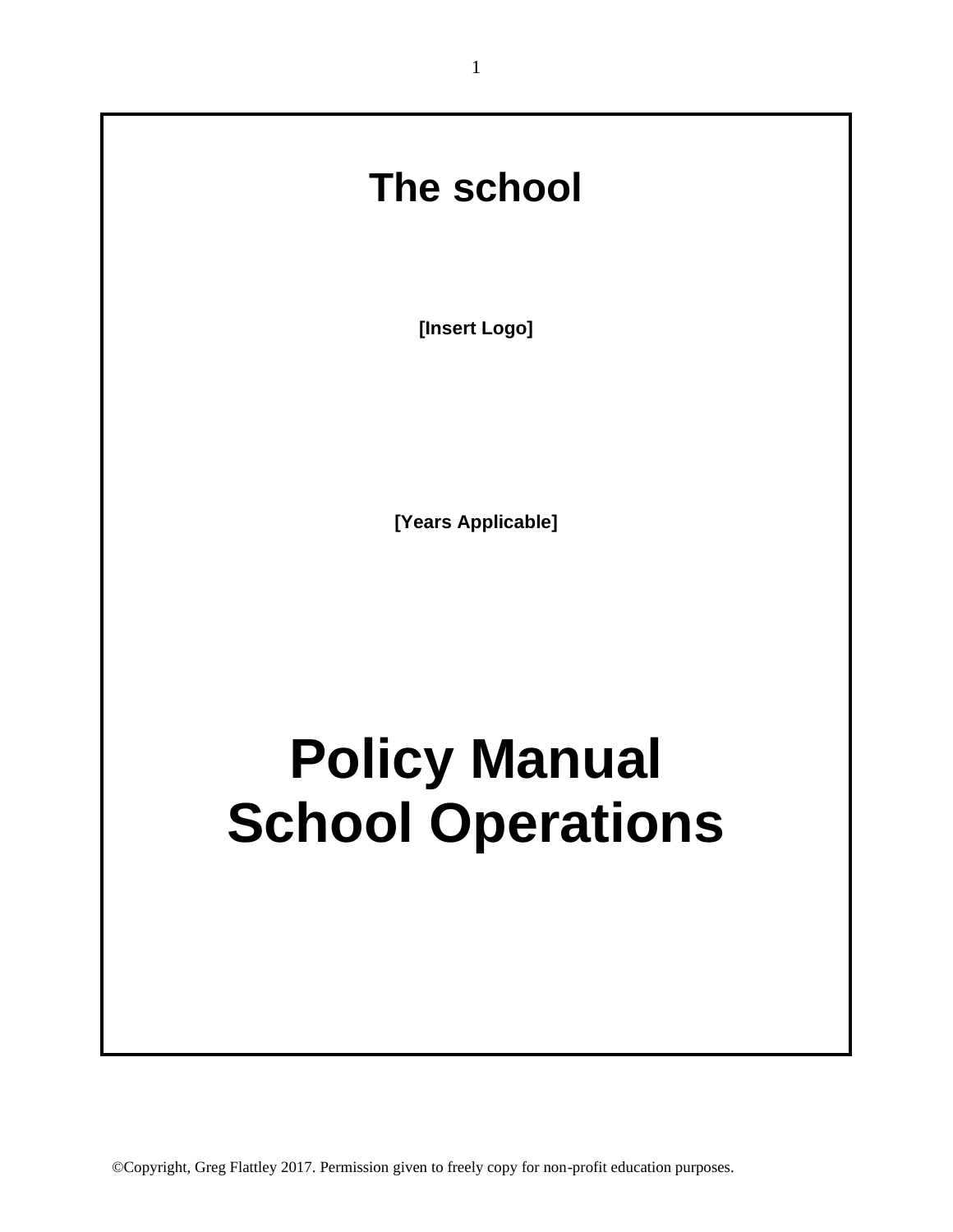# The school

**[Insert Logo]**

**[Years Applicable]**

# Policy Manual
# School Operations

©Copyright, Greg Flattley 2017. Permission given to freely copy for non-profit education purposes.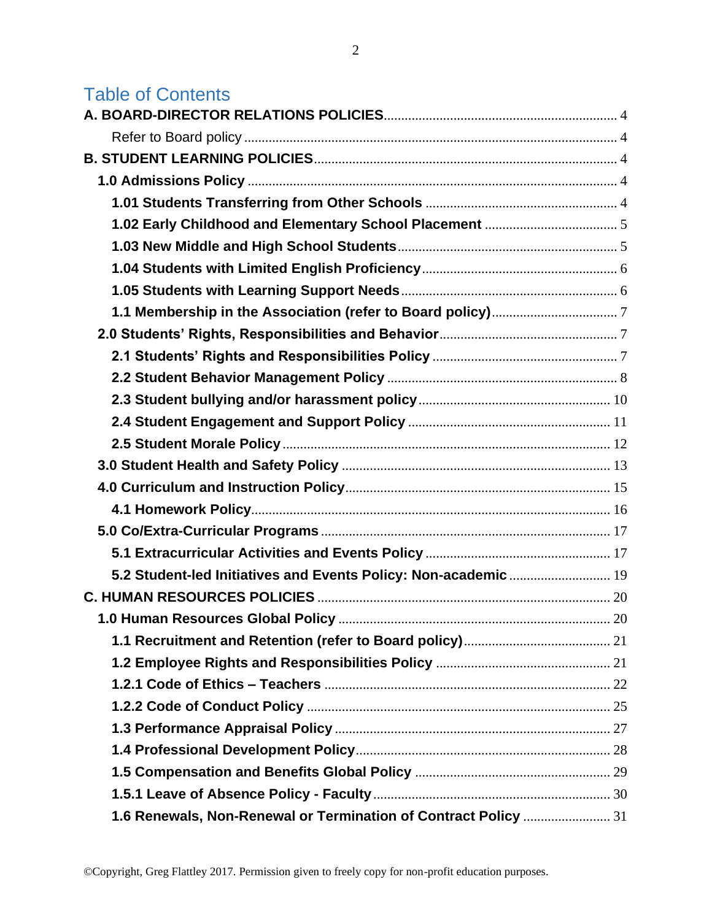## Table of Contents

**A. BOARD-DIRECTOR RELATIONS POLICIES** .......... 4

- Refer to Board policy .......... 4

**B. STUDENT LEARNING POLICIES** .......... 4

- **1.0 Admissions Policy** .......... 4
  - **1.01 Students Transferring from Other Schools** .......... 4
  - **1.02 Early Childhood and Elementary School Placement** .......... 5
  - **1.03 New Middle and High School Students** .......... 5
  - **1.04 Students with Limited English Proficiency** .......... 6
  - **1.05 Students with Learning Support Needs** .......... 6
  - **1.1 Membership in the Association (refer to Board policy)** .......... 7
- **2.0 Students' Rights, Responsibilities and Behavior** .......... 7
  - **2.1 Students' Rights and Responsibilities Policy** .......... 7
  - **2.2 Student Behavior Management Policy** .......... 8
  - **2.3 Student bullying and/or harassment policy** .......... 10
  - **2.4 Student Engagement and Support Policy** .......... 11
  - **2.5 Student Morale Policy** .......... 12
- **3.0 Student Health and Safety Policy** .......... 13
- **4.0 Curriculum and Instruction Policy** .......... 15
  - **4.1 Homework Policy** .......... 16
- **5.0 Co/Extra-Curricular Programs** .......... 17
  - **5.1 Extracurricular Activities and Events Policy** .......... 17
  - **5.2 Student-led Initiatives and Events Policy: Non-academic** .......... 19

**C. HUMAN RESOURCES POLICIES** .......... 20

- **1.0 Human Resources Global Policy** .......... 20
  - **1.1 Recruitment and Retention (refer to Board policy)** .......... 21
  - **1.2 Employee Rights and Responsibilities Policy** .......... 21
  - **1.2.1 Code of Ethics – Teachers** .......... 22
  - **1.2.2 Code of Conduct Policy** .......... 25
  - **1.3 Performance Appraisal Policy** .......... 27
  - **1.4 Professional Development Policy** .......... 28
  - **1.5 Compensation and Benefits Global Policy** .......... 29
  - **1.5.1 Leave of Absence Policy - Faculty** .......... 30
  - **1.6 Renewals, Non-Renewal or Termination of Contract Policy** .......... 31

©Copyright, Greg Flattley 2017. Permission given to freely copy for non-profit education purposes.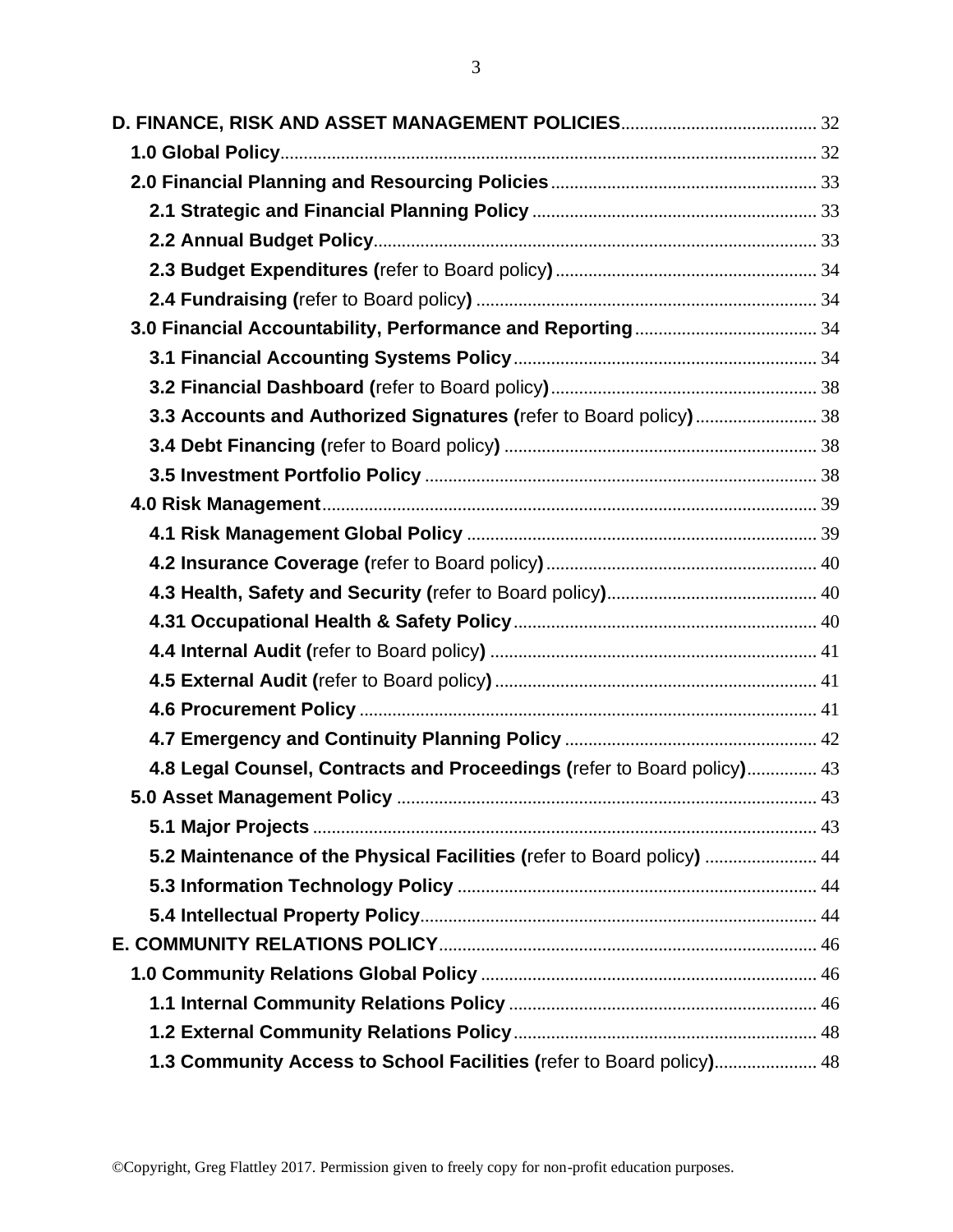**D. FINANCE, RISK AND ASSET MANAGEMENT POLICIES** .......... 32

- **1.0 Global Policy** .......... 32
- **2.0 Financial Planning and Resourcing Policies** .......... 33
  - **2.1 Strategic and Financial Planning Policy** .......... 33
  - **2.2 Annual Budget Policy** .......... 33
  - **2.3 Budget Expenditures (**refer to Board policy**)** .......... 34
  - **2.4 Fundraising (**refer to Board policy**)** .......... 34
- **3.0 Financial Accountability, Performance and Reporting** .......... 34
  - **3.1 Financial Accounting Systems Policy** .......... 34
  - **3.2 Financial Dashboard (**refer to Board policy**)** .......... 38
  - **3.3 Accounts and Authorized Signatures (**refer to Board policy**)** .......... 38
  - **3.4 Debt Financing (**refer to Board policy**)** .......... 38
  - **3.5 Investment Portfolio Policy** .......... 38
- **4.0 Risk Management** .......... 39
  - **4.1 Risk Management Global Policy** .......... 39
  - **4.2 Insurance Coverage (**refer to Board policy**)** .......... 40
  - **4.3 Health, Safety and Security (**refer to Board policy**)** .......... 40
  - **4.31 Occupational Health & Safety Policy** .......... 40
  - **4.4 Internal Audit (**refer to Board policy**)** .......... 41
  - **4.5 External Audit (**refer to Board policy**)** .......... 41
  - **4.6 Procurement Policy** .......... 41
  - **4.7 Emergency and Continuity Planning Policy** .......... 42
  - **4.8 Legal Counsel, Contracts and Proceedings (**refer to Board policy**)** .......... 43
- **5.0 Asset Management Policy** .......... 43
  - **5.1 Major Projects** .......... 43
  - **5.2 Maintenance of the Physical Facilities (**refer to Board policy**)** .......... 44
  - **5.3 Information Technology Policy** .......... 44
  - **5.4 Intellectual Property Policy** .......... 44

**E. COMMUNITY RELATIONS POLICY** .......... 46

- **1.0 Community Relations Global Policy** .......... 46
  - **1.1 Internal Community Relations Policy** .......... 46
  - **1.2 External Community Relations Policy** .......... 48
  - **1.3 Community Access to School Facilities (**refer to Board policy**)** .......... 48

©Copyright, Greg Flattley 2017. Permission given to freely copy for non-profit education purposes.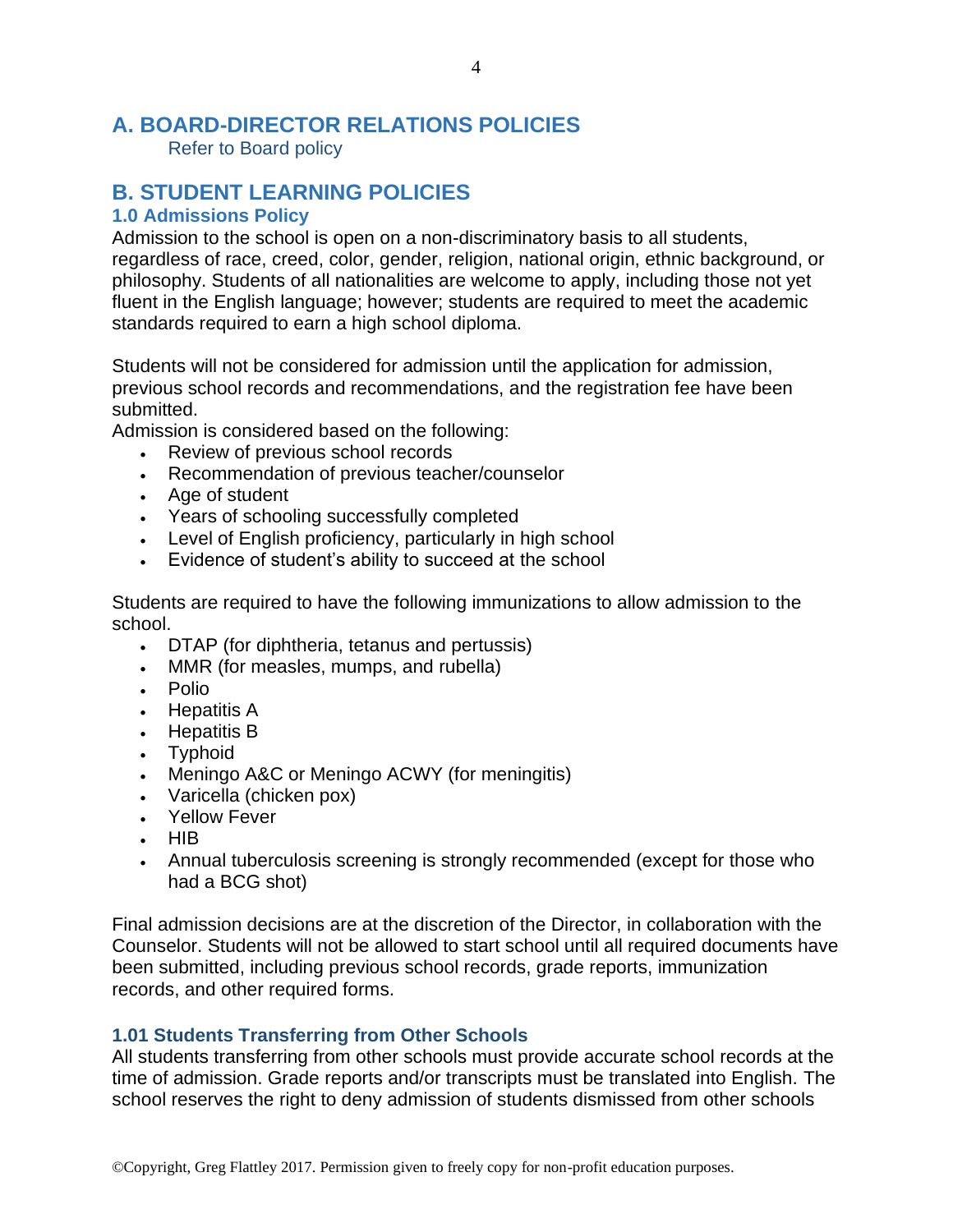# A. BOARD-DIRECTOR RELATIONS POLICIES

Refer to Board policy

# B. STUDENT LEARNING POLICIES

## 1.0 Admissions Policy

Admission to the school is open on a non-discriminatory basis to all students, regardless of race, creed, color, gender, religion, national origin, ethnic background, or philosophy. Students of all nationalities are welcome to apply, including those not yet fluent in the English language; however; students are required to meet the academic standards required to earn a high school diploma.

Students will not be considered for admission until the application for admission, previous school records and recommendations, and the registration fee have been submitted.

Admission is considered based on the following:

- Review of previous school records
- Recommendation of previous teacher/counselor
- Age of student
- Years of schooling successfully completed
- Level of English proficiency, particularly in high school
- Evidence of student's ability to succeed at the school

Students are required to have the following immunizations to allow admission to the school.

- DTAP (for diphtheria, tetanus and pertussis)
- MMR (for measles, mumps, and rubella)
- Polio
- Hepatitis A
- Hepatitis B
- Typhoid
- Meningo A&C or Meningo ACWY (for meningitis)
- Varicella (chicken pox)
- Yellow Fever
- HIB
- Annual tuberculosis screening is strongly recommended (except for those who had a BCG shot)

Final admission decisions are at the discretion of the Director, in collaboration with the Counselor. Students will not be allowed to start school until all required documents have been submitted, including previous school records, grade reports, immunization records, and other required forms.

### 1.01 Students Transferring from Other Schools

All students transferring from other schools must provide accurate school records at the time of admission. Grade reports and/or transcripts must be translated into English. The school reserves the right to deny admission of students dismissed from other schools

©Copyright, Greg Flattley 2017. Permission given to freely copy for non-profit education purposes.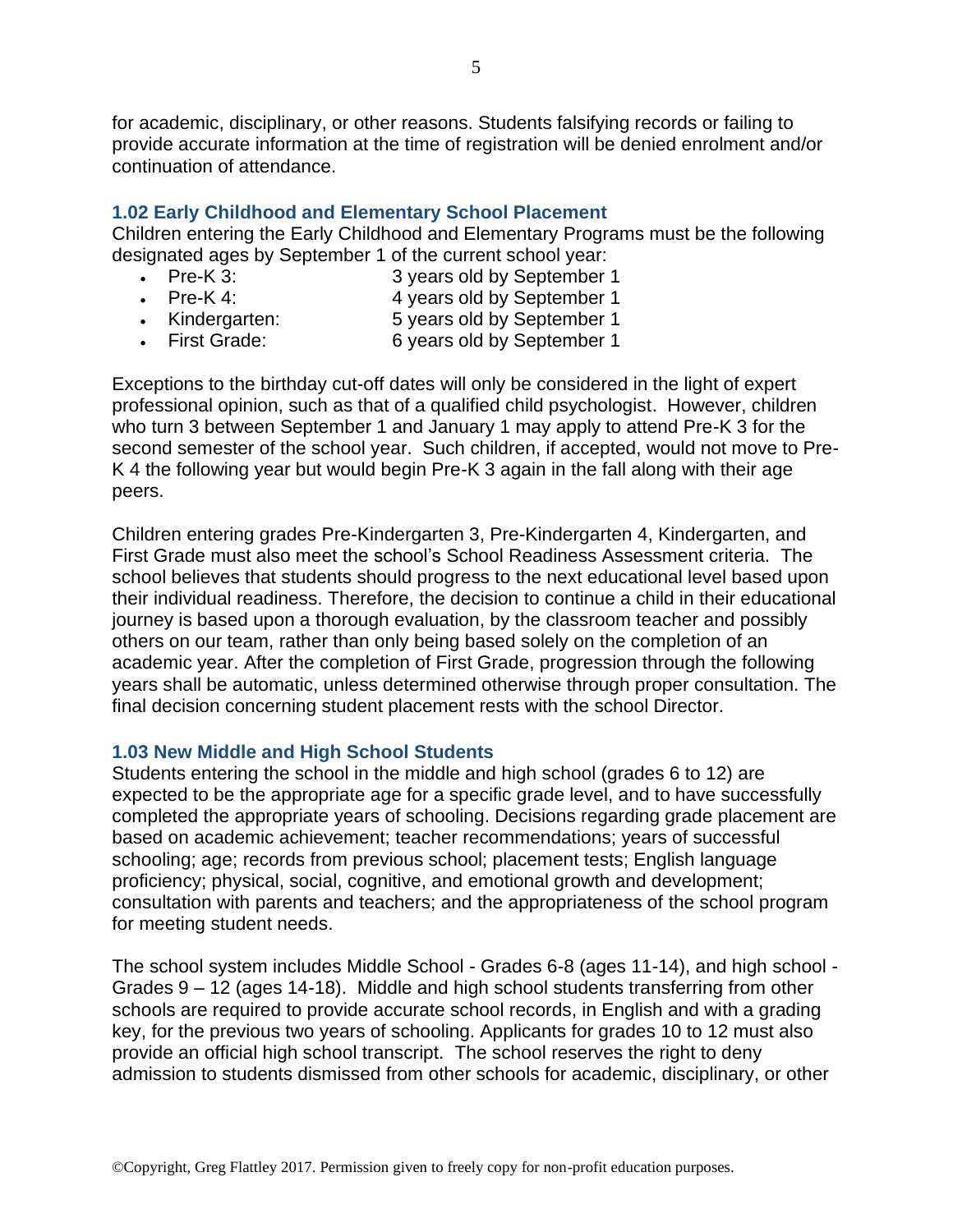for academic, disciplinary, or other reasons. Students falsifying records or failing to provide accurate information at the time of registration will be denied enrolment and/or continuation of attendance.

### 1.02 Early Childhood and Elementary School Placement

Children entering the Early Childhood and Elementary Programs must be the following designated ages by September 1 of the current school year:

- Pre-K 3: 3 years old by September 1
- Pre-K 4: 4 years old by September 1
- Kindergarten: 5 years old by September 1
- First Grade: 6 years old by September 1

Exceptions to the birthday cut-off dates will only be considered in the light of expert professional opinion, such as that of a qualified child psychologist. However, children who turn 3 between September 1 and January 1 may apply to attend Pre-K 3 for the second semester of the school year. Such children, if accepted, would not move to Pre-K 4 the following year but would begin Pre-K 3 again in the fall along with their age peers.

Children entering grades Pre-Kindergarten 3, Pre-Kindergarten 4, Kindergarten, and First Grade must also meet the school's School Readiness Assessment criteria. The school believes that students should progress to the next educational level based upon their individual readiness. Therefore, the decision to continue a child in their educational journey is based upon a thorough evaluation, by the classroom teacher and possibly others on our team, rather than only being based solely on the completion of an academic year. After the completion of First Grade, progression through the following years shall be automatic, unless determined otherwise through proper consultation. The final decision concerning student placement rests with the school Director.

### 1.03 New Middle and High School Students

Students entering the school in the middle and high school (grades 6 to 12) are expected to be the appropriate age for a specific grade level, and to have successfully completed the appropriate years of schooling. Decisions regarding grade placement are based on academic achievement; teacher recommendations; years of successful schooling; age; records from previous school; placement tests; English language proficiency; physical, social, cognitive, and emotional growth and development; consultation with parents and teachers; and the appropriateness of the school program for meeting student needs.

The school system includes Middle School - Grades 6-8 (ages 11-14), and high school - Grades 9 – 12 (ages 14-18). Middle and high school students transferring from other schools are required to provide accurate school records, in English and with a grading key, for the previous two years of schooling. Applicants for grades 10 to 12 must also provide an official high school transcript. The school reserves the right to deny admission to students dismissed from other schools for academic, disciplinary, or other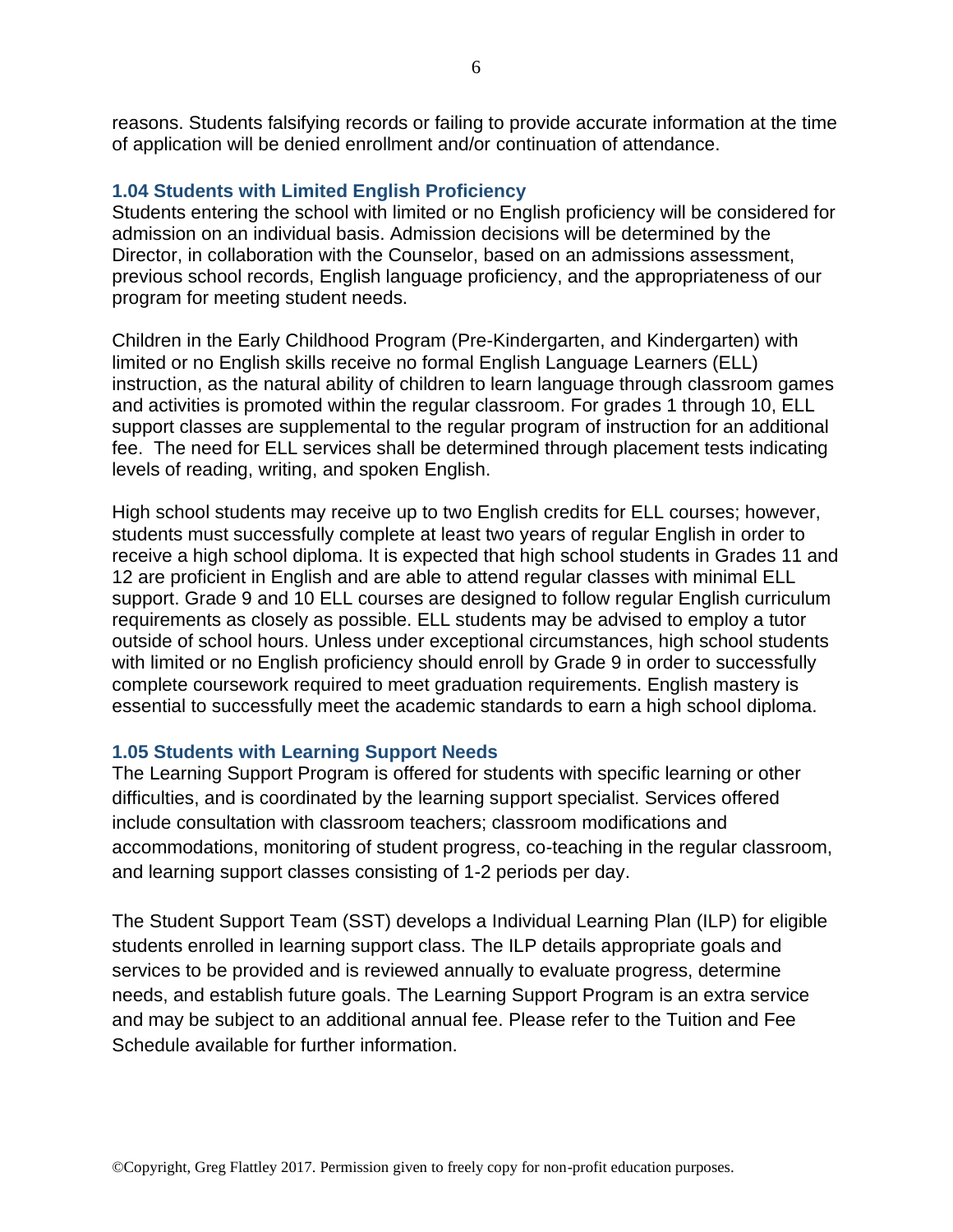reasons. Students falsifying records or failing to provide accurate information at the time of application will be denied enrollment and/or continuation of attendance.

### 1.04 Students with Limited English Proficiency

Students entering the school with limited or no English proficiency will be considered for admission on an individual basis. Admission decisions will be determined by the Director, in collaboration with the Counselor, based on an admissions assessment, previous school records, English language proficiency, and the appropriateness of our program for meeting student needs.

Children in the Early Childhood Program (Pre-Kindergarten, and Kindergarten) with limited or no English skills receive no formal English Language Learners (ELL) instruction, as the natural ability of children to learn language through classroom games and activities is promoted within the regular classroom. For grades 1 through 10, ELL support classes are supplemental to the regular program of instruction for an additional fee. The need for ELL services shall be determined through placement tests indicating levels of reading, writing, and spoken English.

High school students may receive up to two English credits for ELL courses; however, students must successfully complete at least two years of regular English in order to receive a high school diploma. It is expected that high school students in Grades 11 and 12 are proficient in English and are able to attend regular classes with minimal ELL support. Grade 9 and 10 ELL courses are designed to follow regular English curriculum requirements as closely as possible. ELL students may be advised to employ a tutor outside of school hours. Unless under exceptional circumstances, high school students with limited or no English proficiency should enroll by Grade 9 in order to successfully complete coursework required to meet graduation requirements. English mastery is essential to successfully meet the academic standards to earn a high school diploma.

### 1.05 Students with Learning Support Needs

The Learning Support Program is offered for students with specific learning or other difficulties, and is coordinated by the learning support specialist. Services offered include consultation with classroom teachers; classroom modifications and accommodations, monitoring of student progress, co-teaching in the regular classroom, and learning support classes consisting of 1-2 periods per day.

The Student Support Team (SST) develops a Individual Learning Plan (ILP) for eligible students enrolled in learning support class. The ILP details appropriate goals and services to be provided and is reviewed annually to evaluate progress, determine needs, and establish future goals. The Learning Support Program is an extra service and may be subject to an additional annual fee. Please refer to the Tuition and Fee Schedule available for further information.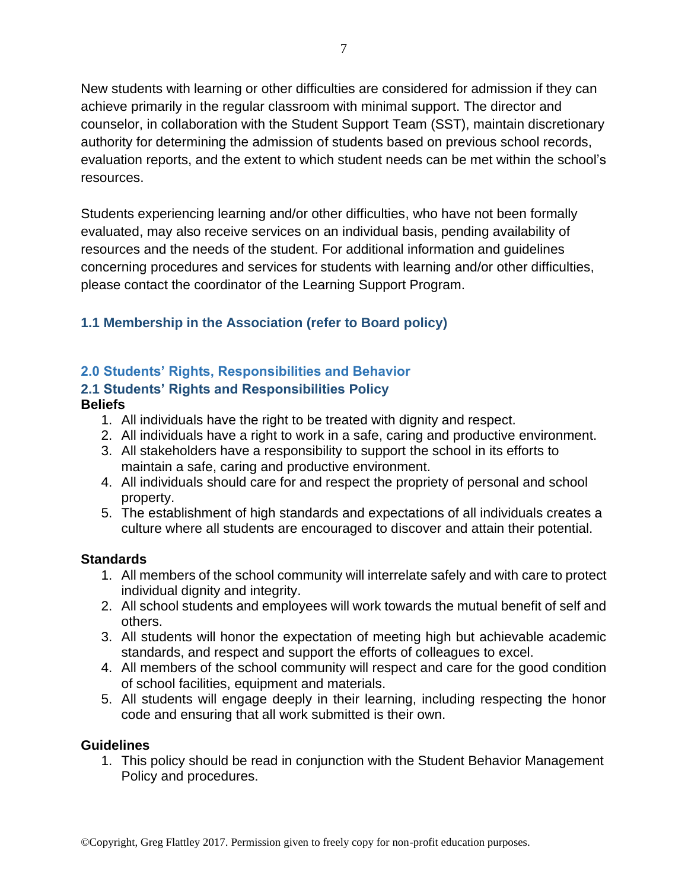New students with learning or other difficulties are considered for admission if they can achieve primarily in the regular classroom with minimal support. The director and counselor, in collaboration with the Student Support Team (SST), maintain discretionary authority for determining the admission of students based on previous school records, evaluation reports, and the extent to which student needs can be met within the school's resources.

Students experiencing learning and/or other difficulties, who have not been formally evaluated, may also receive services on an individual basis, pending availability of resources and the needs of the student. For additional information and guidelines concerning procedures and services for students with learning and/or other difficulties, please contact the coordinator of the Learning Support Program.

### 1.1 Membership in the Association (refer to Board policy)

## 2.0 Students' Rights, Responsibilities and Behavior

### 2.1 Students' Rights and Responsibilities Policy

**Beliefs**

1. All individuals have the right to be treated with dignity and respect.
2. All individuals have a right to work in a safe, caring and productive environment.
3. All stakeholders have a responsibility to support the school in its efforts to maintain a safe, caring and productive environment.
4. All individuals should care for and respect the propriety of personal and school property.
5. The establishment of high standards and expectations of all individuals creates a culture where all students are encouraged to discover and attain their potential.

**Standards**

1. All members of the school community will interrelate safely and with care to protect individual dignity and integrity.
2. All school students and employees will work towards the mutual benefit of self and others.
3. All students will honor the expectation of meeting high but achievable academic standards, and respect and support the efforts of colleagues to excel.
4. All members of the school community will respect and care for the good condition of school facilities, equipment and materials.
5. All students will engage deeply in their learning, including respecting the honor code and ensuring that all work submitted is their own.

**Guidelines**

1. This policy should be read in conjunction with the Student Behavior Management Policy and procedures.

©Copyright, Greg Flattley 2017. Permission given to freely copy for non-profit education purposes.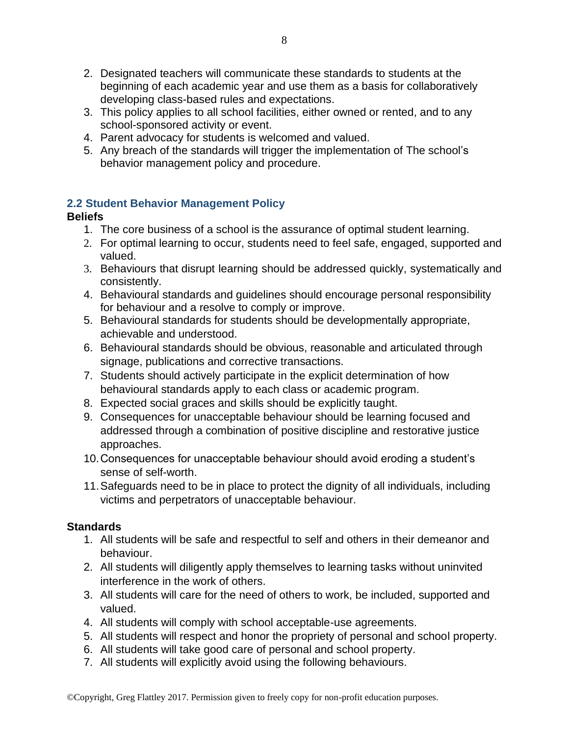2. Designated teachers will communicate these standards to students at the beginning of each academic year and use them as a basis for collaboratively developing class-based rules and expectations.
3. This policy applies to all school facilities, either owned or rented, and to any school-sponsored activity or event.
4. Parent advocacy for students is welcomed and valued.
5. Any breach of the standards will trigger the implementation of The school's behavior management policy and procedure.

### 2.2 Student Behavior Management Policy

**Beliefs**

1. The core business of a school is the assurance of optimal student learning.
2. For optimal learning to occur, students need to feel safe, engaged, supported and valued.
3. Behaviours that disrupt learning should be addressed quickly, systematically and consistently.
4. Behavioural standards and guidelines should encourage personal responsibility for behaviour and a resolve to comply or improve.
5. Behavioural standards for students should be developmentally appropriate, achievable and understood.
6. Behavioural standards should be obvious, reasonable and articulated through signage, publications and corrective transactions.
7. Students should actively participate in the explicit determination of how behavioural standards apply to each class or academic program.
8. Expected social graces and skills should be explicitly taught.
9. Consequences for unacceptable behaviour should be learning focused and addressed through a combination of positive discipline and restorative justice approaches.
10. Consequences for unacceptable behaviour should avoid eroding a student's sense of self-worth.
11. Safeguards need to be in place to protect the dignity of all individuals, including victims and perpetrators of unacceptable behaviour.

**Standards**

1. All students will be safe and respectful to self and others in their demeanor and behaviour.
2. All students will diligently apply themselves to learning tasks without uninvited interference in the work of others.
3. All students will care for the need of others to work, be included, supported and valued.
4. All students will comply with school acceptable-use agreements.
5. All students will respect and honor the propriety of personal and school property.
6. All students will take good care of personal and school property.
7. All students will explicitly avoid using the following behaviours.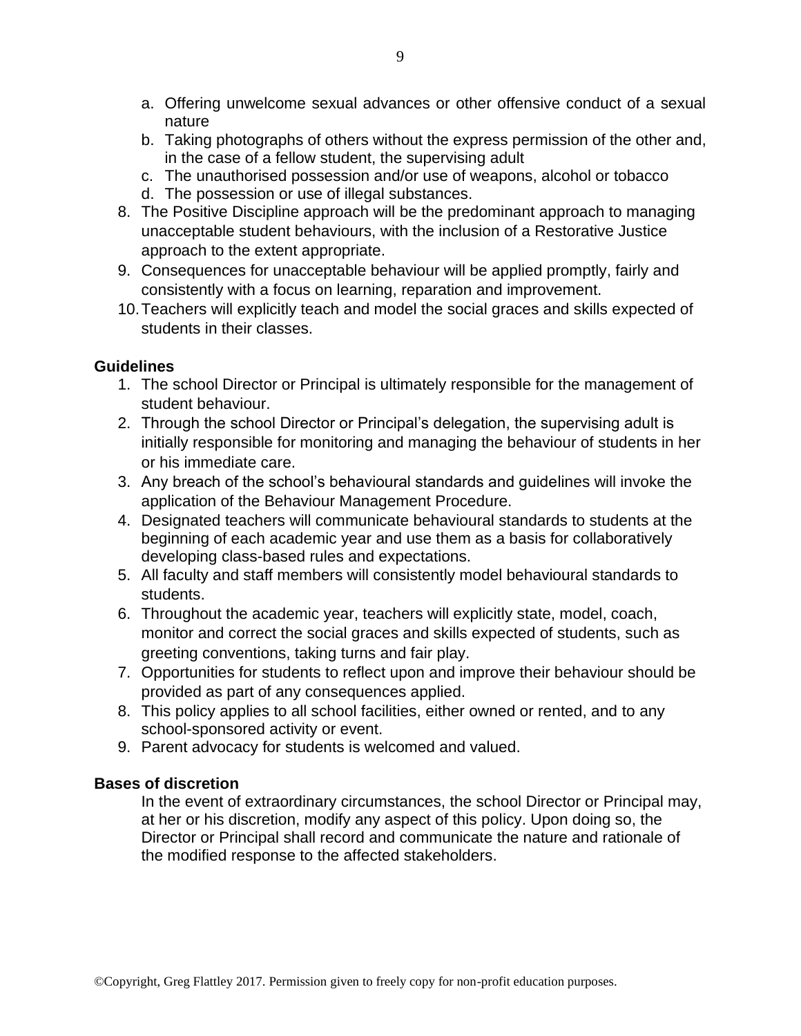a. Offering unwelcome sexual advances or other offensive conduct of a sexual nature
b. Taking photographs of others without the express permission of the other and, in the case of a fellow student, the supervising adult
c. The unauthorised possession and/or use of weapons, alcohol or tobacco
d. The possession or use of illegal substances.

8. The Positive Discipline approach will be the predominant approach to managing unacceptable student behaviours, with the inclusion of a Restorative Justice approach to the extent appropriate.
9. Consequences for unacceptable behaviour will be applied promptly, fairly and consistently with a focus on learning, reparation and improvement.
10. Teachers will explicitly teach and model the social graces and skills expected of students in their classes.

**Guidelines**

1. The school Director or Principal is ultimately responsible for the management of student behaviour.
2. Through the school Director or Principal's delegation, the supervising adult is initially responsible for monitoring and managing the behaviour of students in her or his immediate care.
3. Any breach of the school's behavioural standards and guidelines will invoke the application of the Behaviour Management Procedure.
4. Designated teachers will communicate behavioural standards to students at the beginning of each academic year and use them as a basis for collaboratively developing class-based rules and expectations.
5. All faculty and staff members will consistently model behavioural standards to students.
6. Throughout the academic year, teachers will explicitly state, model, coach, monitor and correct the social graces and skills expected of students, such as greeting conventions, taking turns and fair play.
7. Opportunities for students to reflect upon and improve their behaviour should be provided as part of any consequences applied.
8. This policy applies to all school facilities, either owned or rented, and to any school-sponsored activity or event.
9. Parent advocacy for students is welcomed and valued.

**Bases of discretion**

In the event of extraordinary circumstances, the school Director or Principal may, at her or his discretion, modify any aspect of this policy. Upon doing so, the Director or Principal shall record and communicate the nature and rationale of the modified response to the affected stakeholders.

©Copyright, Greg Flattley 2017. Permission given to freely copy for non-profit education purposes.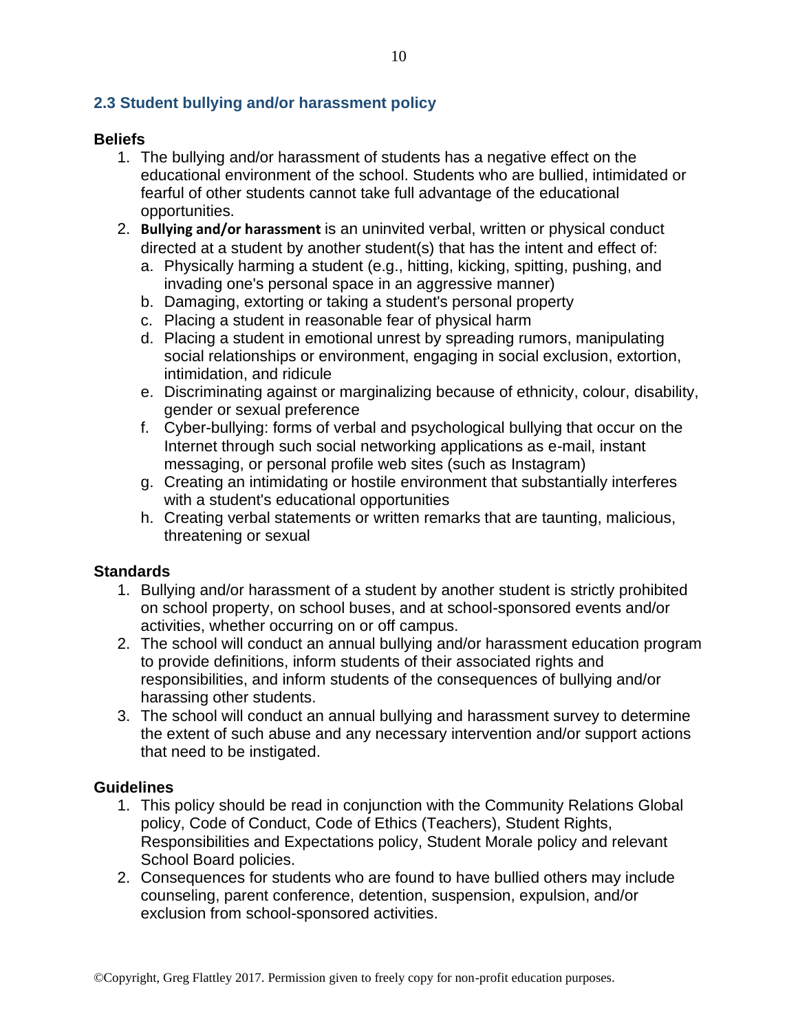## 2.3 Student bullying and/or harassment policy

### Beliefs

1. The bullying and/or harassment of students has a negative effect on the educational environment of the school. Students who are bullied, intimidated or fearful of other students cannot take full advantage of the educational opportunities.
2. **Bullying and/or harassment** is an uninvited verbal, written or physical conduct directed at a student by another student(s) that has the intent and effect of:
   a. Physically harming a student (e.g., hitting, kicking, spitting, pushing, and invading one's personal space in an aggressive manner)
   b. Damaging, extorting or taking a student's personal property
   c. Placing a student in reasonable fear of physical harm
   d. Placing a student in emotional unrest by spreading rumors, manipulating social relationships or environment, engaging in social exclusion, extortion, intimidation, and ridicule
   e. Discriminating against or marginalizing because of ethnicity, colour, disability, gender or sexual preference
   f. Cyber-bullying: forms of verbal and psychological bullying that occur on the Internet through such social networking applications as e-mail, instant messaging, or personal profile web sites (such as Instagram)
   g. Creating an intimidating or hostile environment that substantially interferes with a student's educational opportunities
   h. Creating verbal statements or written remarks that are taunting, malicious, threatening or sexual

### Standards

1. Bullying and/or harassment of a student by another student is strictly prohibited on school property, on school buses, and at school-sponsored events and/or activities, whether occurring on or off campus.
2. The school will conduct an annual bullying and/or harassment education program to provide definitions, inform students of their associated rights and responsibilities, and inform students of the consequences of bullying and/or harassing other students.
3. The school will conduct an annual bullying and harassment survey to determine the extent of such abuse and any necessary intervention and/or support actions that need to be instigated.

### Guidelines

1. This policy should be read in conjunction with the Community Relations Global policy, Code of Conduct, Code of Ethics (Teachers), Student Rights, Responsibilities and Expectations policy, Student Morale policy and relevant School Board policies.
2. Consequences for students who are found to have bullied others may include counseling, parent conference, detention, suspension, expulsion, and/or exclusion from school-sponsored activities.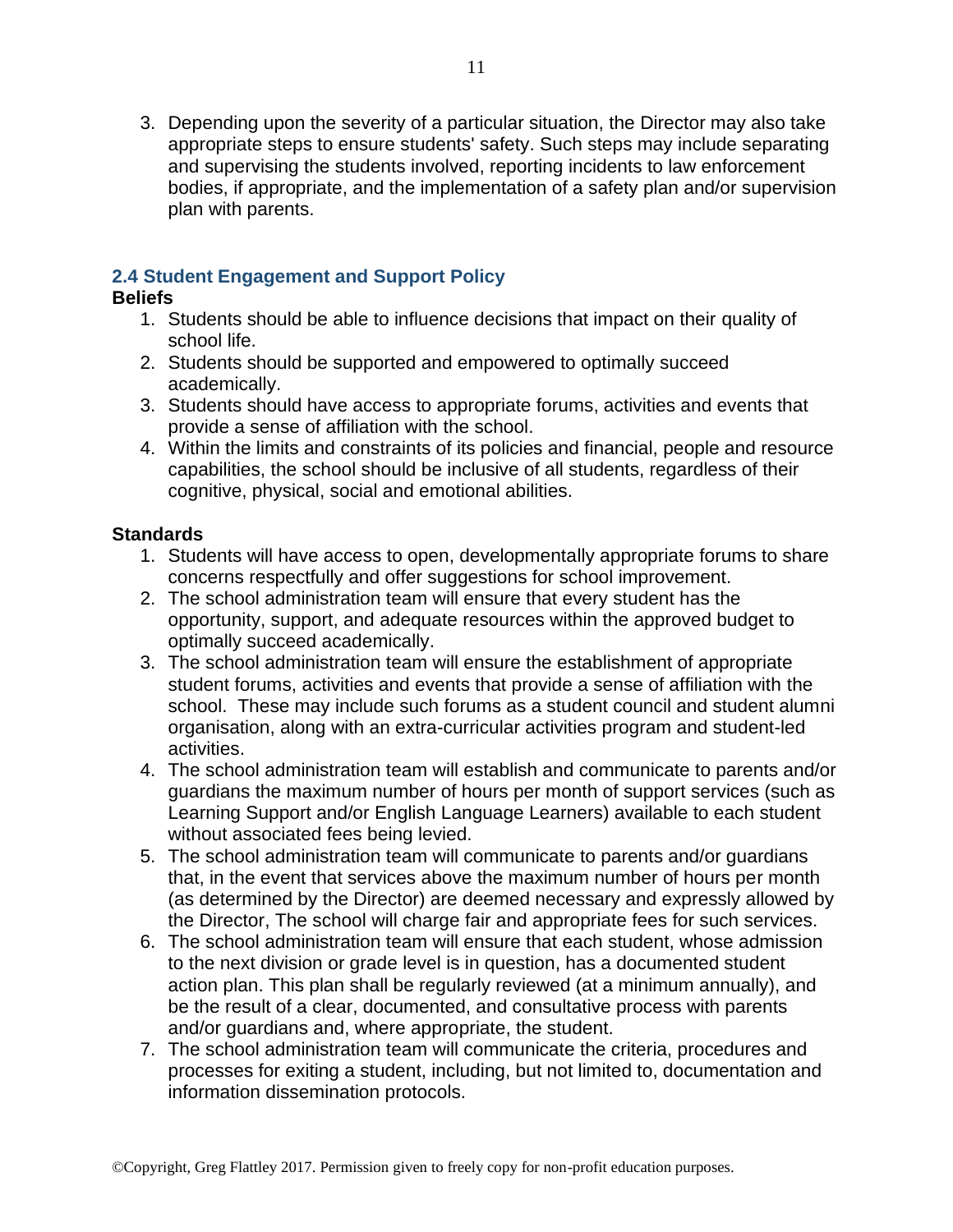3. Depending upon the severity of a particular situation, the Director may also take appropriate steps to ensure students' safety. Such steps may include separating and supervising the students involved, reporting incidents to law enforcement bodies, if appropriate, and the implementation of a safety plan and/or supervision plan with parents.

## 2.4 Student Engagement and Support Policy

**Beliefs**

1. Students should be able to influence decisions that impact on their quality of school life.
2. Students should be supported and empowered to optimally succeed academically.
3. Students should have access to appropriate forums, activities and events that provide a sense of affiliation with the school.
4. Within the limits and constraints of its policies and financial, people and resource capabilities, the school should be inclusive of all students, regardless of their cognitive, physical, social and emotional abilities.

**Standards**

1. Students will have access to open, developmentally appropriate forums to share concerns respectfully and offer suggestions for school improvement.
2. The school administration team will ensure that every student has the opportunity, support, and adequate resources within the approved budget to optimally succeed academically.
3. The school administration team will ensure the establishment of appropriate student forums, activities and events that provide a sense of affiliation with the school. These may include such forums as a student council and student alumni organisation, along with an extra-curricular activities program and student-led activities.
4. The school administration team will establish and communicate to parents and/or guardians the maximum number of hours per month of support services (such as Learning Support and/or English Language Learners) available to each student without associated fees being levied.
5. The school administration team will communicate to parents and/or guardians that, in the event that services above the maximum number of hours per month (as determined by the Director) are deemed necessary and expressly allowed by the Director, The school will charge fair and appropriate fees for such services.
6. The school administration team will ensure that each student, whose admission to the next division or grade level is in question, has a documented student action plan. This plan shall be regularly reviewed (at a minimum annually), and be the result of a clear, documented, and consultative process with parents and/or guardians and, where appropriate, the student.
7. The school administration team will communicate the criteria, procedures and processes for exiting a student, including, but not limited to, documentation and information dissemination protocols.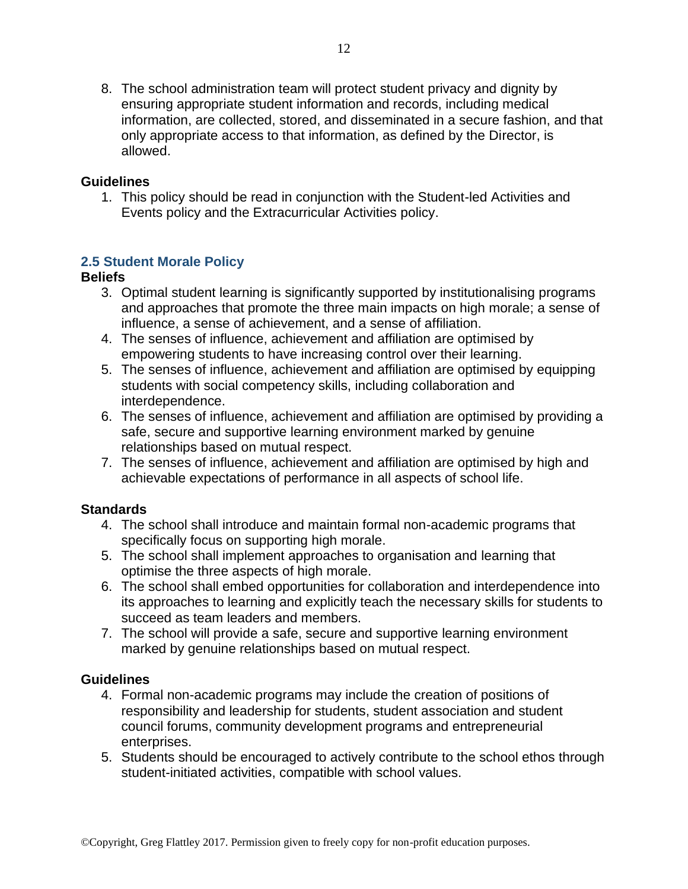8. The school administration team will protect student privacy and dignity by ensuring appropriate student information and records, including medical information, are collected, stored, and disseminated in a secure fashion, and that only appropriate access to that information, as defined by the Director, is allowed.

**Guidelines**

1. This policy should be read in conjunction with the Student-led Activities and Events policy and the Extracurricular Activities policy.

### 2.5 Student Morale Policy

**Beliefs**

3. Optimal student learning is significantly supported by institutionalising programs and approaches that promote the three main impacts on high morale; a sense of influence, a sense of achievement, and a sense of affiliation.
4. The senses of influence, achievement and affiliation are optimised by empowering students to have increasing control over their learning.
5. The senses of influence, achievement and affiliation are optimised by equipping students with social competency skills, including collaboration and interdependence.
6. The senses of influence, achievement and affiliation are optimised by providing a safe, secure and supportive learning environment marked by genuine relationships based on mutual respect.
7. The senses of influence, achievement and affiliation are optimised by high and achievable expectations of performance in all aspects of school life.

**Standards**

4. The school shall introduce and maintain formal non-academic programs that specifically focus on supporting high morale.
5. The school shall implement approaches to organisation and learning that optimise the three aspects of high morale.
6. The school shall embed opportunities for collaboration and interdependence into its approaches to learning and explicitly teach the necessary skills for students to succeed as team leaders and members.
7. The school will provide a safe, secure and supportive learning environment marked by genuine relationships based on mutual respect.

**Guidelines**

4. Formal non-academic programs may include the creation of positions of responsibility and leadership for students, student association and student council forums, community development programs and entrepreneurial enterprises.
5. Students should be encouraged to actively contribute to the school ethos through student-initiated activities, compatible with school values.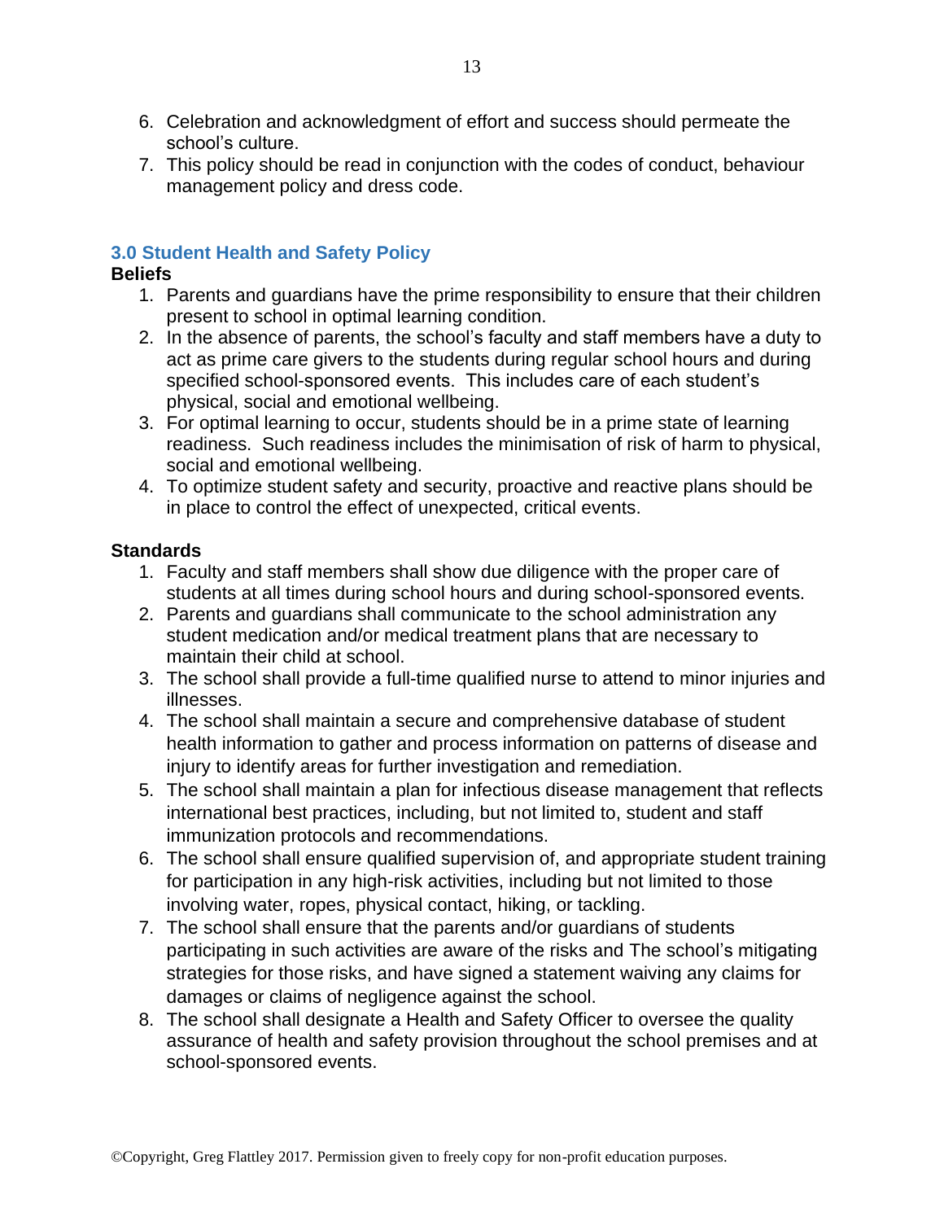6. Celebration and acknowledgment of effort and success should permeate the school's culture.
7. This policy should be read in conjunction with the codes of conduct, behaviour management policy and dress code.

## 3.0 Student Health and Safety Policy

**Beliefs**

1. Parents and guardians have the prime responsibility to ensure that their children present to school in optimal learning condition.
2. In the absence of parents, the school's faculty and staff members have a duty to act as prime care givers to the students during regular school hours and during specified school-sponsored events. This includes care of each student's physical, social and emotional wellbeing.
3. For optimal learning to occur, students should be in a prime state of learning readiness. Such readiness includes the minimisation of risk of harm to physical, social and emotional wellbeing.
4. To optimize student safety and security, proactive and reactive plans should be in place to control the effect of unexpected, critical events.

**Standards**

1. Faculty and staff members shall show due diligence with the proper care of students at all times during school hours and during school-sponsored events.
2. Parents and guardians shall communicate to the school administration any student medication and/or medical treatment plans that are necessary to maintain their child at school.
3. The school shall provide a full-time qualified nurse to attend to minor injuries and illnesses.
4. The school shall maintain a secure and comprehensive database of student health information to gather and process information on patterns of disease and injury to identify areas for further investigation and remediation.
5. The school shall maintain a plan for infectious disease management that reflects international best practices, including, but not limited to, student and staff immunization protocols and recommendations.
6. The school shall ensure qualified supervision of, and appropriate student training for participation in any high-risk activities, including but not limited to those involving water, ropes, physical contact, hiking, or tackling.
7. The school shall ensure that the parents and/or guardians of students participating in such activities are aware of the risks and The school's mitigating strategies for those risks, and have signed a statement waiving any claims for damages or claims of negligence against the school.
8. The school shall designate a Health and Safety Officer to oversee the quality assurance of health and safety provision throughout the school premises and at school-sponsored events.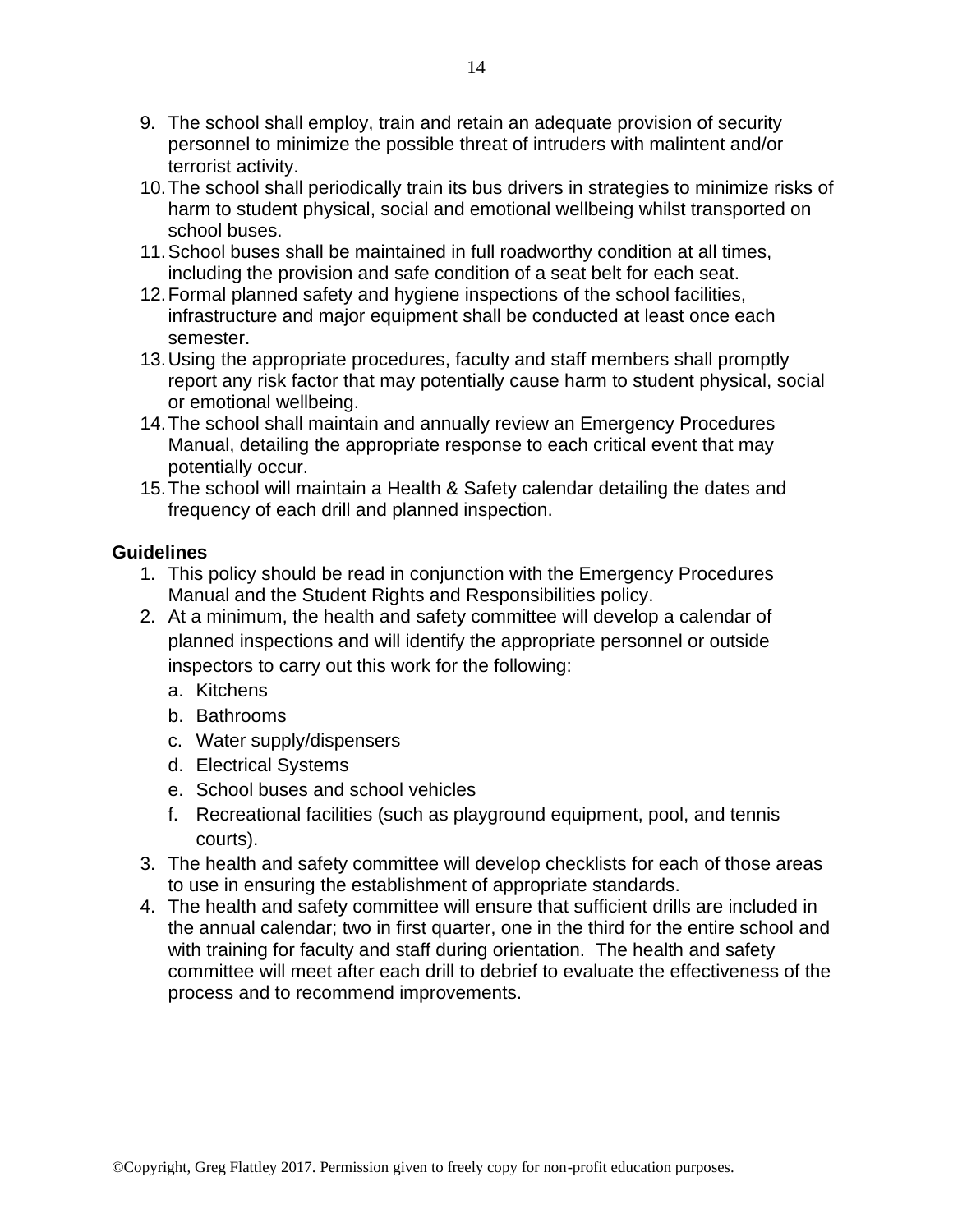9. The school shall employ, train and retain an adequate provision of security personnel to minimize the possible threat of intruders with malintent and/or terrorist activity.
10. The school shall periodically train its bus drivers in strategies to minimize risks of harm to student physical, social and emotional wellbeing whilst transported on school buses.
11. School buses shall be maintained in full roadworthy condition at all times, including the provision and safe condition of a seat belt for each seat.
12. Formal planned safety and hygiene inspections of the school facilities, infrastructure and major equipment shall be conducted at least once each semester.
13. Using the appropriate procedures, faculty and staff members shall promptly report any risk factor that may potentially cause harm to student physical, social or emotional wellbeing.
14. The school shall maintain and annually review an Emergency Procedures Manual, detailing the appropriate response to each critical event that may potentially occur.
15. The school will maintain a Health & Safety calendar detailing the dates and frequency of each drill and planned inspection.

**Guidelines**

1. This policy should be read in conjunction with the Emergency Procedures Manual and the Student Rights and Responsibilities policy.
2. At a minimum, the health and safety committee will develop a calendar of planned inspections and will identify the appropriate personnel or outside inspectors to carry out this work for the following:
   a. Kitchens
   b. Bathrooms
   c. Water supply/dispensers
   d. Electrical Systems
   e. School buses and school vehicles
   f. Recreational facilities (such as playground equipment, pool, and tennis courts).
3. The health and safety committee will develop checklists for each of those areas to use in ensuring the establishment of appropriate standards.
4. The health and safety committee will ensure that sufficient drills are included in the annual calendar; two in first quarter, one in the third for the entire school and with training for faculty and staff during orientation. The health and safety committee will meet after each drill to debrief to evaluate the effectiveness of the process and to recommend improvements.

©Copyright, Greg Flattley 2017. Permission given to freely copy for non-profit education purposes.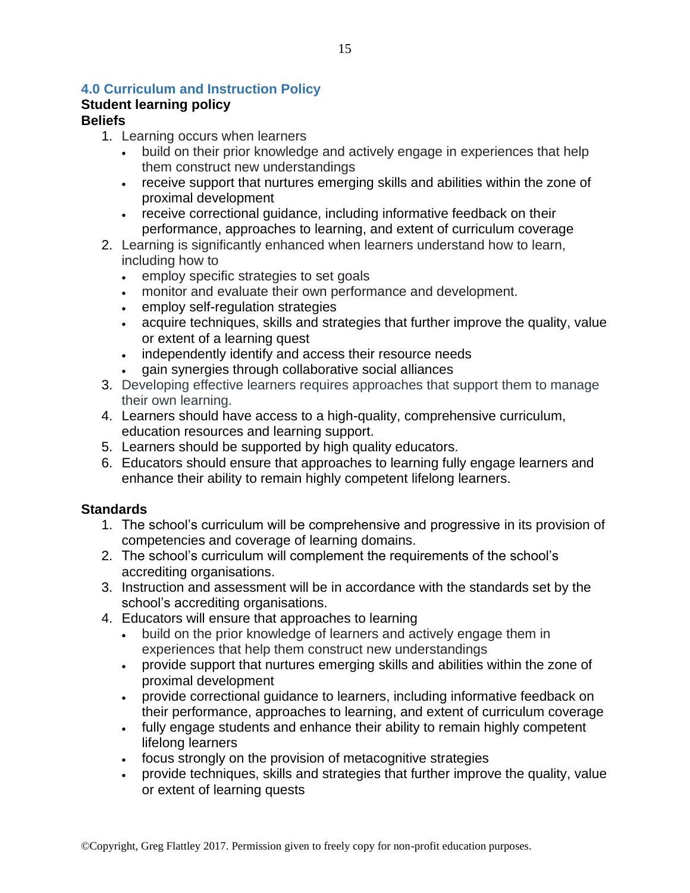## 4.0 Curriculum and Instruction Policy

### Student learning policy

### Beliefs

1. Learning occurs when learners
   - build on their prior knowledge and actively engage in experiences that help them construct new understandings
   - receive support that nurtures emerging skills and abilities within the zone of proximal development
   - receive correctional guidance, including informative feedback on their performance, approaches to learning, and extent of curriculum coverage
2. Learning is significantly enhanced when learners understand how to learn, including how to
   - employ specific strategies to set goals
   - monitor and evaluate their own performance and development.
   - employ self-regulation strategies
   - acquire techniques, skills and strategies that further improve the quality, value or extent of a learning quest
   - independently identify and access their resource needs
   - gain synergies through collaborative social alliances
3. Developing effective learners requires approaches that support them to manage their own learning.
4. Learners should have access to a high-quality, comprehensive curriculum, education resources and learning support.
5. Learners should be supported by high quality educators.
6. Educators should ensure that approaches to learning fully engage learners and enhance their ability to remain highly competent lifelong learners.

### Standards

1. The school's curriculum will be comprehensive and progressive in its provision of competencies and coverage of learning domains.
2. The school's curriculum will complement the requirements of the school's accrediting organisations.
3. Instruction and assessment will be in accordance with the standards set by the school's accrediting organisations.
4. Educators will ensure that approaches to learning
   - build on the prior knowledge of learners and actively engage them in experiences that help them construct new understandings
   - provide support that nurtures emerging skills and abilities within the zone of proximal development
   - provide correctional guidance to learners, including informative feedback on their performance, approaches to learning, and extent of curriculum coverage
   - fully engage students and enhance their ability to remain highly competent lifelong learners
   - focus strongly on the provision of metacognitive strategies
   - provide techniques, skills and strategies that further improve the quality, value or extent of learning quests

©Copyright, Greg Flattley 2017. Permission given to freely copy for non-profit education purposes.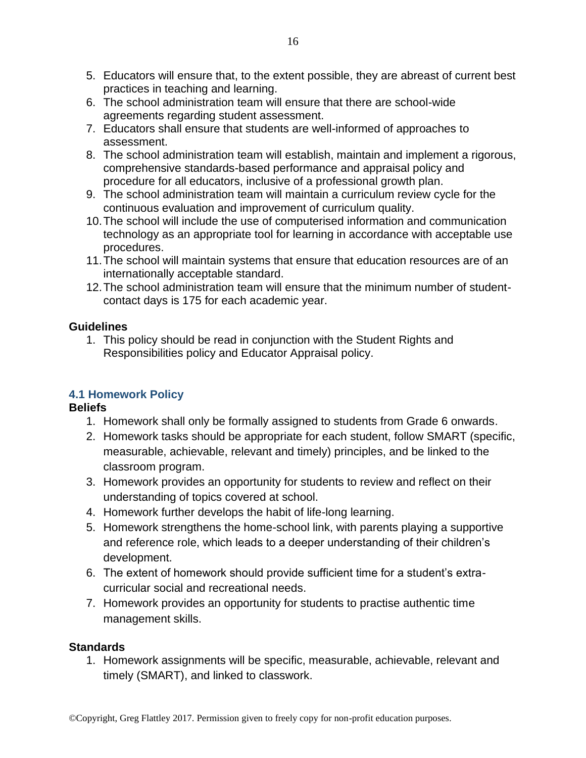5. Educators will ensure that, to the extent possible, they are abreast of current best practices in teaching and learning.
6. The school administration team will ensure that there are school-wide agreements regarding student assessment.
7. Educators shall ensure that students are well-informed of approaches to assessment.
8. The school administration team will establish, maintain and implement a rigorous, comprehensive standards-based performance and appraisal policy and procedure for all educators, inclusive of a professional growth plan.
9. The school administration team will maintain a curriculum review cycle for the continuous evaluation and improvement of curriculum quality.
10. The school will include the use of computerised information and communication technology as an appropriate tool for learning in accordance with acceptable use procedures.
11. The school will maintain systems that ensure that education resources are of an internationally acceptable standard.
12. The school administration team will ensure that the minimum number of student-contact days is 175 for each academic year.

**Guidelines**

1. This policy should be read in conjunction with the Student Rights and Responsibilities policy and Educator Appraisal policy.

### 4.1 Homework Policy

**Beliefs**

1. Homework shall only be formally assigned to students from Grade 6 onwards.
2. Homework tasks should be appropriate for each student, follow SMART (specific, measurable, achievable, relevant and timely) principles, and be linked to the classroom program.
3. Homework provides an opportunity for students to review and reflect on their understanding of topics covered at school.
4. Homework further develops the habit of life-long learning.
5. Homework strengthens the home-school link, with parents playing a supportive and reference role, which leads to a deeper understanding of their children's development.
6. The extent of homework should provide sufficient time for a student's extra-curricular social and recreational needs.
7. Homework provides an opportunity for students to practise authentic time management skills.

**Standards**

1. Homework assignments will be specific, measurable, achievable, relevant and timely (SMART), and linked to classwork.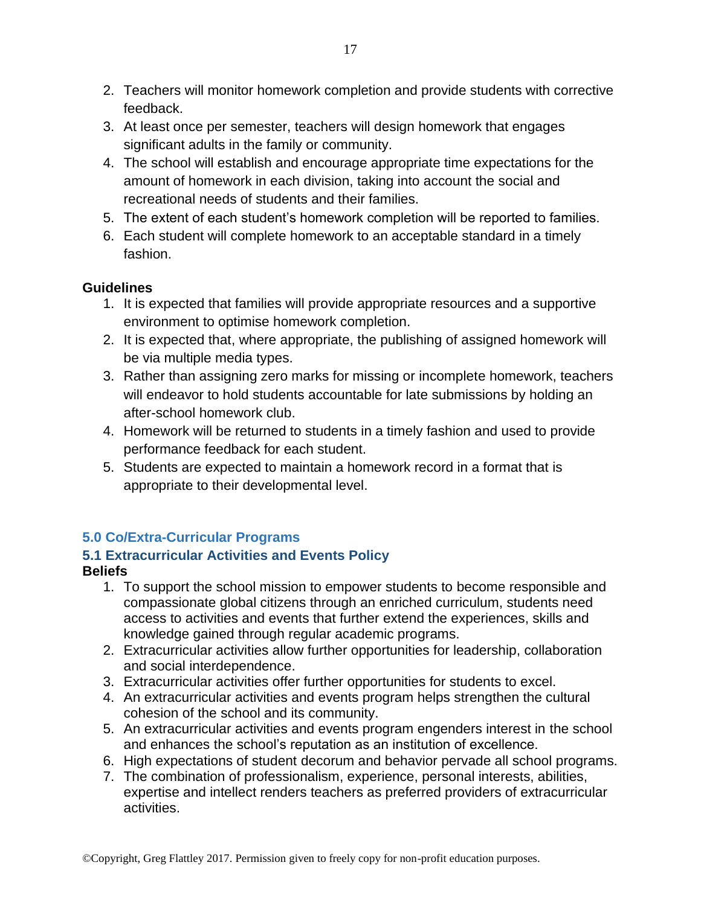2. Teachers will monitor homework completion and provide students with corrective feedback.
3. At least once per semester, teachers will design homework that engages significant adults in the family or community.
4. The school will establish and encourage appropriate time expectations for the amount of homework in each division, taking into account the social and recreational needs of students and their families.
5. The extent of each student's homework completion will be reported to families.
6. Each student will complete homework to an acceptable standard in a timely fashion.

**Guidelines**

1. It is expected that families will provide appropriate resources and a supportive environment to optimise homework completion.
2. It is expected that, where appropriate, the publishing of assigned homework will be via multiple media types.
3. Rather than assigning zero marks for missing or incomplete homework, teachers will endeavor to hold students accountable for late submissions by holding an after-school homework club.
4. Homework will be returned to students in a timely fashion and used to provide performance feedback for each student.
5. Students are expected to maintain a homework record in a format that is appropriate to their developmental level.

## 5.0 Co/Extra-Curricular Programs

### 5.1 Extracurricular Activities and Events Policy

**Beliefs**

1. To support the school mission to empower students to become responsible and compassionate global citizens through an enriched curriculum, students need access to activities and events that further extend the experiences, skills and knowledge gained through regular academic programs.
2. Extracurricular activities allow further opportunities for leadership, collaboration and social interdependence.
3. Extracurricular activities offer further opportunities for students to excel.
4. An extracurricular activities and events program helps strengthen the cultural cohesion of the school and its community.
5. An extracurricular activities and events program engenders interest in the school and enhances the school's reputation as an institution of excellence.
6. High expectations of student decorum and behavior pervade all school programs.
7. The combination of professionalism, experience, personal interests, abilities, expertise and intellect renders teachers as preferred providers of extracurricular activities.

©Copyright, Greg Flattley 2017. Permission given to freely copy for non-profit education purposes.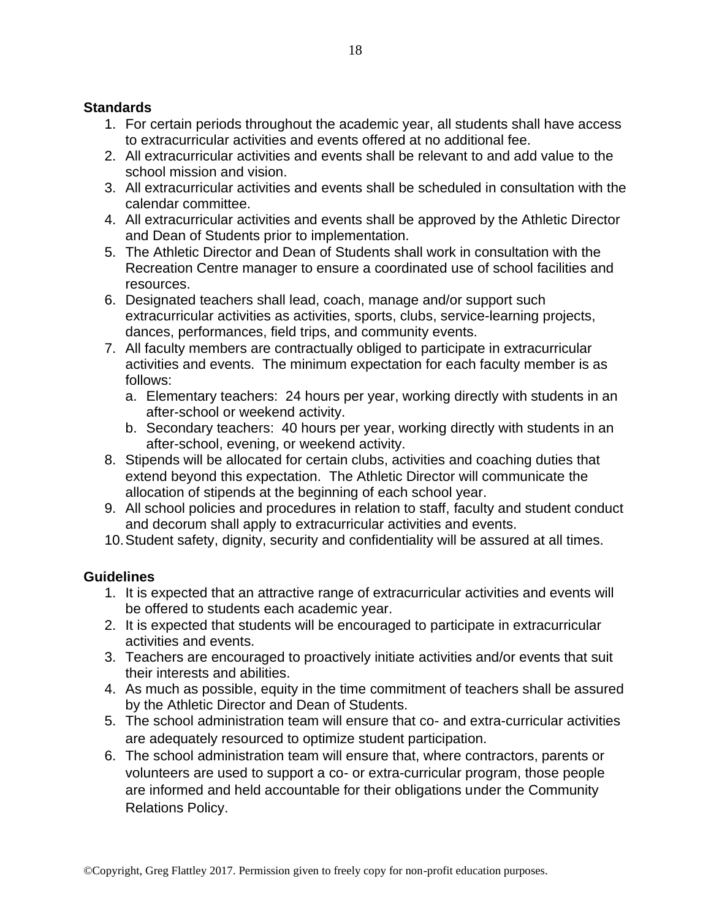**Standards**

1. For certain periods throughout the academic year, all students shall have access to extracurricular activities and events offered at no additional fee.
2. All extracurricular activities and events shall be relevant to and add value to the school mission and vision.
3. All extracurricular activities and events shall be scheduled in consultation with the calendar committee.
4. All extracurricular activities and events shall be approved by the Athletic Director and Dean of Students prior to implementation.
5. The Athletic Director and Dean of Students shall work in consultation with the Recreation Centre manager to ensure a coordinated use of school facilities and resources.
6. Designated teachers shall lead, coach, manage and/or support such extracurricular activities as activities, sports, clubs, service-learning projects, dances, performances, field trips, and community events.
7. All faculty members are contractually obliged to participate in extracurricular activities and events. The minimum expectation for each faculty member is as follows:
   a. Elementary teachers: 24 hours per year, working directly with students in an after-school or weekend activity.
   b. Secondary teachers: 40 hours per year, working directly with students in an after-school, evening, or weekend activity.
8. Stipends will be allocated for certain clubs, activities and coaching duties that extend beyond this expectation. The Athletic Director will communicate the allocation of stipends at the beginning of each school year.
9. All school policies and procedures in relation to staff, faculty and student conduct and decorum shall apply to extracurricular activities and events.
10. Student safety, dignity, security and confidentiality will be assured at all times.

**Guidelines**

1. It is expected that an attractive range of extracurricular activities and events will be offered to students each academic year.
2. It is expected that students will be encouraged to participate in extracurricular activities and events.
3. Teachers are encouraged to proactively initiate activities and/or events that suit their interests and abilities.
4. As much as possible, equity in the time commitment of teachers shall be assured by the Athletic Director and Dean of Students.
5. The school administration team will ensure that co- and extra-curricular activities are adequately resourced to optimize student participation.
6. The school administration team will ensure that, where contractors, parents or volunteers are used to support a co- or extra-curricular program, those people are informed and held accountable for their obligations under the Community Relations Policy.

©Copyright, Greg Flattley 2017. Permission given to freely copy for non-profit education purposes.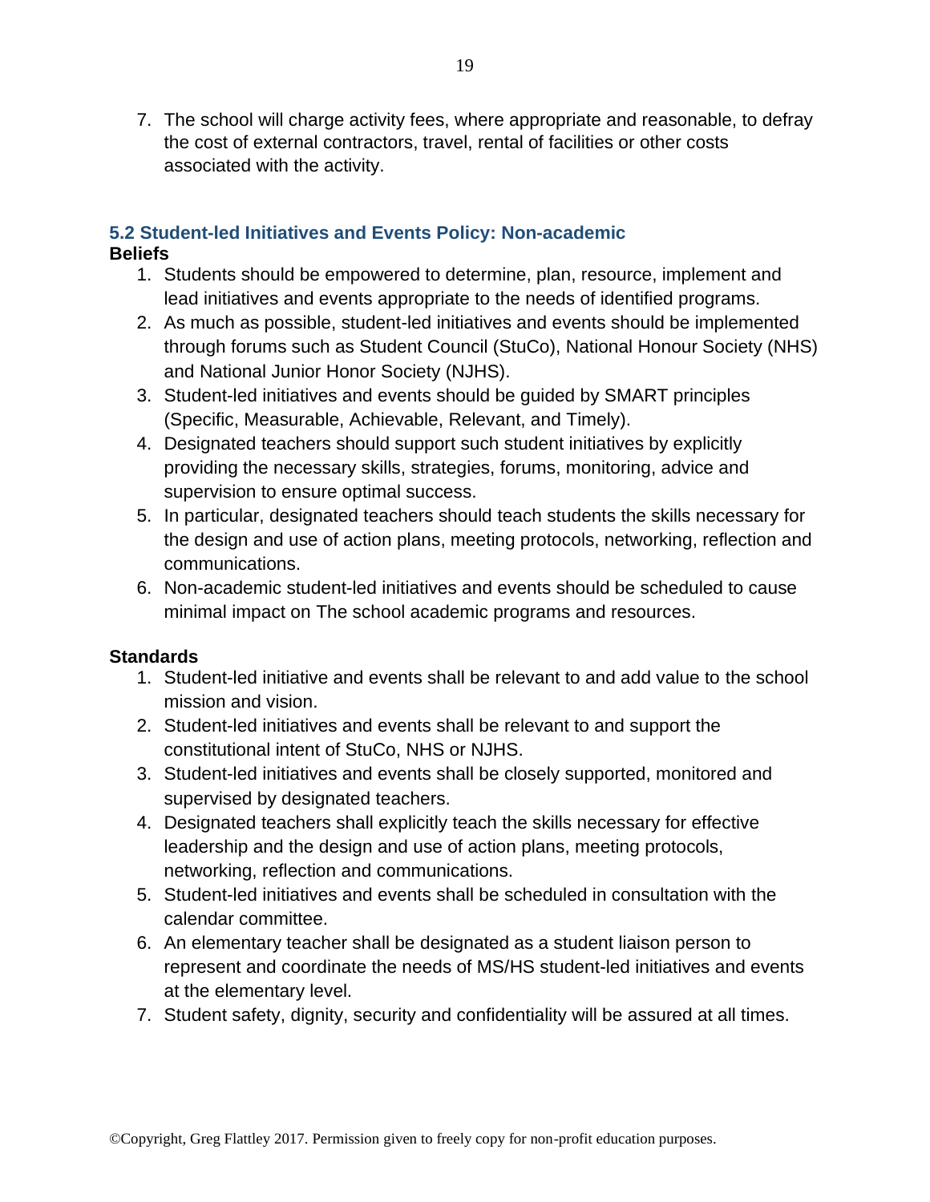7. The school will charge activity fees, where appropriate and reasonable, to defray the cost of external contractors, travel, rental of facilities or other costs associated with the activity.

### 5.2 Student-led Initiatives and Events Policy: Non-academic

**Beliefs**

1. Students should be empowered to determine, plan, resource, implement and lead initiatives and events appropriate to the needs of identified programs.
2. As much as possible, student-led initiatives and events should be implemented through forums such as Student Council (StuCo), National Honour Society (NHS) and National Junior Honor Society (NJHS).
3. Student-led initiatives and events should be guided by SMART principles (Specific, Measurable, Achievable, Relevant, and Timely).
4. Designated teachers should support such student initiatives by explicitly providing the necessary skills, strategies, forums, monitoring, advice and supervision to ensure optimal success.
5. In particular, designated teachers should teach students the skills necessary for the design and use of action plans, meeting protocols, networking, reflection and communications.
6. Non-academic student-led initiatives and events should be scheduled to cause minimal impact on The school academic programs and resources.

**Standards**

1. Student-led initiative and events shall be relevant to and add value to the school mission and vision.
2. Student-led initiatives and events shall be relevant to and support the constitutional intent of StuCo, NHS or NJHS.
3. Student-led initiatives and events shall be closely supported, monitored and supervised by designated teachers.
4. Designated teachers shall explicitly teach the skills necessary for effective leadership and the design and use of action plans, meeting protocols, networking, reflection and communications.
5. Student-led initiatives and events shall be scheduled in consultation with the calendar committee.
6. An elementary teacher shall be designated as a student liaison person to represent and coordinate the needs of MS/HS student-led initiatives and events at the elementary level.
7. Student safety, dignity, security and confidentiality will be assured at all times.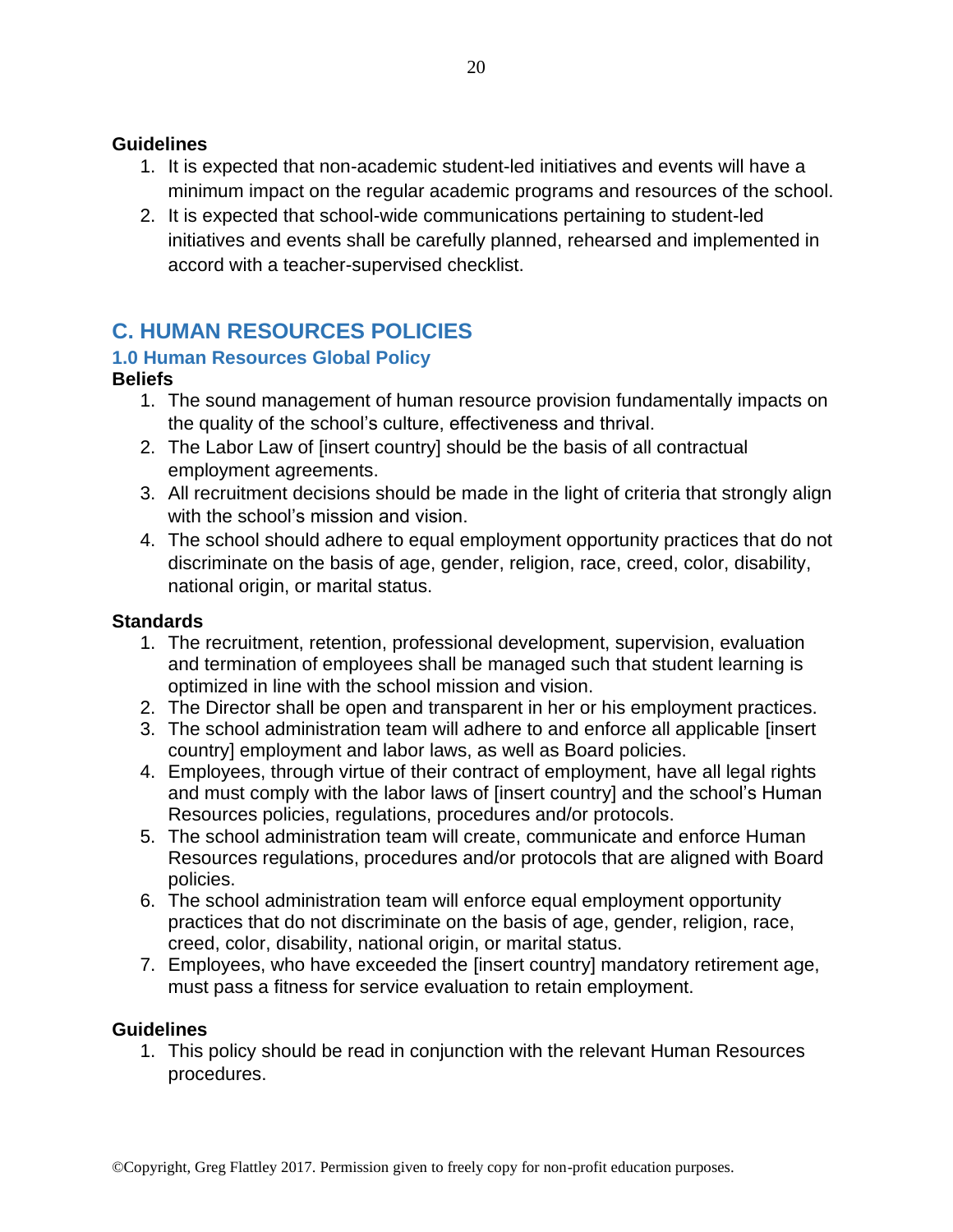**Guidelines**

1. It is expected that non-academic student-led initiatives and events will have a minimum impact on the regular academic programs and resources of the school.
2. It is expected that school-wide communications pertaining to student-led initiatives and events shall be carefully planned, rehearsed and implemented in accord with a teacher-supervised checklist.

## C. HUMAN RESOURCES POLICIES

### 1.0 Human Resources Global Policy

**Beliefs**

1. The sound management of human resource provision fundamentally impacts on the quality of the school's culture, effectiveness and thrival.
2. The Labor Law of [insert country] should be the basis of all contractual employment agreements.
3. All recruitment decisions should be made in the light of criteria that strongly align with the school's mission and vision.
4. The school should adhere to equal employment opportunity practices that do not discriminate on the basis of age, gender, religion, race, creed, color, disability, national origin, or marital status.

**Standards**

1. The recruitment, retention, professional development, supervision, evaluation and termination of employees shall be managed such that student learning is optimized in line with the school mission and vision.
2. The Director shall be open and transparent in her or his employment practices.
3. The school administration team will adhere to and enforce all applicable [insert country] employment and labor laws, as well as Board policies.
4. Employees, through virtue of their contract of employment, have all legal rights and must comply with the labor laws of [insert country] and the school's Human Resources policies, regulations, procedures and/or protocols.
5. The school administration team will create, communicate and enforce Human Resources regulations, procedures and/or protocols that are aligned with Board policies.
6. The school administration team will enforce equal employment opportunity practices that do not discriminate on the basis of age, gender, religion, race, creed, color, disability, national origin, or marital status.
7. Employees, who have exceeded the [insert country] mandatory retirement age, must pass a fitness for service evaluation to retain employment.

**Guidelines**

1. This policy should be read in conjunction with the relevant Human Resources procedures.

©Copyright, Greg Flattley 2017. Permission given to freely copy for non-profit education purposes.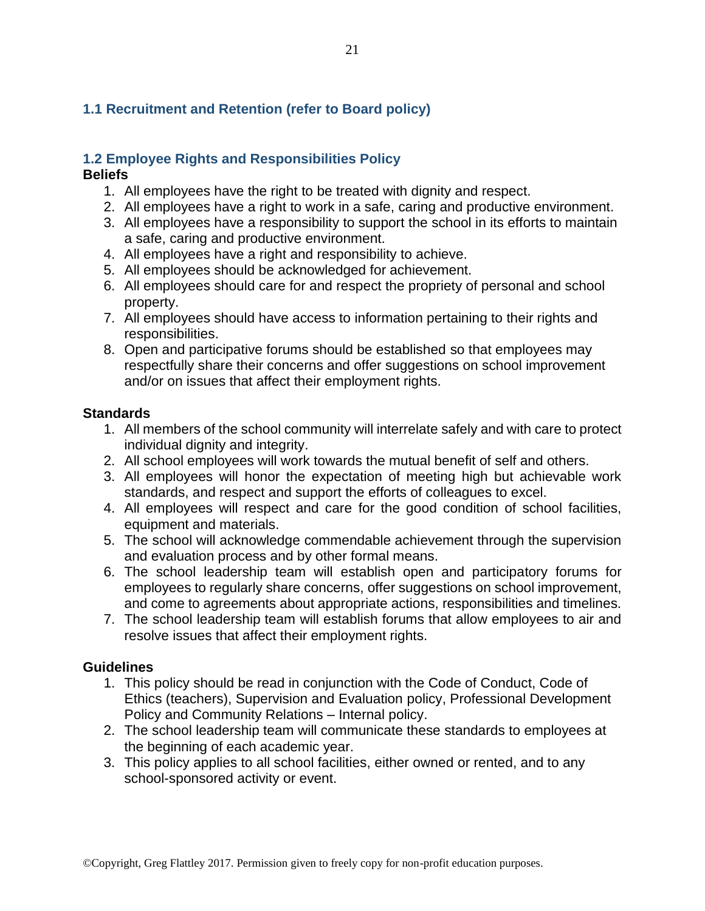## 1.1 Recruitment and Retention (refer to Board policy)

## 1.2 Employee Rights and Responsibilities Policy

**Beliefs**

1. All employees have the right to be treated with dignity and respect.
2. All employees have a right to work in a safe, caring and productive environment.
3. All employees have a responsibility to support the school in its efforts to maintain a safe, caring and productive environment.
4. All employees have a right and responsibility to achieve.
5. All employees should be acknowledged for achievement.
6. All employees should care for and respect the propriety of personal and school property.
7. All employees should have access to information pertaining to their rights and responsibilities.
8. Open and participative forums should be established so that employees may respectfully share their concerns and offer suggestions on school improvement and/or on issues that affect their employment rights.

**Standards**

1. All members of the school community will interrelate safely and with care to protect individual dignity and integrity.
2. All school employees will work towards the mutual benefit of self and others.
3. All employees will honor the expectation of meeting high but achievable work standards, and respect and support the efforts of colleagues to excel.
4. All employees will respect and care for the good condition of school facilities, equipment and materials.
5. The school will acknowledge commendable achievement through the supervision and evaluation process and by other formal means.
6. The school leadership team will establish open and participatory forums for employees to regularly share concerns, offer suggestions on school improvement, and come to agreements about appropriate actions, responsibilities and timelines.
7. The school leadership team will establish forums that allow employees to air and resolve issues that affect their employment rights.

**Guidelines**

1. This policy should be read in conjunction with the Code of Conduct, Code of Ethics (teachers), Supervision and Evaluation policy, Professional Development Policy and Community Relations – Internal policy.
2. The school leadership team will communicate these standards to employees at the beginning of each academic year.
3. This policy applies to all school facilities, either owned or rented, and to any school-sponsored activity or event.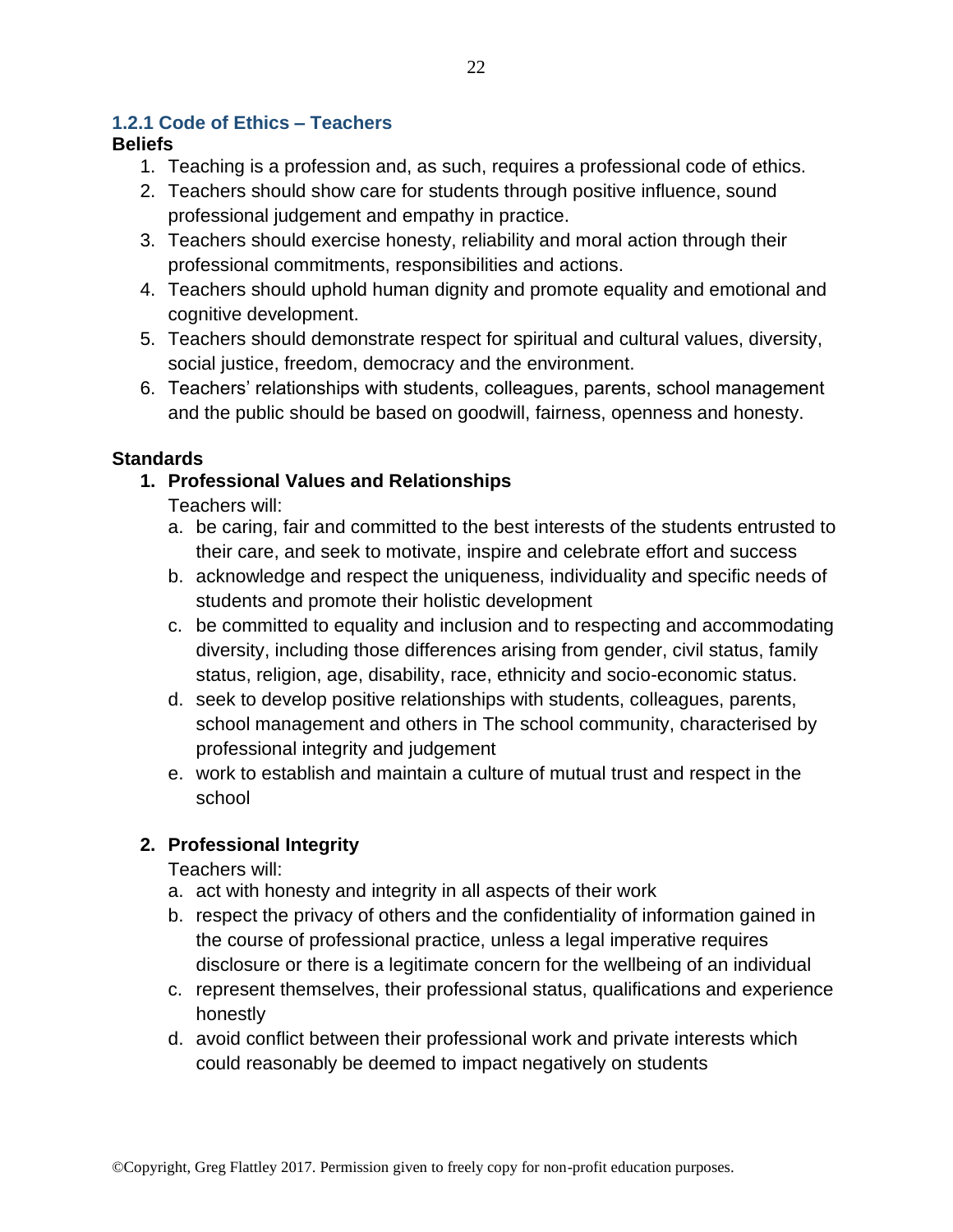### 1.2.1 Code of Ethics – Teachers

**Beliefs**

1. Teaching is a profession and, as such, requires a professional code of ethics.
2. Teachers should show care for students through positive influence, sound professional judgement and empathy in practice.
3. Teachers should exercise honesty, reliability and moral action through their professional commitments, responsibilities and actions.
4. Teachers should uphold human dignity and promote equality and emotional and cognitive development.
5. Teachers should demonstrate respect for spiritual and cultural values, diversity, social justice, freedom, democracy and the environment.
6. Teachers' relationships with students, colleagues, parents, school management and the public should be based on goodwill, fairness, openness and honesty.

**Standards**

1. **Professional Values and Relationships**

   Teachers will:

   a. be caring, fair and committed to the best interests of the students entrusted to their care, and seek to motivate, inspire and celebrate effort and success
   
   b. acknowledge and respect the uniqueness, individuality and specific needs of students and promote their holistic development
   
   c. be committed to equality and inclusion and to respecting and accommodating diversity, including those differences arising from gender, civil status, family status, religion, age, disability, race, ethnicity and socio-economic status.
   
   d. seek to develop positive relationships with students, colleagues, parents, school management and others in The school community, characterised by professional integrity and judgement
   
   e. work to establish and maintain a culture of mutual trust and respect in the school

2. **Professional Integrity**

   Teachers will:

   a. act with honesty and integrity in all aspects of their work
   
   b. respect the privacy of others and the confidentiality of information gained in the course of professional practice, unless a legal imperative requires disclosure or there is a legitimate concern for the wellbeing of an individual
   
   c. represent themselves, their professional status, qualifications and experience honestly
   
   d. avoid conflict between their professional work and private interests which could reasonably be deemed to impact negatively on students

©Copyright, Greg Flattley 2017. Permission given to freely copy for non-profit education purposes.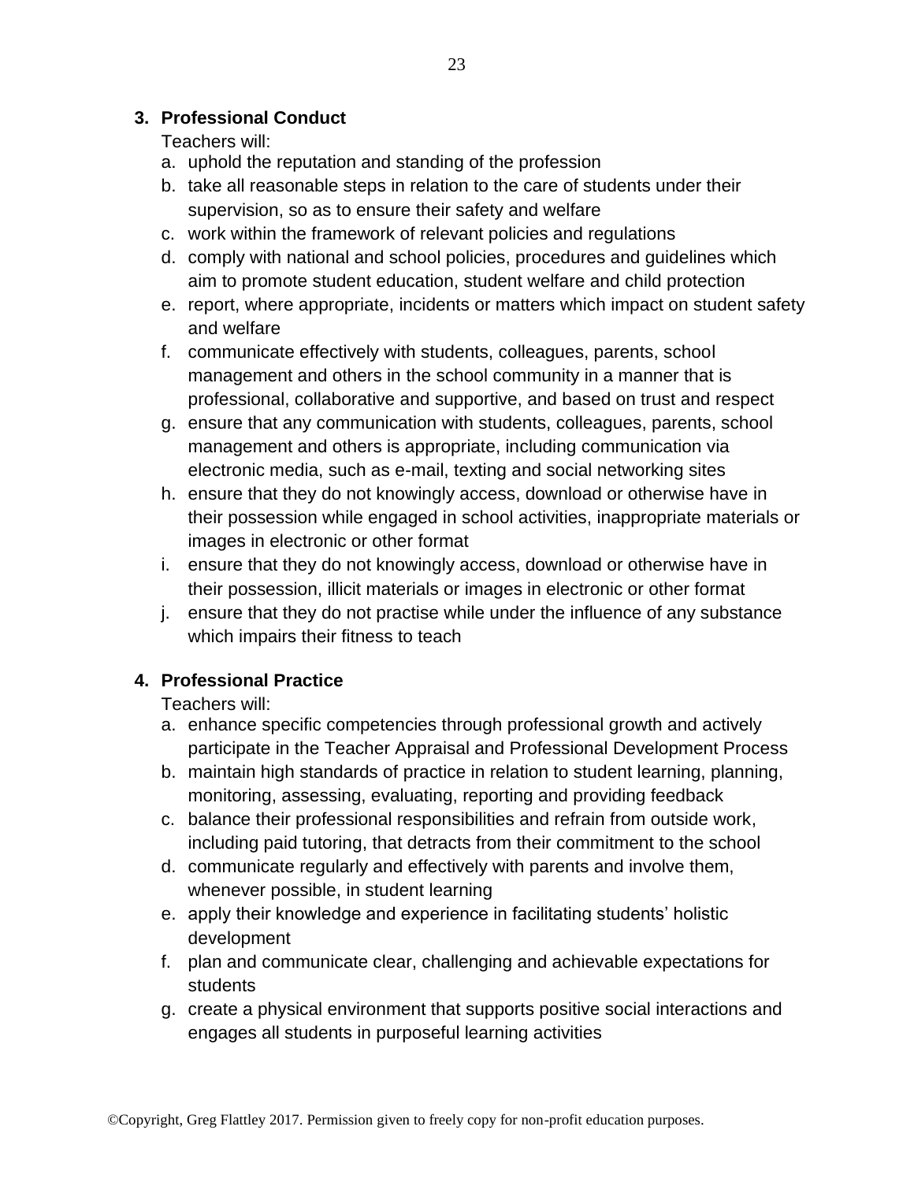**3. Professional Conduct**

Teachers will:

a. uphold the reputation and standing of the profession
b. take all reasonable steps in relation to the care of students under their supervision, so as to ensure their safety and welfare
c. work within the framework of relevant policies and regulations
d. comply with national and school policies, procedures and guidelines which aim to promote student education, student welfare and child protection
e. report, where appropriate, incidents or matters which impact on student safety and welfare
f. communicate effectively with students, colleagues, parents, school management and others in the school community in a manner that is professional, collaborative and supportive, and based on trust and respect
g. ensure that any communication with students, colleagues, parents, school management and others is appropriate, including communication via electronic media, such as e-mail, texting and social networking sites
h. ensure that they do not knowingly access, download or otherwise have in their possession while engaged in school activities, inappropriate materials or images in electronic or other format
i. ensure that they do not knowingly access, download or otherwise have in their possession, illicit materials or images in electronic or other format
j. ensure that they do not practise while under the influence of any substance which impairs their fitness to teach

**4. Professional Practice**

Teachers will:

a. enhance specific competencies through professional growth and actively participate in the Teacher Appraisal and Professional Development Process
b. maintain high standards of practice in relation to student learning, planning, monitoring, assessing, evaluating, reporting and providing feedback
c. balance their professional responsibilities and refrain from outside work, including paid tutoring, that detracts from their commitment to the school
d. communicate regularly and effectively with parents and involve them, whenever possible, in student learning
e. apply their knowledge and experience in facilitating students' holistic development
f. plan and communicate clear, challenging and achievable expectations for students
g. create a physical environment that supports positive social interactions and engages all students in purposeful learning activities

©Copyright, Greg Flattley 2017. Permission given to freely copy for non-profit education purposes.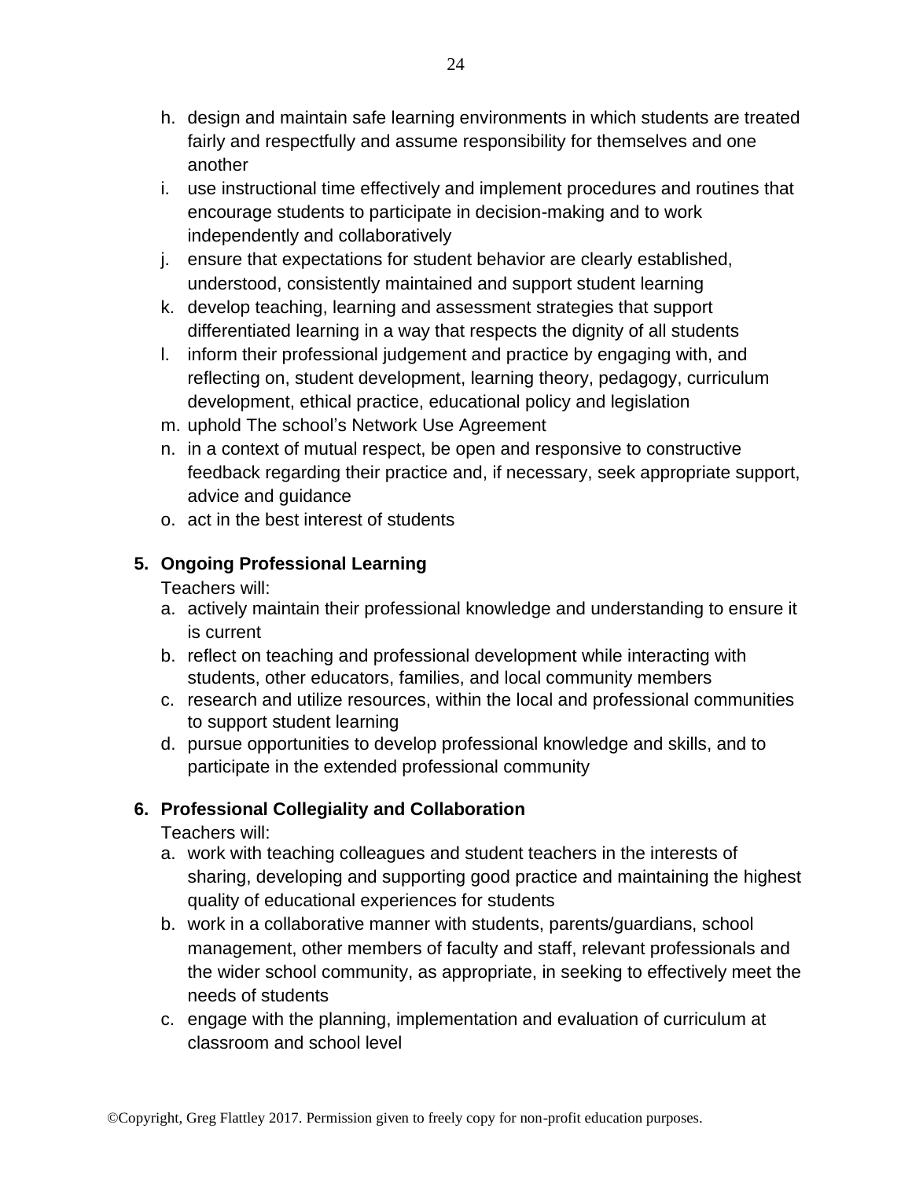h. design and maintain safe learning environments in which students are treated fairly and respectfully and assume responsibility for themselves and one another
i. use instructional time effectively and implement procedures and routines that encourage students to participate in decision-making and to work independently and collaboratively
j. ensure that expectations for student behavior are clearly established, understood, consistently maintained and support student learning
k. develop teaching, learning and assessment strategies that support differentiated learning in a way that respects the dignity of all students
l. inform their professional judgement and practice by engaging with, and reflecting on, student development, learning theory, pedagogy, curriculum development, ethical practice, educational policy and legislation
m. uphold The school's Network Use Agreement
n. in a context of mutual respect, be open and responsive to constructive feedback regarding their practice and, if necessary, seek appropriate support, advice and guidance
o. act in the best interest of students

**5. Ongoing Professional Learning**

Teachers will:

a. actively maintain their professional knowledge and understanding to ensure it is current
b. reflect on teaching and professional development while interacting with students, other educators, families, and local community members
c. research and utilize resources, within the local and professional communities to support student learning
d. pursue opportunities to develop professional knowledge and skills, and to participate in the extended professional community

**6. Professional Collegiality and Collaboration**

Teachers will:

a. work with teaching colleagues and student teachers in the interests of sharing, developing and supporting good practice and maintaining the highest quality of educational experiences for students
b. work in a collaborative manner with students, parents/guardians, school management, other members of faculty and staff, relevant professionals and the wider school community, as appropriate, in seeking to effectively meet the needs of students
c. engage with the planning, implementation and evaluation of curriculum at classroom and school level

©Copyright, Greg Flattley 2017. Permission given to freely copy for non-profit education purposes.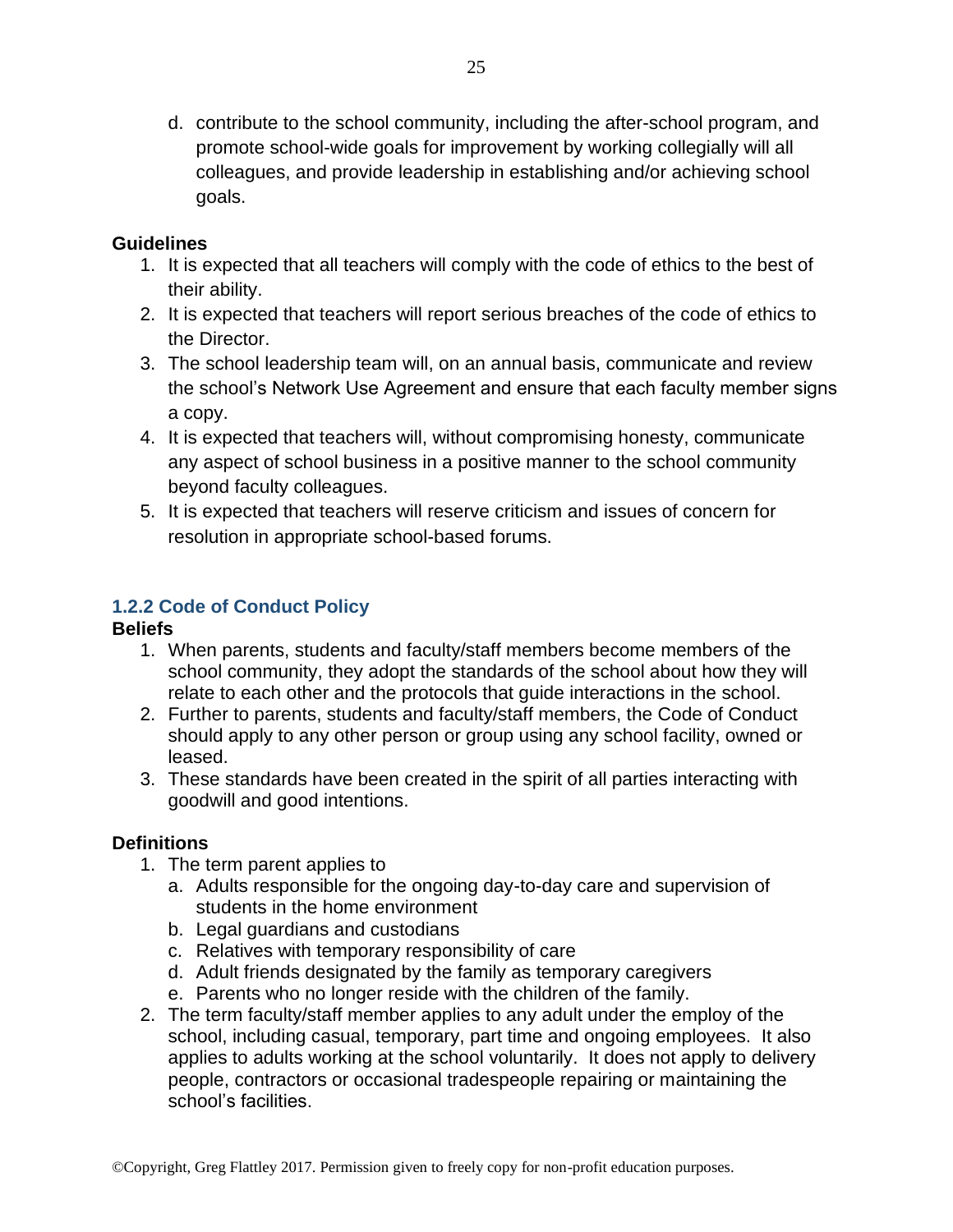d. contribute to the school community, including the after-school program, and promote school-wide goals for improvement by working collegially will all colleagues, and provide leadership in establishing and/or achieving school goals.

**Guidelines**

1. It is expected that all teachers will comply with the code of ethics to the best of their ability.
2. It is expected that teachers will report serious breaches of the code of ethics to the Director.
3. The school leadership team will, on an annual basis, communicate and review the school's Network Use Agreement and ensure that each faculty member signs a copy.
4. It is expected that teachers will, without compromising honesty, communicate any aspect of school business in a positive manner to the school community beyond faculty colleagues.
5. It is expected that teachers will reserve criticism and issues of concern for resolution in appropriate school-based forums.

### 1.2.2 Code of Conduct Policy

**Beliefs**

1. When parents, students and faculty/staff members become members of the school community, they adopt the standards of the school about how they will relate to each other and the protocols that guide interactions in the school.
2. Further to parents, students and faculty/staff members, the Code of Conduct should apply to any other person or group using any school facility, owned or leased.
3. These standards have been created in the spirit of all parties interacting with goodwill and good intentions.

**Definitions**

1. The term parent applies to
   a. Adults responsible for the ongoing day-to-day care and supervision of students in the home environment
   b. Legal guardians and custodians
   c. Relatives with temporary responsibility of care
   d. Adult friends designated by the family as temporary caregivers
   e. Parents who no longer reside with the children of the family.
2. The term faculty/staff member applies to any adult under the employ of the school, including casual, temporary, part time and ongoing employees. It also applies to adults working at the school voluntarily. It does not apply to delivery people, contractors or occasional tradespeople repairing or maintaining the school's facilities.

©Copyright, Greg Flattley 2017. Permission given to freely copy for non-profit education purposes.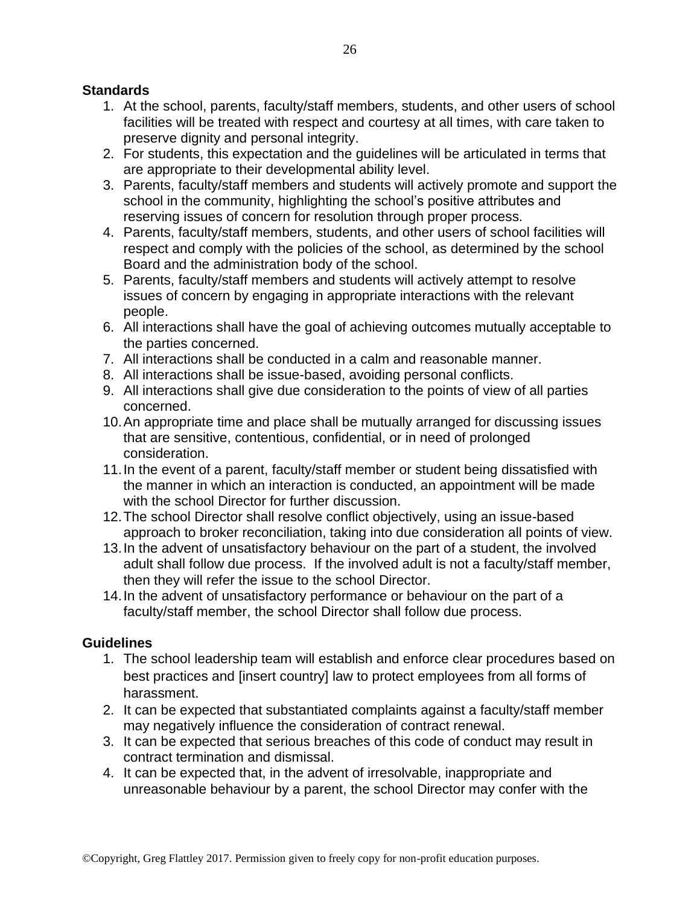**Standards**

1. At the school, parents, faculty/staff members, students, and other users of school facilities will be treated with respect and courtesy at all times, with care taken to preserve dignity and personal integrity.
2. For students, this expectation and the guidelines will be articulated in terms that are appropriate to their developmental ability level.
3. Parents, faculty/staff members and students will actively promote and support the school in the community, highlighting the school's positive attributes and reserving issues of concern for resolution through proper process.
4. Parents, faculty/staff members, students, and other users of school facilities will respect and comply with the policies of the school, as determined by the school Board and the administration body of the school.
5. Parents, faculty/staff members and students will actively attempt to resolve issues of concern by engaging in appropriate interactions with the relevant people.
6. All interactions shall have the goal of achieving outcomes mutually acceptable to the parties concerned.
7. All interactions shall be conducted in a calm and reasonable manner.
8. All interactions shall be issue-based, avoiding personal conflicts.
9. All interactions shall give due consideration to the points of view of all parties concerned.
10. An appropriate time and place shall be mutually arranged for discussing issues that are sensitive, contentious, confidential, or in need of prolonged consideration.
11. In the event of a parent, faculty/staff member or student being dissatisfied with the manner in which an interaction is conducted, an appointment will be made with the school Director for further discussion.
12. The school Director shall resolve conflict objectively, using an issue-based approach to broker reconciliation, taking into due consideration all points of view.
13. In the advent of unsatisfactory behaviour on the part of a student, the involved adult shall follow due process. If the involved adult is not a faculty/staff member, then they will refer the issue to the school Director.
14. In the advent of unsatisfactory performance or behaviour on the part of a faculty/staff member, the school Director shall follow due process.

**Guidelines**

1. The school leadership team will establish and enforce clear procedures based on best practices and [insert country] law to protect employees from all forms of harassment.
2. It can be expected that substantiated complaints against a faculty/staff member may negatively influence the consideration of contract renewal.
3. It can be expected that serious breaches of this code of conduct may result in contract termination and dismissal.
4. It can be expected that, in the advent of irresolvable, inappropriate and unreasonable behaviour by a parent, the school Director may confer with the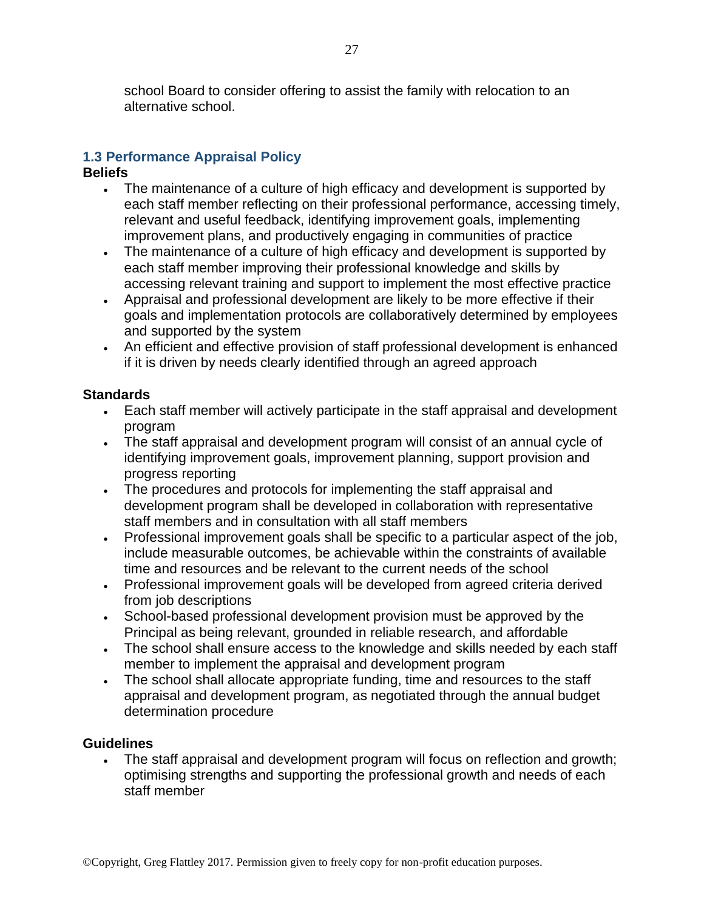school Board to consider offering to assist the family with relocation to an alternative school.

## 1.3 Performance Appraisal Policy

**Beliefs**

- The maintenance of a culture of high efficacy and development is supported by each staff member reflecting on their professional performance, accessing timely, relevant and useful feedback, identifying improvement goals, implementing improvement plans, and productively engaging in communities of practice
- The maintenance of a culture of high efficacy and development is supported by each staff member improving their professional knowledge and skills by accessing relevant training and support to implement the most effective practice
- Appraisal and professional development are likely to be more effective if their goals and implementation protocols are collaboratively determined by employees and supported by the system
- An efficient and effective provision of staff professional development is enhanced if it is driven by needs clearly identified through an agreed approach

**Standards**

- Each staff member will actively participate in the staff appraisal and development program
- The staff appraisal and development program will consist of an annual cycle of identifying improvement goals, improvement planning, support provision and progress reporting
- The procedures and protocols for implementing the staff appraisal and development program shall be developed in collaboration with representative staff members and in consultation with all staff members
- Professional improvement goals shall be specific to a particular aspect of the job, include measurable outcomes, be achievable within the constraints of available time and resources and be relevant to the current needs of the school
- Professional improvement goals will be developed from agreed criteria derived from job descriptions
- School-based professional development provision must be approved by the Principal as being relevant, grounded in reliable research, and affordable
- The school shall ensure access to the knowledge and skills needed by each staff member to implement the appraisal and development program
- The school shall allocate appropriate funding, time and resources to the staff appraisal and development program, as negotiated through the annual budget determination procedure

**Guidelines**

- The staff appraisal and development program will focus on reflection and growth; optimising strengths and supporting the professional growth and needs of each staff member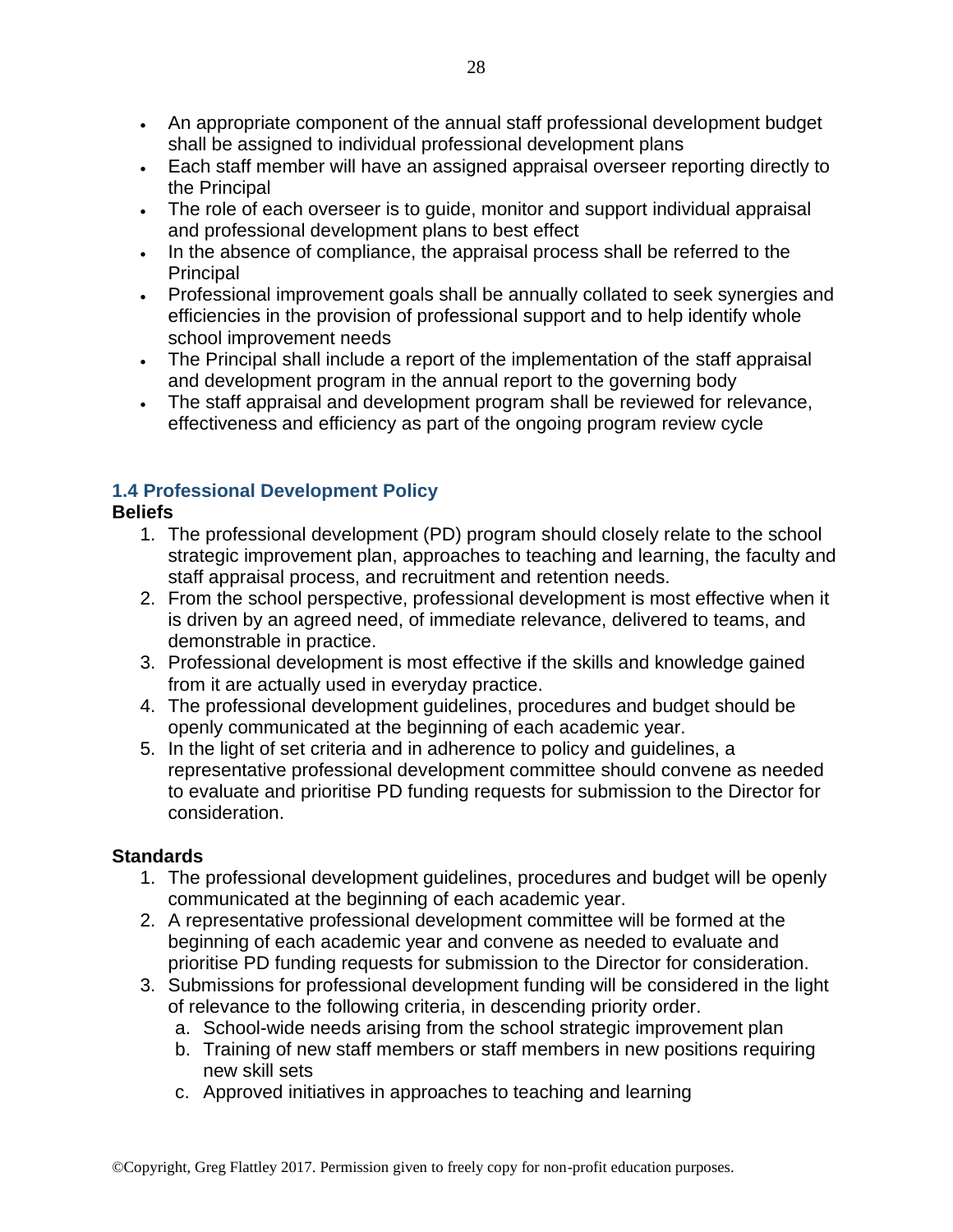- An appropriate component of the annual staff professional development budget shall be assigned to individual professional development plans
- Each staff member will have an assigned appraisal overseer reporting directly to the Principal
- The role of each overseer is to guide, monitor and support individual appraisal and professional development plans to best effect
- In the absence of compliance, the appraisal process shall be referred to the Principal
- Professional improvement goals shall be annually collated to seek synergies and efficiencies in the provision of professional support and to help identify whole school improvement needs
- The Principal shall include a report of the implementation of the staff appraisal and development program in the annual report to the governing body
- The staff appraisal and development program shall be reviewed for relevance, effectiveness and efficiency as part of the ongoing program review cycle

### 1.4 Professional Development Policy

**Beliefs**

1. The professional development (PD) program should closely relate to the school strategic improvement plan, approaches to teaching and learning, the faculty and staff appraisal process, and recruitment and retention needs.
2. From the school perspective, professional development is most effective when it is driven by an agreed need, of immediate relevance, delivered to teams, and demonstrable in practice.
3. Professional development is most effective if the skills and knowledge gained from it are actually used in everyday practice.
4. The professional development guidelines, procedures and budget should be openly communicated at the beginning of each academic year.
5. In the light of set criteria and in adherence to policy and guidelines, a representative professional development committee should convene as needed to evaluate and prioritise PD funding requests for submission to the Director for consideration.

**Standards**

1. The professional development guidelines, procedures and budget will be openly communicated at the beginning of each academic year.
2. A representative professional development committee will be formed at the beginning of each academic year and convene as needed to evaluate and prioritise PD funding requests for submission to the Director for consideration.
3. Submissions for professional development funding will be considered in the light of relevance to the following criteria, in descending priority order.
   a. School-wide needs arising from the school strategic improvement plan
   b. Training of new staff members or staff members in new positions requiring new skill sets
   c. Approved initiatives in approaches to teaching and learning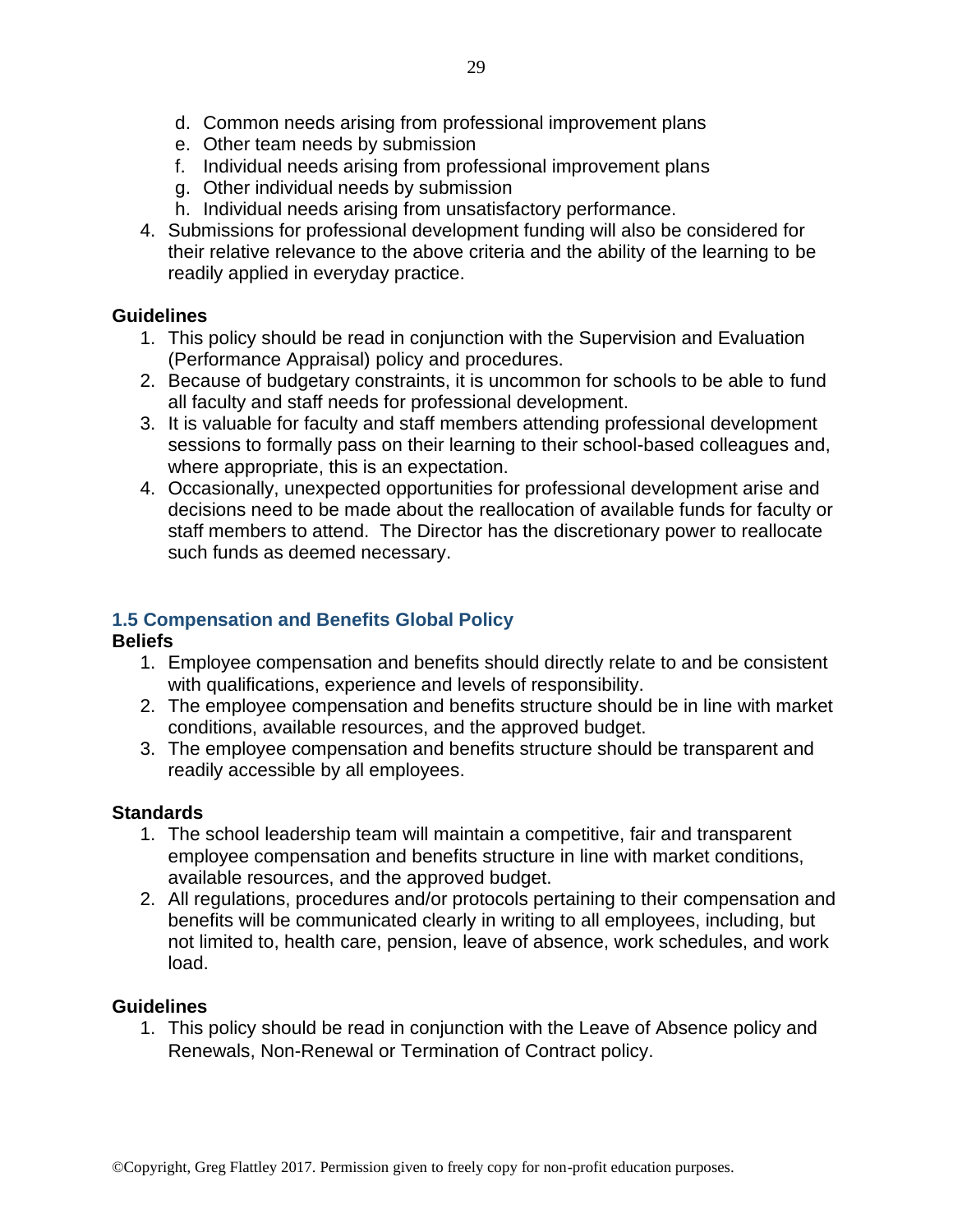d. Common needs arising from professional improvement plans
e. Other team needs by submission
f. Individual needs arising from professional improvement plans
g. Other individual needs by submission
h. Individual needs arising from unsatisfactory performance.

4. Submissions for professional development funding will also be considered for their relative relevance to the above criteria and the ability of the learning to be readily applied in everyday practice.

**Guidelines**

1. This policy should be read in conjunction with the Supervision and Evaluation (Performance Appraisal) policy and procedures.
2. Because of budgetary constraints, it is uncommon for schools to be able to fund all faculty and staff needs for professional development.
3. It is valuable for faculty and staff members attending professional development sessions to formally pass on their learning to their school-based colleagues and, where appropriate, this is an expectation.
4. Occasionally, unexpected opportunities for professional development arise and decisions need to be made about the reallocation of available funds for faculty or staff members to attend. The Director has the discretionary power to reallocate such funds as deemed necessary.

### 1.5 Compensation and Benefits Global Policy

**Beliefs**

1. Employee compensation and benefits should directly relate to and be consistent with qualifications, experience and levels of responsibility.
2. The employee compensation and benefits structure should be in line with market conditions, available resources, and the approved budget.
3. The employee compensation and benefits structure should be transparent and readily accessible by all employees.

**Standards**

1. The school leadership team will maintain a competitive, fair and transparent employee compensation and benefits structure in line with market conditions, available resources, and the approved budget.
2. All regulations, procedures and/or protocols pertaining to their compensation and benefits will be communicated clearly in writing to all employees, including, but not limited to, health care, pension, leave of absence, work schedules, and work load.

**Guidelines**

1. This policy should be read in conjunction with the Leave of Absence policy and Renewals, Non-Renewal or Termination of Contract policy.

©Copyright, Greg Flattley 2017. Permission given to freely copy for non-profit education purposes.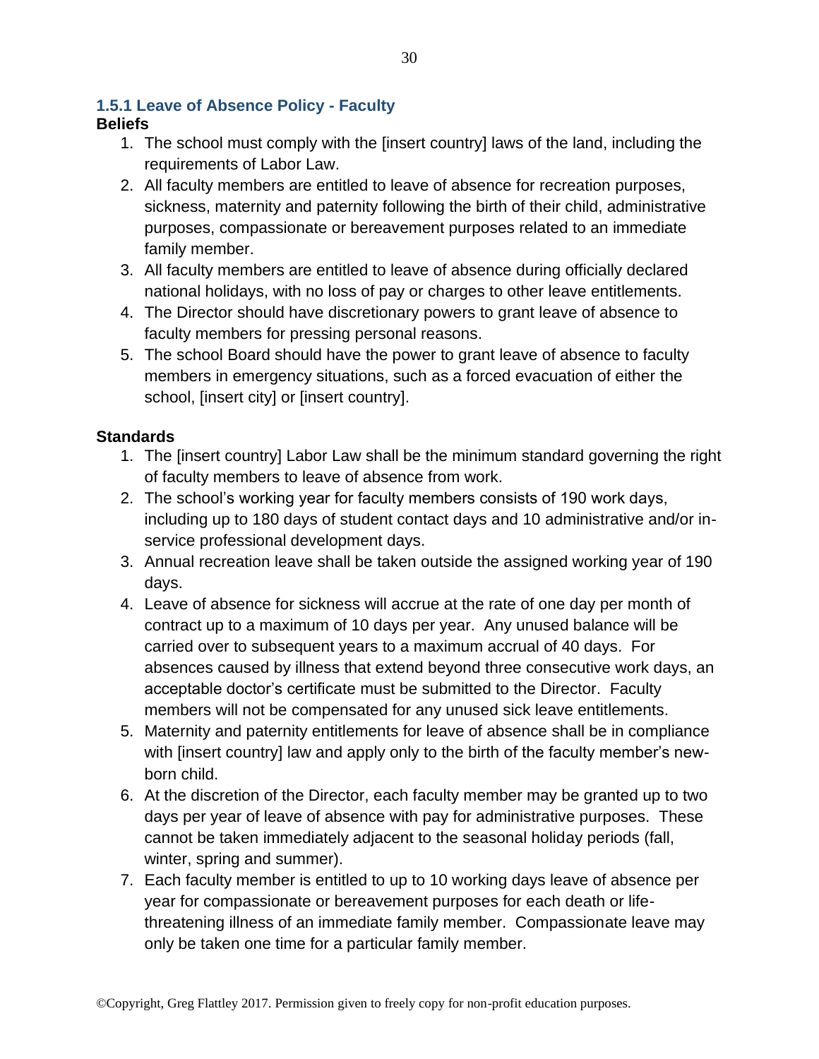### 1.5.1 Leave of Absence Policy - Faculty

**Beliefs**

1. The school must comply with the [insert country] laws of the land, including the requirements of Labor Law.
2. All faculty members are entitled to leave of absence for recreation purposes, sickness, maternity and paternity following the birth of their child, administrative purposes, compassionate or bereavement purposes related to an immediate family member.
3. All faculty members are entitled to leave of absence during officially declared national holidays, with no loss of pay or charges to other leave entitlements.
4. The Director should have discretionary powers to grant leave of absence to faculty members for pressing personal reasons.
5. The school Board should have the power to grant leave of absence to faculty members in emergency situations, such as a forced evacuation of either the school, [insert city] or [insert country].

**Standards**

1. The [insert country] Labor Law shall be the minimum standard governing the right of faculty members to leave of absence from work.
2. The school's working year for faculty members consists of 190 work days, including up to 180 days of student contact days and 10 administrative and/or in-service professional development days.
3. Annual recreation leave shall be taken outside the assigned working year of 190 days.
4. Leave of absence for sickness will accrue at the rate of one day per month of contract up to a maximum of 10 days per year. Any unused balance will be carried over to subsequent years to a maximum accrual of 40 days. For absences caused by illness that extend beyond three consecutive work days, an acceptable doctor's certificate must be submitted to the Director. Faculty members will not be compensated for any unused sick leave entitlements.
5. Maternity and paternity entitlements for leave of absence shall be in compliance with [insert country] law and apply only to the birth of the faculty member's new-born child.
6. At the discretion of the Director, each faculty member may be granted up to two days per year of leave of absence with pay for administrative purposes. These cannot be taken immediately adjacent to the seasonal holiday periods (fall, winter, spring and summer).
7. Each faculty member is entitled to up to 10 working days leave of absence per year for compassionate or bereavement purposes for each death or life-threatening illness of an immediate family member. Compassionate leave may only be taken one time for a particular family member.

©Copyright, Greg Flattley 2017. Permission given to freely copy for non-profit education purposes.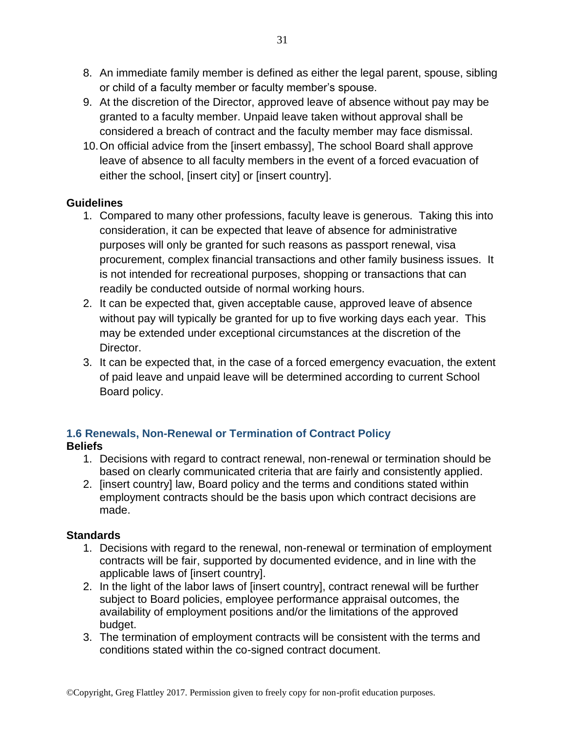8. An immediate family member is defined as either the legal parent, spouse, sibling or child of a faculty member or faculty member's spouse.
9. At the discretion of the Director, approved leave of absence without pay may be granted to a faculty member. Unpaid leave taken without approval shall be considered a breach of contract and the faculty member may face dismissal.
10. On official advice from the [insert embassy], The school Board shall approve leave of absence to all faculty members in the event of a forced evacuation of either the school, [insert city] or [insert country].

**Guidelines**

1. Compared to many other professions, faculty leave is generous. Taking this into consideration, it can be expected that leave of absence for administrative purposes will only be granted for such reasons as passport renewal, visa procurement, complex financial transactions and other family business issues. It is not intended for recreational purposes, shopping or transactions that can readily be conducted outside of normal working hours.
2. It can be expected that, given acceptable cause, approved leave of absence without pay will typically be granted for up to five working days each year. This may be extended under exceptional circumstances at the discretion of the Director.
3. It can be expected that, in the case of a forced emergency evacuation, the extent of paid leave and unpaid leave will be determined according to current School Board policy.

### 1.6 Renewals, Non-Renewal or Termination of Contract Policy

**Beliefs**

1. Decisions with regard to contract renewal, non-renewal or termination should be based on clearly communicated criteria that are fairly and consistently applied.
2. [insert country] law, Board policy and the terms and conditions stated within employment contracts should be the basis upon which contract decisions are made.

**Standards**

1. Decisions with regard to the renewal, non-renewal or termination of employment contracts will be fair, supported by documented evidence, and in line with the applicable laws of [insert country].
2. In the light of the labor laws of [insert country], contract renewal will be further subject to Board policies, employee performance appraisal outcomes, the availability of employment positions and/or the limitations of the approved budget.
3. The termination of employment contracts will be consistent with the terms and conditions stated within the co-signed contract document.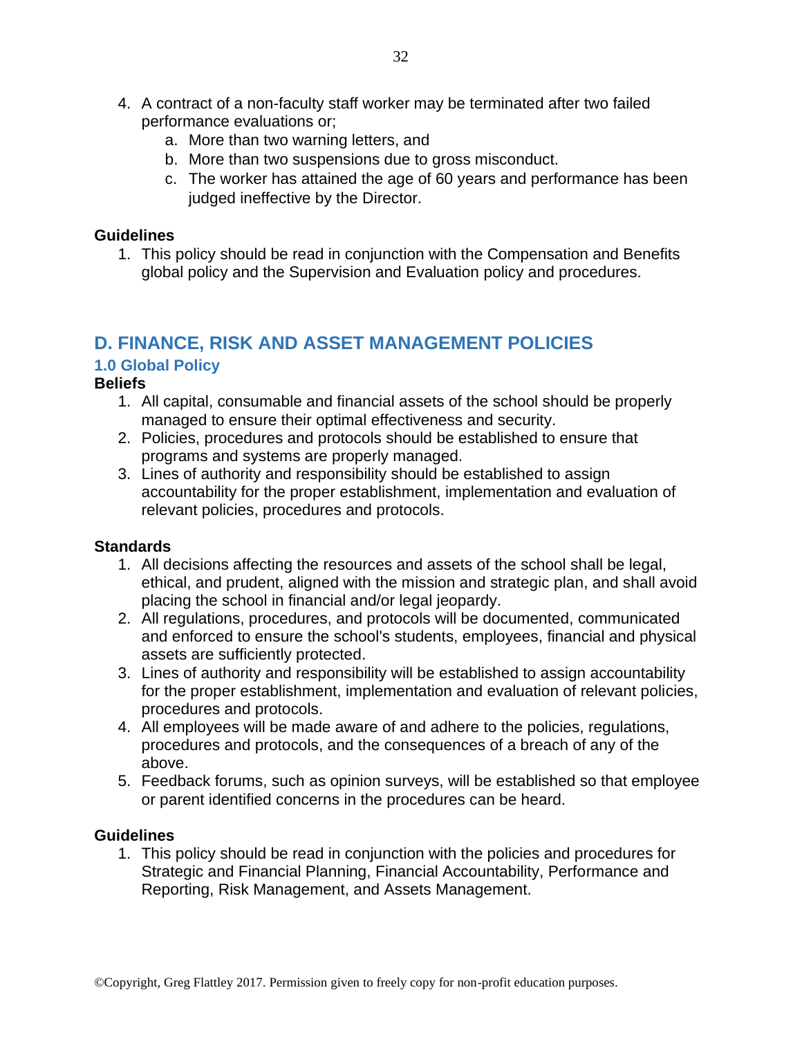4. A contract of a non-faculty staff worker may be terminated after two failed performance evaluations or;
    a. More than two warning letters, and
    b. More than two suspensions due to gross misconduct.
    c. The worker has attained the age of 60 years and performance has been judged ineffective by the Director.

**Guidelines**

1. This policy should be read in conjunction with the Compensation and Benefits global policy and the Supervision and Evaluation policy and procedures.

## D. FINANCE, RISK AND ASSET MANAGEMENT POLICIES

### 1.0 Global Policy

**Beliefs**

1. All capital, consumable and financial assets of the school should be properly managed to ensure their optimal effectiveness and security.
2. Policies, procedures and protocols should be established to ensure that programs and systems are properly managed.
3. Lines of authority and responsibility should be established to assign accountability for the proper establishment, implementation and evaluation of relevant policies, procedures and protocols.

**Standards**

1. All decisions affecting the resources and assets of the school shall be legal, ethical, and prudent, aligned with the mission and strategic plan, and shall avoid placing the school in financial and/or legal jeopardy.
2. All regulations, procedures, and protocols will be documented, communicated and enforced to ensure the school's students, employees, financial and physical assets are sufficiently protected.
3. Lines of authority and responsibility will be established to assign accountability for the proper establishment, implementation and evaluation of relevant policies, procedures and protocols.
4. All employees will be made aware of and adhere to the policies, regulations, procedures and protocols, and the consequences of a breach of any of the above.
5. Feedback forums, such as opinion surveys, will be established so that employee or parent identified concerns in the procedures can be heard.

**Guidelines**

1. This policy should be read in conjunction with the policies and procedures for Strategic and Financial Planning, Financial Accountability, Performance and Reporting, Risk Management, and Assets Management.

©Copyright, Greg Flattley 2017. Permission given to freely copy for non-profit education purposes.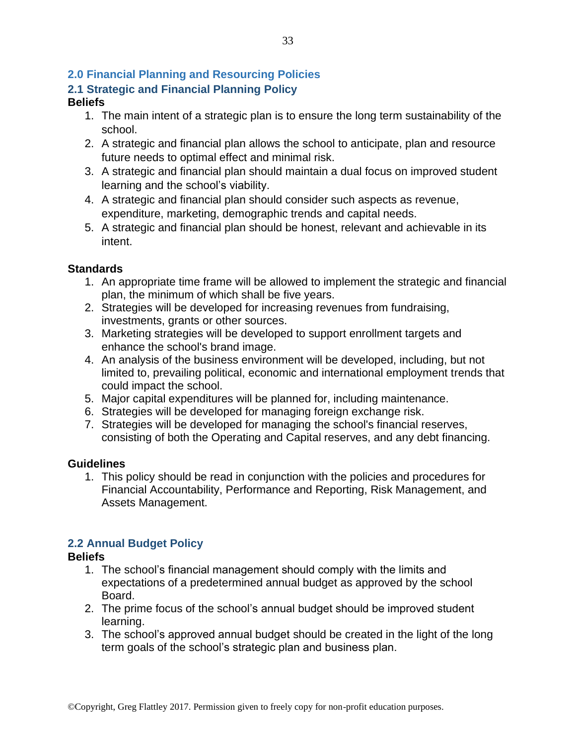## 2.0 Financial Planning and Resourcing Policies

### 2.1 Strategic and Financial Planning Policy

**Beliefs**

1. The main intent of a strategic plan is to ensure the long term sustainability of the school.
2. A strategic and financial plan allows the school to anticipate, plan and resource future needs to optimal effect and minimal risk.
3. A strategic and financial plan should maintain a dual focus on improved student learning and the school's viability.
4. A strategic and financial plan should consider such aspects as revenue, expenditure, marketing, demographic trends and capital needs.
5. A strategic and financial plan should be honest, relevant and achievable in its intent.

**Standards**

1. An appropriate time frame will be allowed to implement the strategic and financial plan, the minimum of which shall be five years.
2. Strategies will be developed for increasing revenues from fundraising, investments, grants or other sources.
3. Marketing strategies will be developed to support enrollment targets and enhance the school's brand image.
4. An analysis of the business environment will be developed, including, but not limited to, prevailing political, economic and international employment trends that could impact the school.
5. Major capital expenditures will be planned for, including maintenance.
6. Strategies will be developed for managing foreign exchange risk.
7. Strategies will be developed for managing the school's financial reserves, consisting of both the Operating and Capital reserves, and any debt financing.

**Guidelines**

1. This policy should be read in conjunction with the policies and procedures for Financial Accountability, Performance and Reporting, Risk Management, and Assets Management.

### 2.2 Annual Budget Policy

**Beliefs**

1. The school's financial management should comply with the limits and expectations of a predetermined annual budget as approved by the school Board.
2. The prime focus of the school's annual budget should be improved student learning.
3. The school's approved annual budget should be created in the light of the long term goals of the school's strategic plan and business plan.

©Copyright, Greg Flattley 2017. Permission given to freely copy for non-profit education purposes.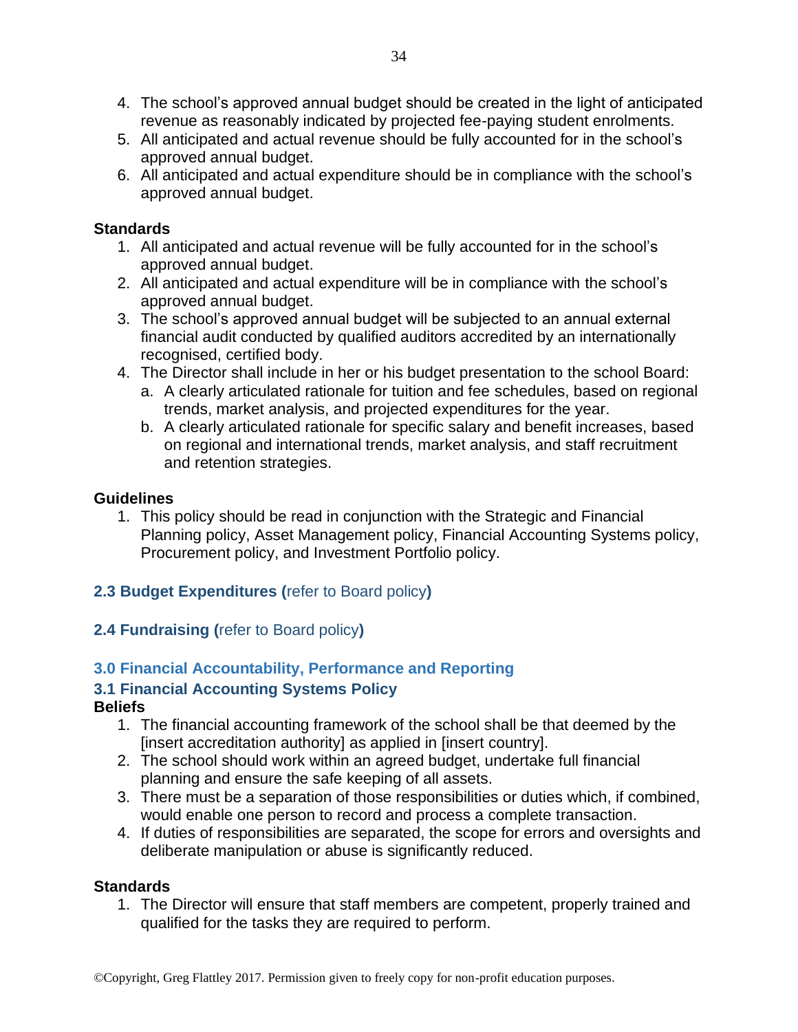4. The school's approved annual budget should be created in the light of anticipated revenue as reasonably indicated by projected fee-paying student enrolments.
5. All anticipated and actual revenue should be fully accounted for in the school's approved annual budget.
6. All anticipated and actual expenditure should be in compliance with the school's approved annual budget.

**Standards**

1. All anticipated and actual revenue will be fully accounted for in the school's approved annual budget.
2. All anticipated and actual expenditure will be in compliance with the school's approved annual budget.
3. The school's approved annual budget will be subjected to an annual external financial audit conducted by qualified auditors accredited by an internationally recognised, certified body.
4. The Director shall include in her or his budget presentation to the school Board:
   a. A clearly articulated rationale for tuition and fee schedules, based on regional trends, market analysis, and projected expenditures for the year.
   b. A clearly articulated rationale for specific salary and benefit increases, based on regional and international trends, market analysis, and staff recruitment and retention strategies.

**Guidelines**

1. This policy should be read in conjunction with the Strategic and Financial Planning policy, Asset Management policy, Financial Accounting Systems policy, Procurement policy, and Investment Portfolio policy.

### 2.3 Budget Expenditures (refer to Board policy)

### 2.4 Fundraising (refer to Board policy)

## 3.0 Financial Accountability, Performance and Reporting

### 3.1 Financial Accounting Systems Policy

**Beliefs**

1. The financial accounting framework of the school shall be that deemed by the [insert accreditation authority] as applied in [insert country].
2. The school should work within an agreed budget, undertake full financial planning and ensure the safe keeping of all assets.
3. There must be a separation of those responsibilities or duties which, if combined, would enable one person to record and process a complete transaction.
4. If duties of responsibilities are separated, the scope for errors and oversights and deliberate manipulation or abuse is significantly reduced.

**Standards**

1. The Director will ensure that staff members are competent, properly trained and qualified for the tasks they are required to perform.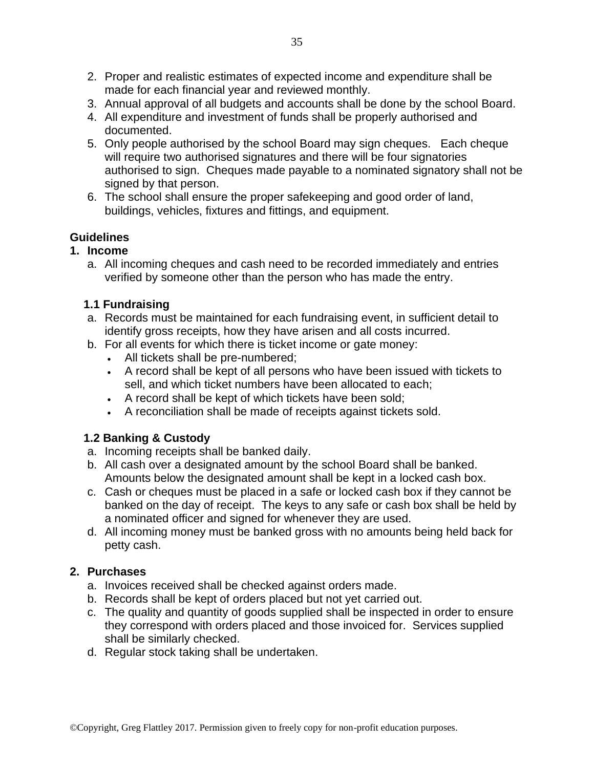2. Proper and realistic estimates of expected income and expenditure shall be made for each financial year and reviewed monthly.
3. Annual approval of all budgets and accounts shall be done by the school Board.
4. All expenditure and investment of funds shall be properly authorised and documented.
5. Only people authorised by the school Board may sign cheques. Each cheque will require two authorised signatures and there will be four signatories authorised to sign. Cheques made payable to a nominated signatory shall not be signed by that person.
6. The school shall ensure the proper safekeeping and good order of land, buildings, vehicles, fixtures and fittings, and equipment.

**Guidelines**

**1. Income**

a. All incoming cheques and cash need to be recorded immediately and entries verified by someone other than the person who has made the entry.

**1.1 Fundraising**

a. Records must be maintained for each fundraising event, in sufficient detail to identify gross receipts, how they have arisen and all costs incurred.
b. For all events for which there is ticket income or gate money:
   - All tickets shall be pre-numbered;
   - A record shall be kept of all persons who have been issued with tickets to sell, and which ticket numbers have been allocated to each;
   - A record shall be kept of which tickets have been sold;
   - A reconciliation shall be made of receipts against tickets sold.

**1.2 Banking & Custody**

a. Incoming receipts shall be banked daily.
b. All cash over a designated amount by the school Board shall be banked. Amounts below the designated amount shall be kept in a locked cash box.
c. Cash or cheques must be placed in a safe or locked cash box if they cannot be banked on the day of receipt. The keys to any safe or cash box shall be held by a nominated officer and signed for whenever they are used.
d. All incoming money must be banked gross with no amounts being held back for petty cash.

**2. Purchases**

a. Invoices received shall be checked against orders made.
b. Records shall be kept of orders placed but not yet carried out.
c. The quality and quantity of goods supplied shall be inspected in order to ensure they correspond with orders placed and those invoiced for. Services supplied shall be similarly checked.
d. Regular stock taking shall be undertaken.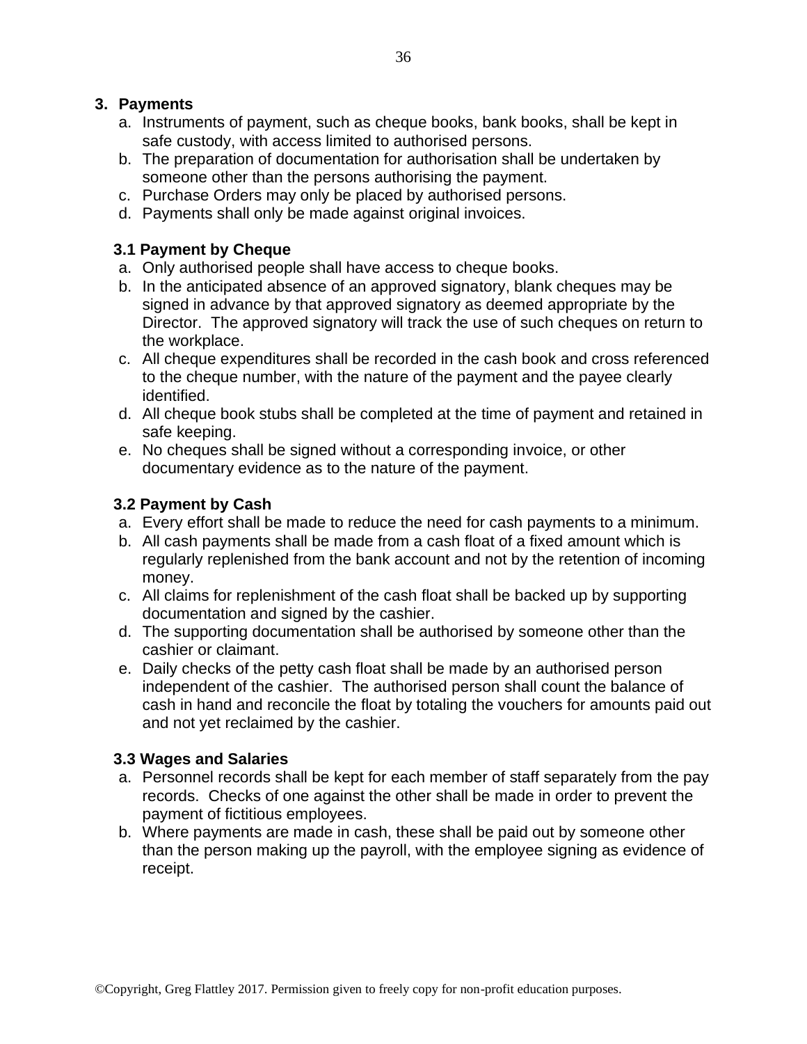## 3. Payments

a. Instruments of payment, such as cheque books, bank books, shall be kept in safe custody, with access limited to authorised persons.
b. The preparation of documentation for authorisation shall be undertaken by someone other than the persons authorising the payment.
c. Purchase Orders may only be placed by authorised persons.
d. Payments shall only be made against original invoices.

### 3.1 Payment by Cheque

a. Only authorised people shall have access to cheque books.
b. In the anticipated absence of an approved signatory, blank cheques may be signed in advance by that approved signatory as deemed appropriate by the Director. The approved signatory will track the use of such cheques on return to the workplace.
c. All cheque expenditures shall be recorded in the cash book and cross referenced to the cheque number, with the nature of the payment and the payee clearly identified.
d. All cheque book stubs shall be completed at the time of payment and retained in safe keeping.
e. No cheques shall be signed without a corresponding invoice, or other documentary evidence as to the nature of the payment.

### 3.2 Payment by Cash

a. Every effort shall be made to reduce the need for cash payments to a minimum.
b. All cash payments shall be made from a cash float of a fixed amount which is regularly replenished from the bank account and not by the retention of incoming money.
c. All claims for replenishment of the cash float shall be backed up by supporting documentation and signed by the cashier.
d. The supporting documentation shall be authorised by someone other than the cashier or claimant.
e. Daily checks of the petty cash float shall be made by an authorised person independent of the cashier. The authorised person shall count the balance of cash in hand and reconcile the float by totaling the vouchers for amounts paid out and not yet reclaimed by the cashier.

### 3.3 Wages and Salaries

a. Personnel records shall be kept for each member of staff separately from the pay records. Checks of one against the other shall be made in order to prevent the payment of fictitious employees.
b. Where payments are made in cash, these shall be paid out by someone other than the person making up the payroll, with the employee signing as evidence of receipt.

©Copyright, Greg Flattley 2017. Permission given to freely copy for non-profit education purposes.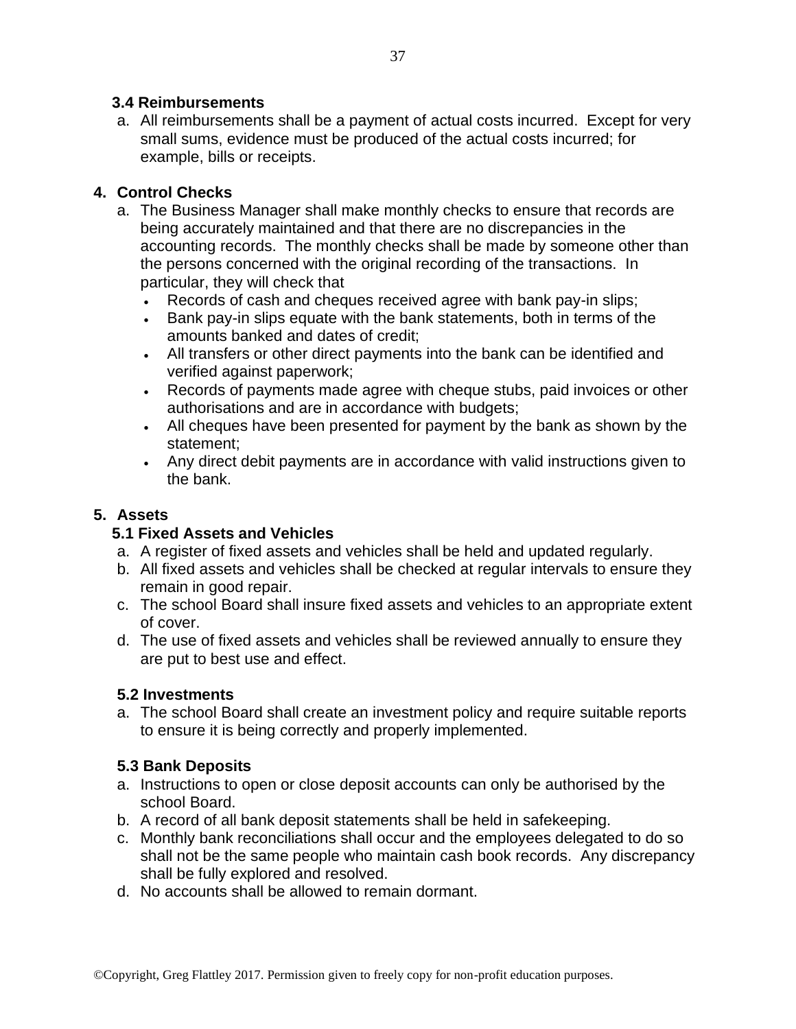### 3.4 Reimbursements

a. All reimbursements shall be a payment of actual costs incurred. Except for very small sums, evidence must be produced of the actual costs incurred; for example, bills or receipts.

## 4. Control Checks

a. The Business Manager shall make monthly checks to ensure that records are being accurately maintained and that there are no discrepancies in the accounting records. The monthly checks shall be made by someone other than the persons concerned with the original recording of the transactions. In particular, they will check that
   - Records of cash and cheques received agree with bank pay-in slips;
   - Bank pay-in slips equate with the bank statements, both in terms of the amounts banked and dates of credit;
   - All transfers or other direct payments into the bank can be identified and verified against paperwork;
   - Records of payments made agree with cheque stubs, paid invoices or other authorisations and are in accordance with budgets;
   - All cheques have been presented for payment by the bank as shown by the statement;
   - Any direct debit payments are in accordance with valid instructions given to the bank.

## 5. Assets

### 5.1 Fixed Assets and Vehicles

a. A register of fixed assets and vehicles shall be held and updated regularly.
b. All fixed assets and vehicles shall be checked at regular intervals to ensure they remain in good repair.
c. The school Board shall insure fixed assets and vehicles to an appropriate extent of cover.
d. The use of fixed assets and vehicles shall be reviewed annually to ensure they are put to best use and effect.

### 5.2 Investments

a. The school Board shall create an investment policy and require suitable reports to ensure it is being correctly and properly implemented.

### 5.3 Bank Deposits

a. Instructions to open or close deposit accounts can only be authorised by the school Board.
b. A record of all bank deposit statements shall be held in safekeeping.
c. Monthly bank reconciliations shall occur and the employees delegated to do so shall not be the same people who maintain cash book records. Any discrepancy shall be fully explored and resolved.
d. No accounts shall be allowed to remain dormant.

©Copyright, Greg Flattley 2017. Permission given to freely copy for non-profit education purposes.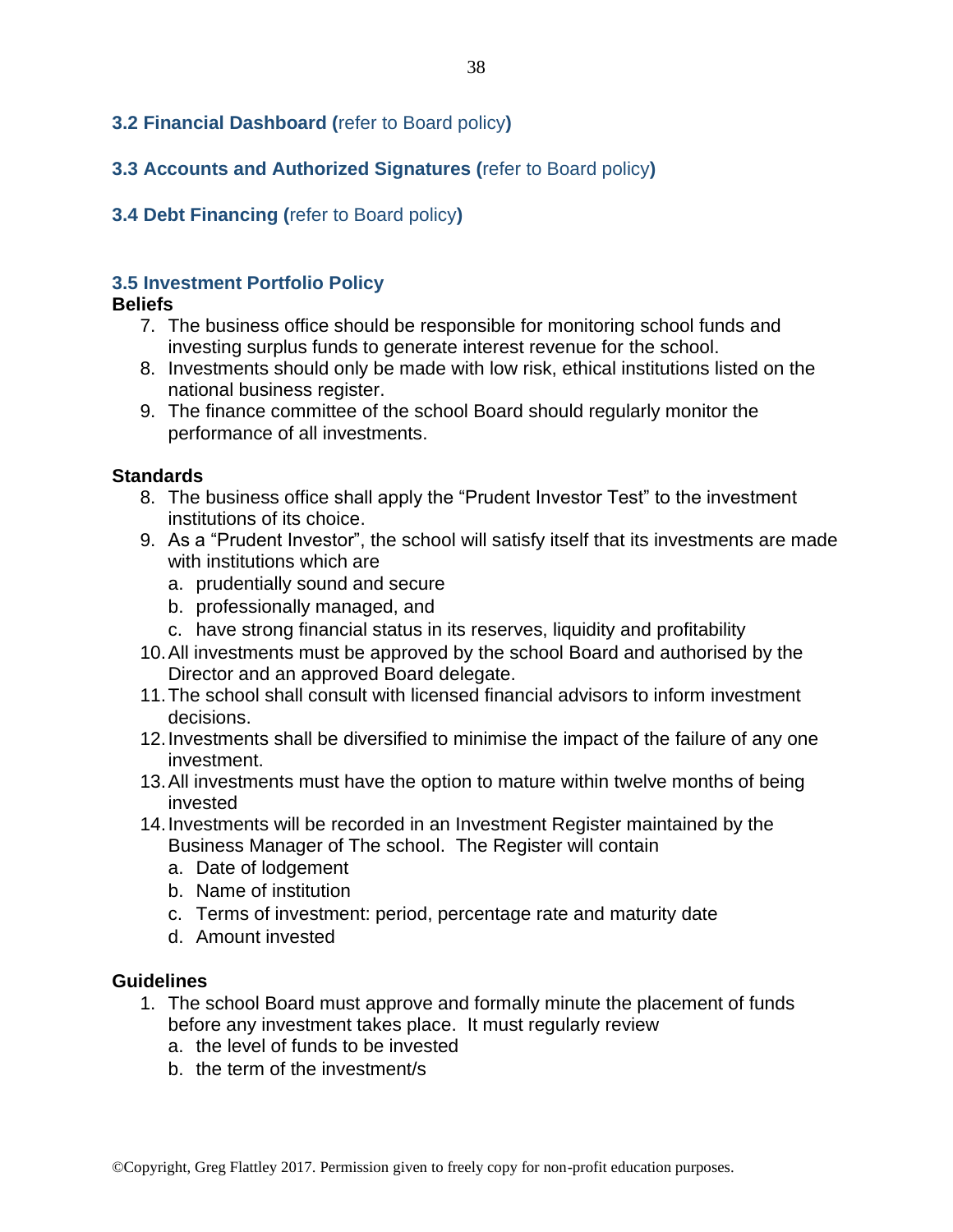## 3.2 Financial Dashboard (refer to Board policy)

## 3.3 Accounts and Authorized Signatures (refer to Board policy)

## 3.4 Debt Financing (refer to Board policy)

## 3.5 Investment Portfolio Policy

**Beliefs**

7. The business office should be responsible for monitoring school funds and investing surplus funds to generate interest revenue for the school.
8. Investments should only be made with low risk, ethical institutions listed on the national business register.
9. The finance committee of the school Board should regularly monitor the performance of all investments.

**Standards**

8. The business office shall apply the "Prudent Investor Test" to the investment institutions of its choice.
9. As a "Prudent Investor", the school will satisfy itself that its investments are made with institutions which are
   a. prudentially sound and secure
   b. professionally managed, and
   c. have strong financial status in its reserves, liquidity and profitability
10. All investments must be approved by the school Board and authorised by the Director and an approved Board delegate.
11. The school shall consult with licensed financial advisors to inform investment decisions.
12. Investments shall be diversified to minimise the impact of the failure of any one investment.
13. All investments must have the option to mature within twelve months of being invested
14. Investments will be recorded in an Investment Register maintained by the Business Manager of The school. The Register will contain
    a. Date of lodgement
    b. Name of institution
    c. Terms of investment: period, percentage rate and maturity date
    d. Amount invested

**Guidelines**

1. The school Board must approve and formally minute the placement of funds before any investment takes place. It must regularly review
   a. the level of funds to be invested
   b. the term of the investment/s

©Copyright, Greg Flattley 2017. Permission given to freely copy for non-profit education purposes.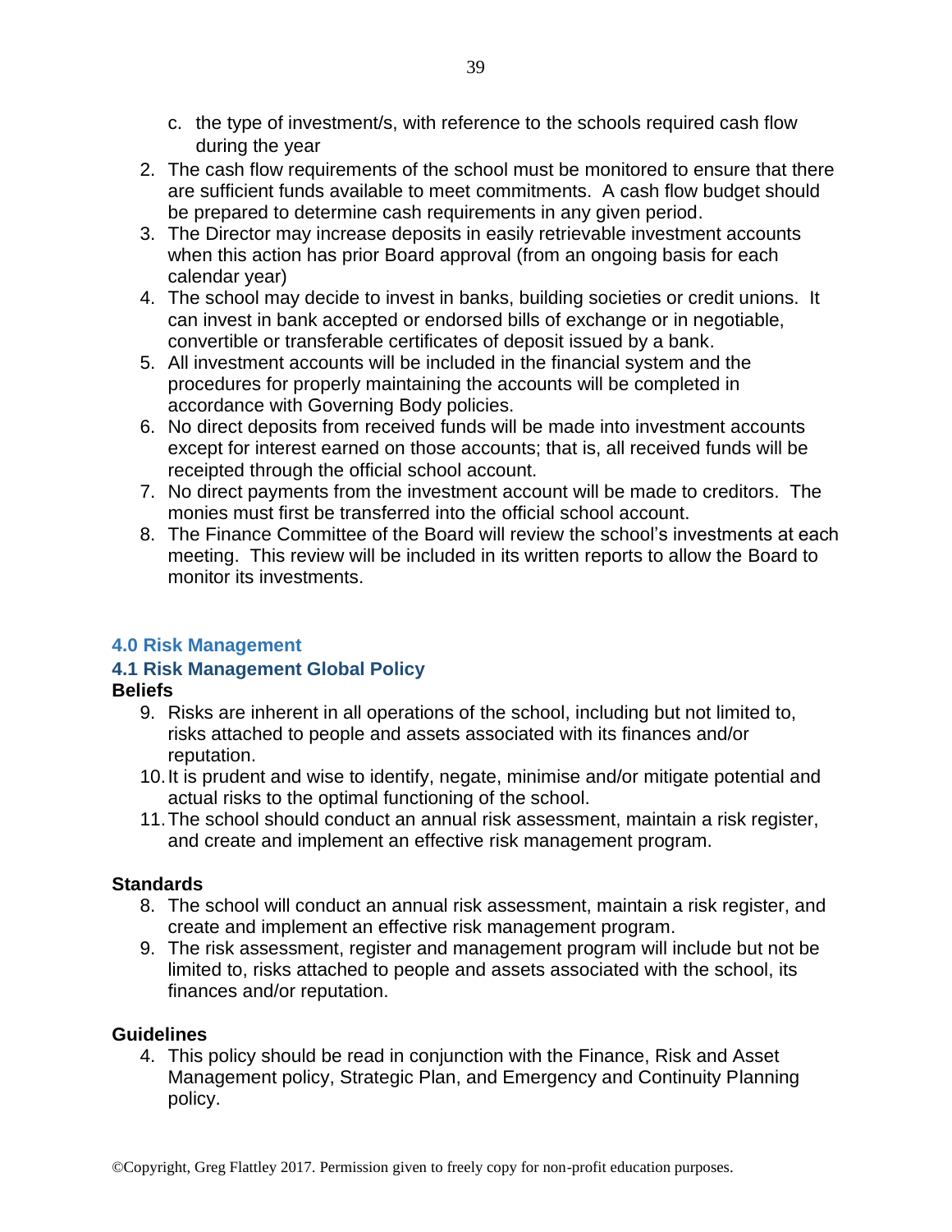c. the type of investment/s, with reference to the schools required cash flow during the year

2. The cash flow requirements of the school must be monitored to ensure that there are sufficient funds available to meet commitments. A cash flow budget should be prepared to determine cash requirements in any given period.
3. The Director may increase deposits in easily retrievable investment accounts when this action has prior Board approval (from an ongoing basis for each calendar year)
4. The school may decide to invest in banks, building societies or credit unions. It can invest in bank accepted or endorsed bills of exchange or in negotiable, convertible or transferable certificates of deposit issued by a bank.
5. All investment accounts will be included in the financial system and the procedures for properly maintaining the accounts will be completed in accordance with Governing Body policies.
6. No direct deposits from received funds will be made into investment accounts except for interest earned on those accounts; that is, all received funds will be receipted through the official school account.
7. No direct payments from the investment account will be made to creditors. The monies must first be transferred into the official school account.
8. The Finance Committee of the Board will review the school's investments at each meeting. This review will be included in its written reports to allow the Board to monitor its investments.

## 4.0 Risk Management

### 4.1 Risk Management Global Policy

**Beliefs**

9. Risks are inherent in all operations of the school, including but not limited to, risks attached to people and assets associated with its finances and/or reputation.
10. It is prudent and wise to identify, negate, minimise and/or mitigate potential and actual risks to the optimal functioning of the school.
11. The school should conduct an annual risk assessment, maintain a risk register, and create and implement an effective risk management program.

**Standards**

8. The school will conduct an annual risk assessment, maintain a risk register, and create and implement an effective risk management program.
9. The risk assessment, register and management program will include but not be limited to, risks attached to people and assets associated with the school, its finances and/or reputation.

**Guidelines**

4. This policy should be read in conjunction with the Finance, Risk and Asset Management policy, Strategic Plan, and Emergency and Continuity Planning policy.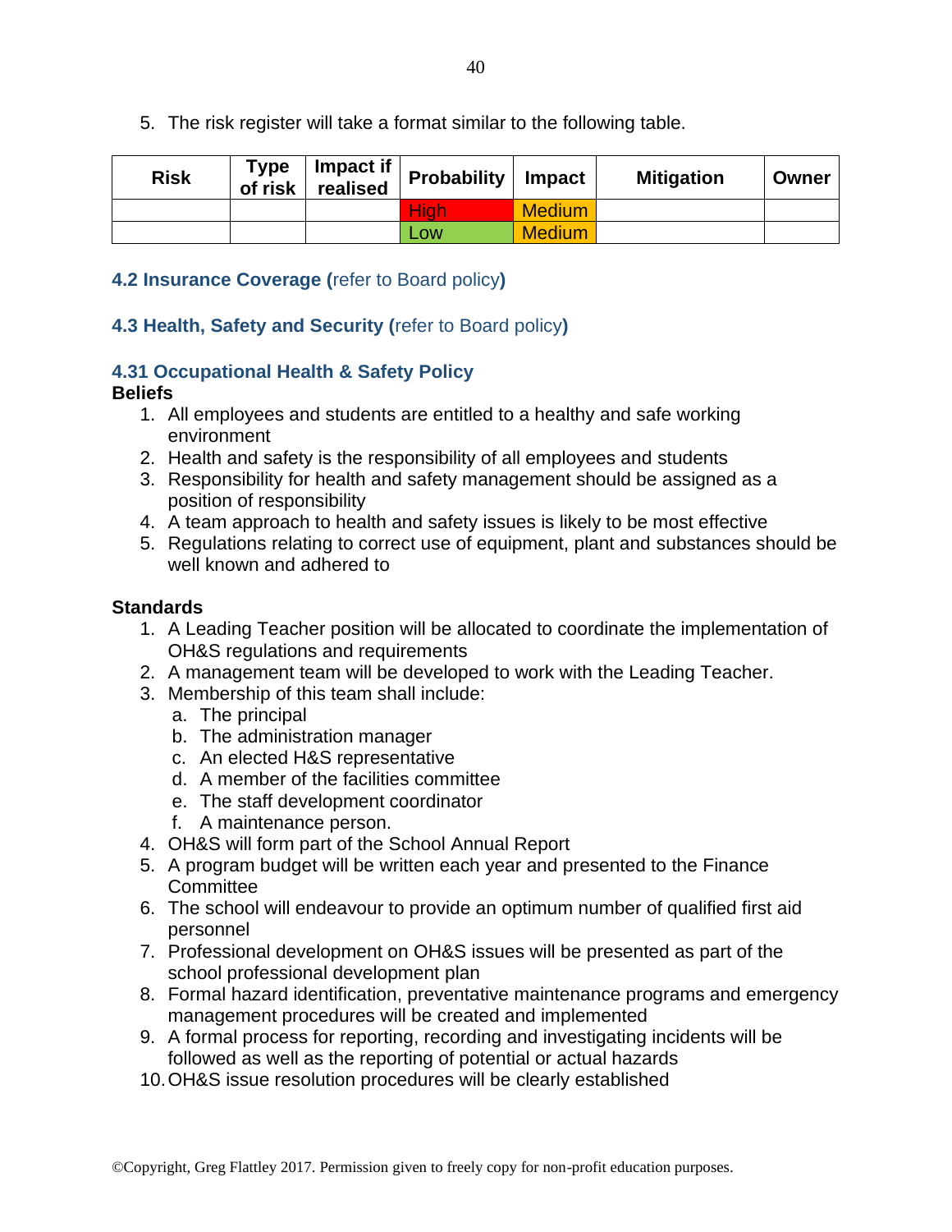5. The risk register will take a format similar to the following table.

| Risk | Type of risk | Impact if realised | Probability | Impact | Mitigation | Owner |
|---|---|---|---|---|---|---|
| | | | High | Medium | | |
| | | | Low | Medium | | |

### 4.2 Insurance Coverage (refer to Board policy)

### 4.3 Health, Safety and Security (refer to Board policy)

### 4.31 Occupational Health & Safety Policy

**Beliefs**

1. All employees and students are entitled to a healthy and safe working environment
2. Health and safety is the responsibility of all employees and students
3. Responsibility for health and safety management should be assigned as a position of responsibility
4. A team approach to health and safety issues is likely to be most effective
5. Regulations relating to correct use of equipment, plant and substances should be well known and adhered to

**Standards**

1. A Leading Teacher position will be allocated to coordinate the implementation of OH&S regulations and requirements
2. A management team will be developed to work with the Leading Teacher.
3. Membership of this team shall include:
   a. The principal
   b. The administration manager
   c. An elected H&S representative
   d. A member of the facilities committee
   e. The staff development coordinator
   f. A maintenance person.
4. OH&S will form part of the School Annual Report
5. A program budget will be written each year and presented to the Finance Committee
6. The school will endeavour to provide an optimum number of qualified first aid personnel
7. Professional development on OH&S issues will be presented as part of the school professional development plan
8. Formal hazard identification, preventative maintenance programs and emergency management procedures will be created and implemented
9. A formal process for reporting, recording and investigating incidents will be followed as well as the reporting of potential or actual hazards
10. OH&S issue resolution procedures will be clearly established

©Copyright, Greg Flattley 2017. Permission given to freely copy for non-profit education purposes.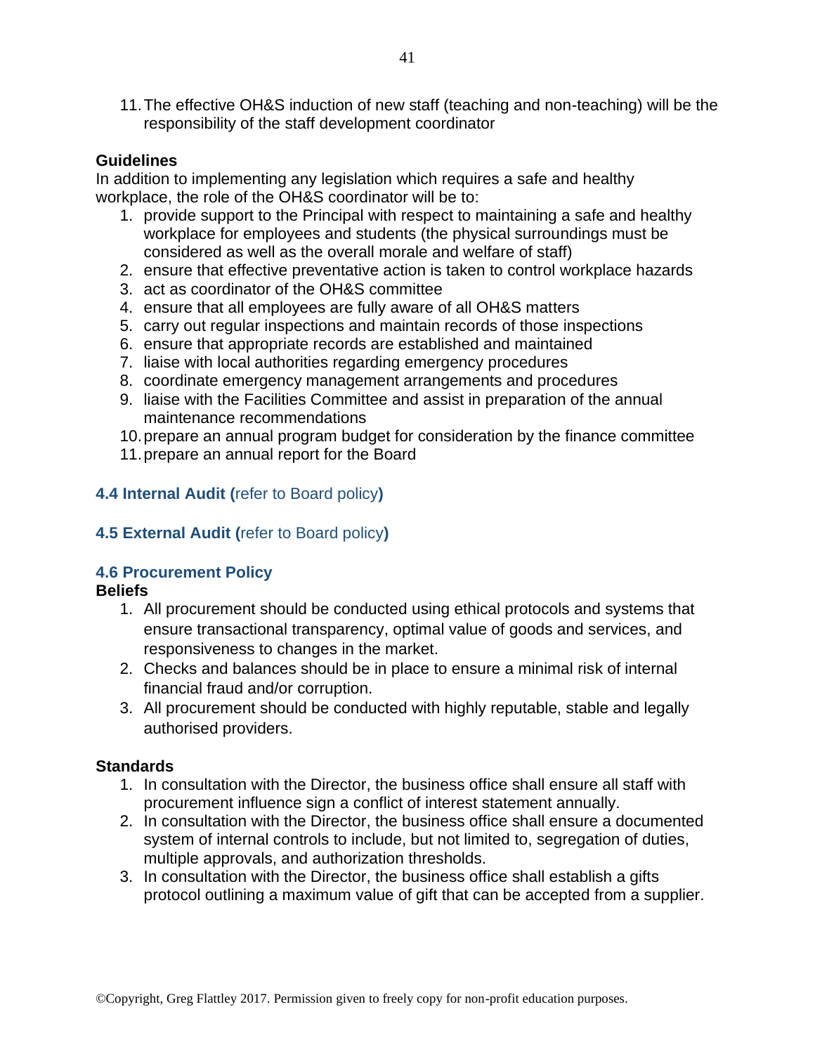11. The effective OH&S induction of new staff (teaching and non-teaching) will be the responsibility of the staff development coordinator

**Guidelines**

In addition to implementing any legislation which requires a safe and healthy workplace, the role of the OH&S coordinator will be to:

1. provide support to the Principal with respect to maintaining a safe and healthy workplace for employees and students (the physical surroundings must be considered as well as the overall morale and welfare of staff)
2. ensure that effective preventative action is taken to control workplace hazards
3. act as coordinator of the OH&S committee
4. ensure that all employees are fully aware of all OH&S matters
5. carry out regular inspections and maintain records of those inspections
6. ensure that appropriate records are established and maintained
7. liaise with local authorities regarding emergency procedures
8. coordinate emergency management arrangements and procedures
9. liaise with the Facilities Committee and assist in preparation of the annual maintenance recommendations
10. prepare an annual program budget for consideration by the finance committee
11. prepare an annual report for the Board

### 4.4 Internal Audit (refer to Board policy)

### 4.5 External Audit (refer to Board policy)

### 4.6 Procurement Policy

**Beliefs**

1. All procurement should be conducted using ethical protocols and systems that ensure transactional transparency, optimal value of goods and services, and responsiveness to changes in the market.
2. Checks and balances should be in place to ensure a minimal risk of internal financial fraud and/or corruption.
3. All procurement should be conducted with highly reputable, stable and legally authorised providers.

**Standards**

1. In consultation with the Director, the business office shall ensure all staff with procurement influence sign a conflict of interest statement annually.
2. In consultation with the Director, the business office shall ensure a documented system of internal controls to include, but not limited to, segregation of duties, multiple approvals, and authorization thresholds.
3. In consultation with the Director, the business office shall establish a gifts protocol outlining a maximum value of gift that can be accepted from a supplier.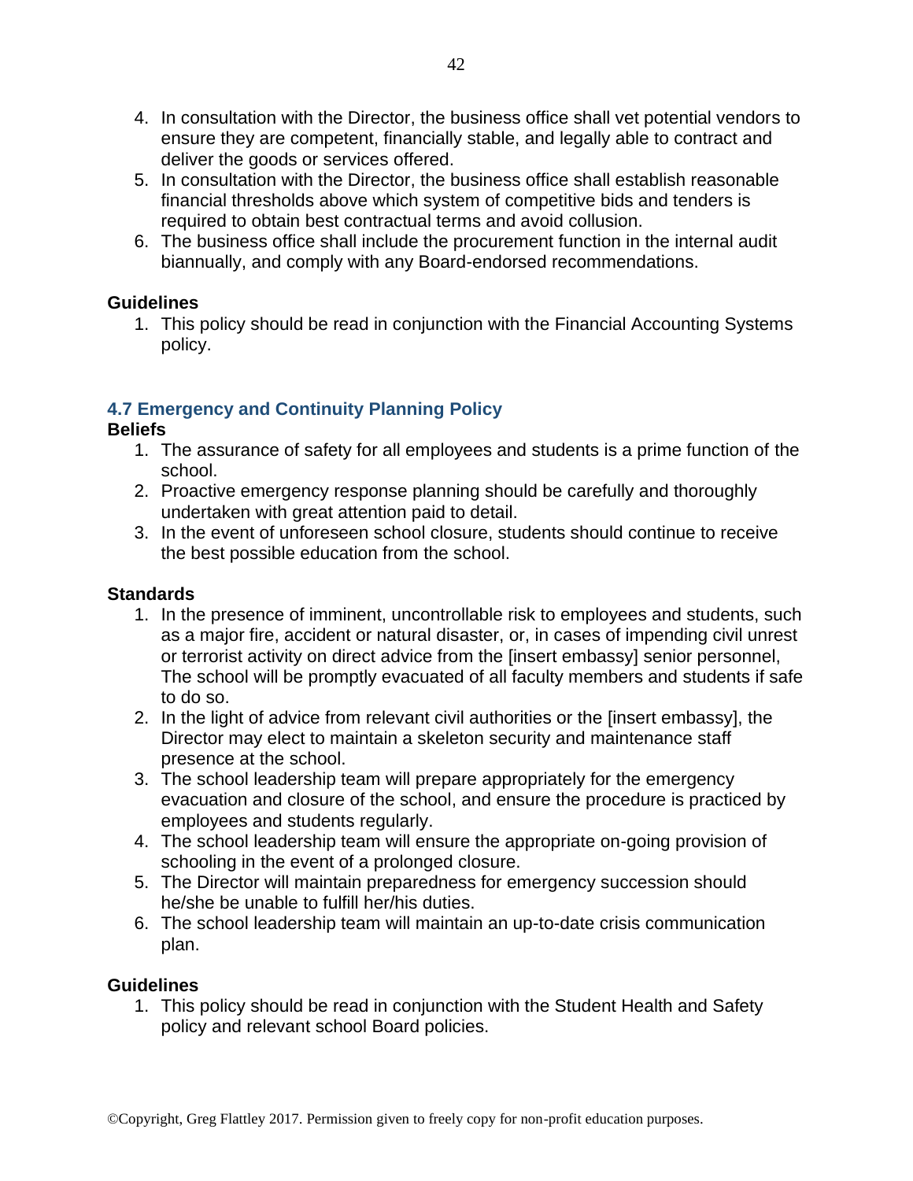4. In consultation with the Director, the business office shall vet potential vendors to ensure they are competent, financially stable, and legally able to contract and deliver the goods or services offered.
5. In consultation with the Director, the business office shall establish reasonable financial thresholds above which system of competitive bids and tenders is required to obtain best contractual terms and avoid collusion.
6. The business office shall include the procurement function in the internal audit biannually, and comply with any Board-endorsed recommendations.

**Guidelines**

1. This policy should be read in conjunction with the Financial Accounting Systems policy.

### 4.7 Emergency and Continuity Planning Policy

**Beliefs**

1. The assurance of safety for all employees and students is a prime function of the school.
2. Proactive emergency response planning should be carefully and thoroughly undertaken with great attention paid to detail.
3. In the event of unforeseen school closure, students should continue to receive the best possible education from the school.

**Standards**

1. In the presence of imminent, uncontrollable risk to employees and students, such as a major fire, accident or natural disaster, or, in cases of impending civil unrest or terrorist activity on direct advice from the [insert embassy] senior personnel, The school will be promptly evacuated of all faculty members and students if safe to do so.
2. In the light of advice from relevant civil authorities or the [insert embassy], the Director may elect to maintain a skeleton security and maintenance staff presence at the school.
3. The school leadership team will prepare appropriately for the emergency evacuation and closure of the school, and ensure the procedure is practiced by employees and students regularly.
4. The school leadership team will ensure the appropriate on-going provision of schooling in the event of a prolonged closure.
5. The Director will maintain preparedness for emergency succession should he/she be unable to fulfill her/his duties.
6. The school leadership team will maintain an up-to-date crisis communication plan.

**Guidelines**

1. This policy should be read in conjunction with the Student Health and Safety policy and relevant school Board policies.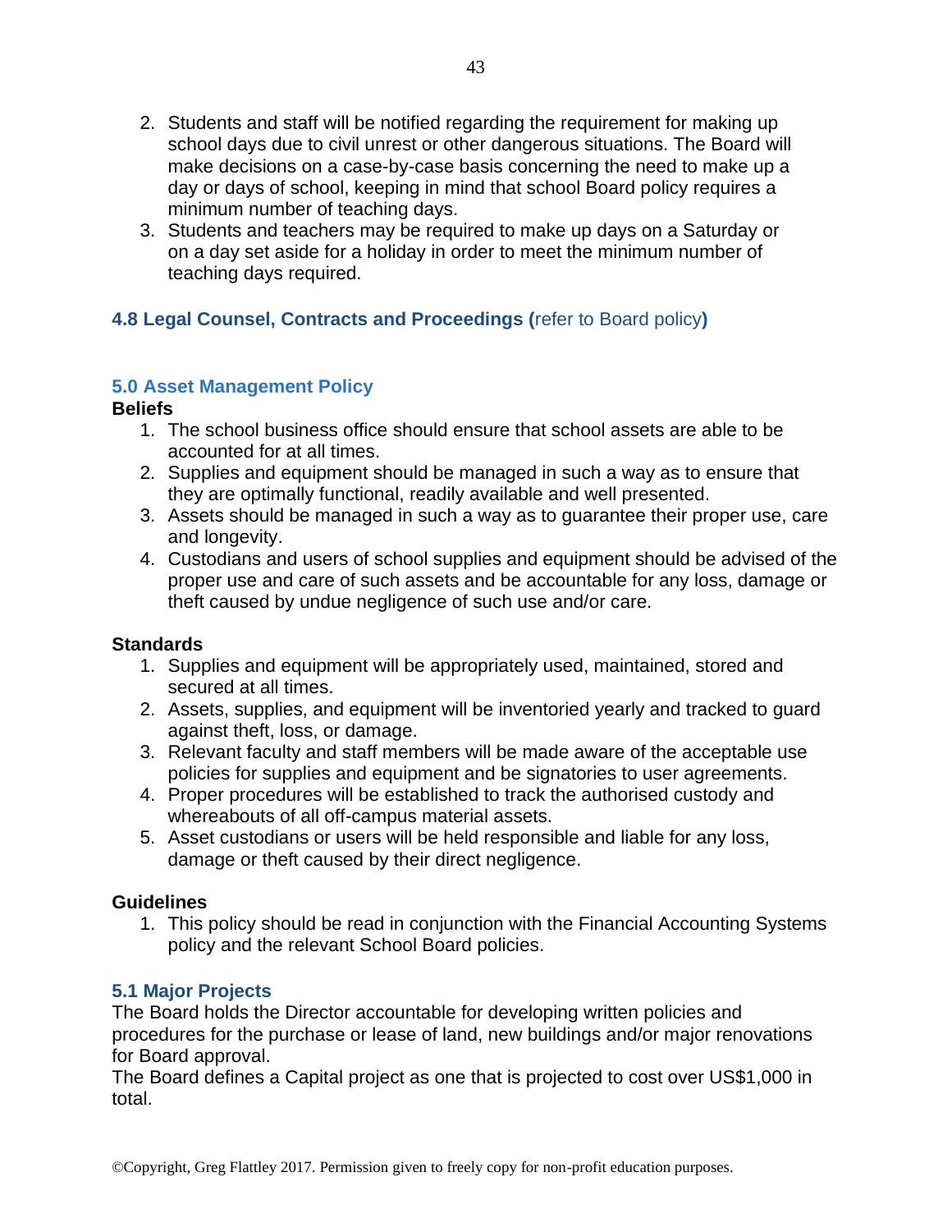2. Students and staff will be notified regarding the requirement for making up school days due to civil unrest or other dangerous situations. The Board will make decisions on a case-by-case basis concerning the need to make up a day or days of school, keeping in mind that school Board policy requires a minimum number of teaching days.
3. Students and teachers may be required to make up days on a Saturday or on a day set aside for a holiday in order to meet the minimum number of teaching days required.

### 4.8 Legal Counsel, Contracts and Proceedings (refer to Board policy)

## 5.0 Asset Management Policy

**Beliefs**

1. The school business office should ensure that school assets are able to be accounted for at all times.
2. Supplies and equipment should be managed in such a way as to ensure that they are optimally functional, readily available and well presented.
3. Assets should be managed in such a way as to guarantee their proper use, care and longevity.
4. Custodians and users of school supplies and equipment should be advised of the proper use and care of such assets and be accountable for any loss, damage or theft caused by undue negligence of such use and/or care.

**Standards**

1. Supplies and equipment will be appropriately used, maintained, stored and secured at all times.
2. Assets, supplies, and equipment will be inventoried yearly and tracked to guard against theft, loss, or damage.
3. Relevant faculty and staff members will be made aware of the acceptable use policies for supplies and equipment and be signatories to user agreements.
4. Proper procedures will be established to track the authorised custody and whereabouts of all off-campus material assets.
5. Asset custodians or users will be held responsible and liable for any loss, damage or theft caused by their direct negligence.

**Guidelines**

1. This policy should be read in conjunction with the Financial Accounting Systems policy and the relevant School Board policies.

### 5.1 Major Projects

The Board holds the Director accountable for developing written policies and procedures for the purchase or lease of land, new buildings and/or major renovations for Board approval.
The Board defines a Capital project as one that is projected to cost over US$1,000 in total.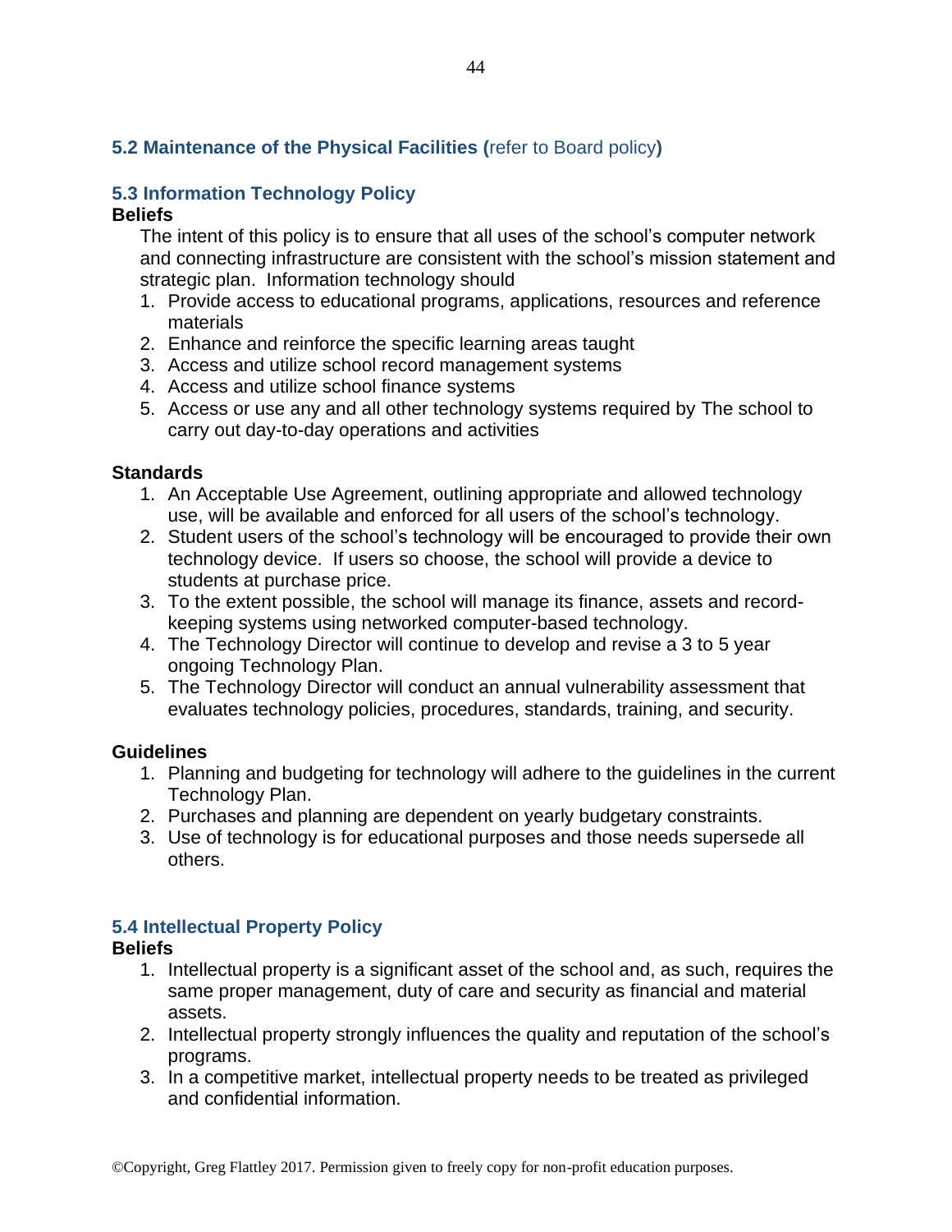## 5.2 Maintenance of the Physical Facilities (refer to Board policy)

## 5.3 Information Technology Policy

**Beliefs**

The intent of this policy is to ensure that all uses of the school's computer network and connecting infrastructure are consistent with the school's mission statement and strategic plan. Information technology should

1. Provide access to educational programs, applications, resources and reference materials
2. Enhance and reinforce the specific learning areas taught
3. Access and utilize school record management systems
4. Access and utilize school finance systems
5. Access or use any and all other technology systems required by The school to carry out day-to-day operations and activities

**Standards**

1. An Acceptable Use Agreement, outlining appropriate and allowed technology use, will be available and enforced for all users of the school's technology.
2. Student users of the school's technology will be encouraged to provide their own technology device. If users so choose, the school will provide a device to students at purchase price.
3. To the extent possible, the school will manage its finance, assets and record-keeping systems using networked computer-based technology.
4. The Technology Director will continue to develop and revise a 3 to 5 year ongoing Technology Plan.
5. The Technology Director will conduct an annual vulnerability assessment that evaluates technology policies, procedures, standards, training, and security.

**Guidelines**

1. Planning and budgeting for technology will adhere to the guidelines in the current Technology Plan.
2. Purchases and planning are dependent on yearly budgetary constraints.
3. Use of technology is for educational purposes and those needs supersede all others.

## 5.4 Intellectual Property Policy

**Beliefs**

1. Intellectual property is a significant asset of the school and, as such, requires the same proper management, duty of care and security as financial and material assets.
2. Intellectual property strongly influences the quality and reputation of the school's programs.
3. In a competitive market, intellectual property needs to be treated as privileged and confidential information.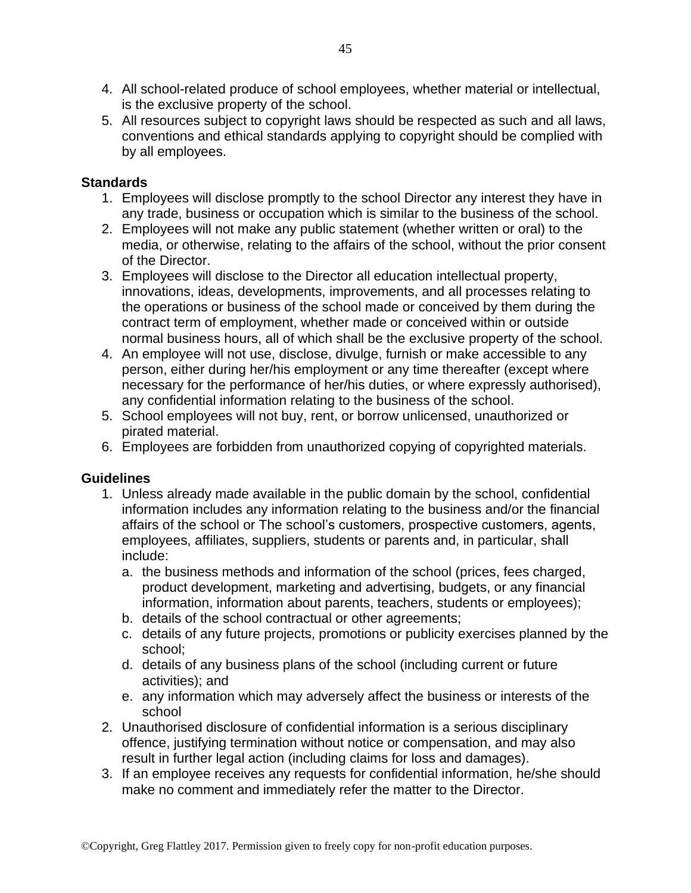4. All school-related produce of school employees, whether material or intellectual, is the exclusive property of the school.
5. All resources subject to copyright laws should be respected as such and all laws, conventions and ethical standards applying to copyright should be complied with by all employees.

**Standards**

1. Employees will disclose promptly to the school Director any interest they have in any trade, business or occupation which is similar to the business of the school.
2. Employees will not make any public statement (whether written or oral) to the media, or otherwise, relating to the affairs of the school, without the prior consent of the Director.
3. Employees will disclose to the Director all education intellectual property, innovations, ideas, developments, improvements, and all processes relating to the operations or business of the school made or conceived by them during the contract term of employment, whether made or conceived within or outside normal business hours, all of which shall be the exclusive property of the school.
4. An employee will not use, disclose, divulge, furnish or make accessible to any person, either during her/his employment or any time thereafter (except where necessary for the performance of her/his duties, or where expressly authorised), any confidential information relating to the business of the school.
5. School employees will not buy, rent, or borrow unlicensed, unauthorized or pirated material.
6. Employees are forbidden from unauthorized copying of copyrighted materials.

**Guidelines**

1. Unless already made available in the public domain by the school, confidential information includes any information relating to the business and/or the financial affairs of the school or The school's customers, prospective customers, agents, employees, affiliates, suppliers, students or parents and, in particular, shall include:
   a. the business methods and information of the school (prices, fees charged, product development, marketing and advertising, budgets, or any financial information, information about parents, teachers, students or employees);
   b. details of the school contractual or other agreements;
   c. details of any future projects, promotions or publicity exercises planned by the school;
   d. details of any business plans of the school (including current or future activities); and
   e. any information which may adversely affect the business or interests of the school
2. Unauthorised disclosure of confidential information is a serious disciplinary offence, justifying termination without notice or compensation, and may also result in further legal action (including claims for loss and damages).
3. If an employee receives any requests for confidential information, he/she should make no comment and immediately refer the matter to the Director.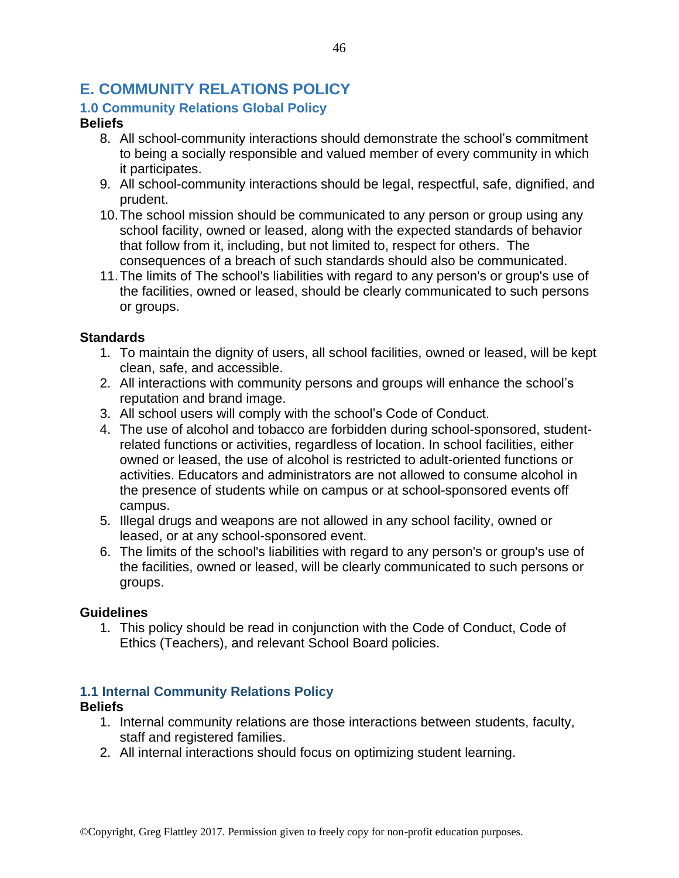## E. COMMUNITY RELATIONS POLICY

### 1.0 Community Relations Global Policy

**Beliefs**

8. All school-community interactions should demonstrate the school's commitment to being a socially responsible and valued member of every community in which it participates.
9. All school-community interactions should be legal, respectful, safe, dignified, and prudent.
10. The school mission should be communicated to any person or group using any school facility, owned or leased, along with the expected standards of behavior that follow from it, including, but not limited to, respect for others. The consequences of a breach of such standards should also be communicated.
11. The limits of The school's liabilities with regard to any person's or group's use of the facilities, owned or leased, should be clearly communicated to such persons or groups.

**Standards**

1. To maintain the dignity of users, all school facilities, owned or leased, will be kept clean, safe, and accessible.
2. All interactions with community persons and groups will enhance the school's reputation and brand image.
3. All school users will comply with the school's Code of Conduct.
4. The use of alcohol and tobacco are forbidden during school-sponsored, student-related functions or activities, regardless of location. In school facilities, either owned or leased, the use of alcohol is restricted to adult-oriented functions or activities. Educators and administrators are not allowed to consume alcohol in the presence of students while on campus or at school-sponsored events off campus.
5. Illegal drugs and weapons are not allowed in any school facility, owned or leased, or at any school-sponsored event.
6. The limits of the school's liabilities with regard to any person's or group's use of the facilities, owned or leased, will be clearly communicated to such persons or groups.

**Guidelines**

1. This policy should be read in conjunction with the Code of Conduct, Code of Ethics (Teachers), and relevant School Board policies.

### 1.1 Internal Community Relations Policy

**Beliefs**

1. Internal community relations are those interactions between students, faculty, staff and registered families.
2. All internal interactions should focus on optimizing student learning.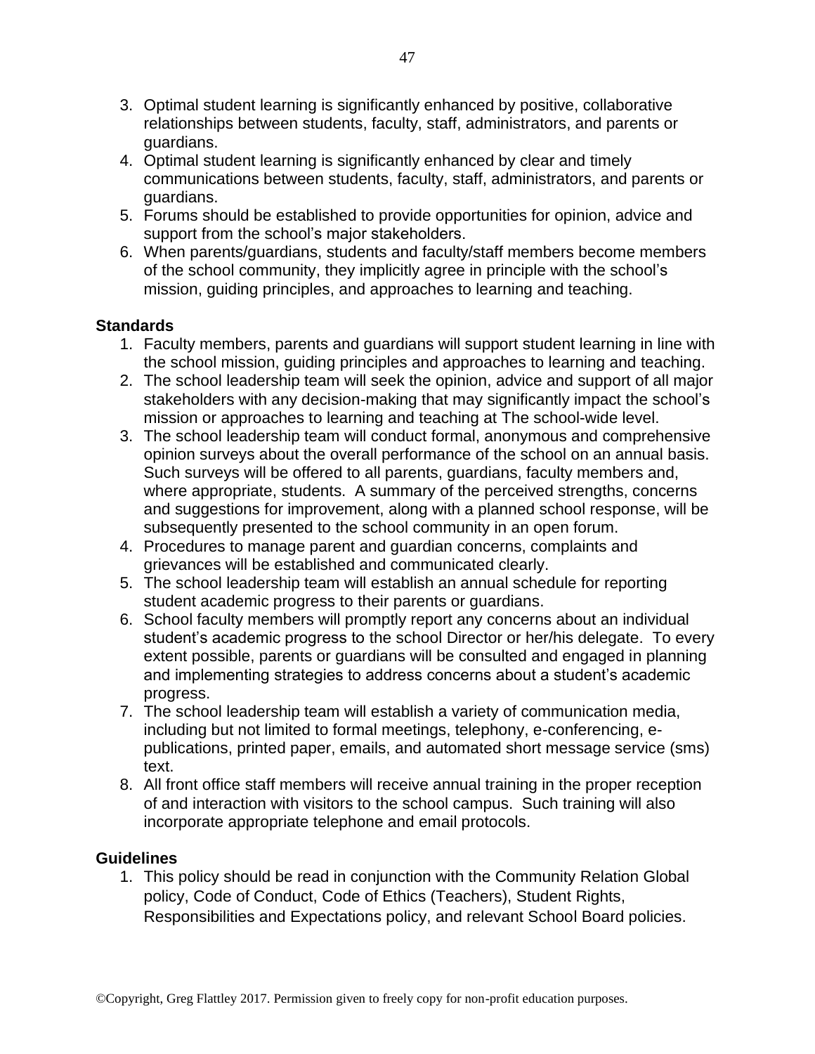3. Optimal student learning is significantly enhanced by positive, collaborative relationships between students, faculty, staff, administrators, and parents or guardians.
4. Optimal student learning is significantly enhanced by clear and timely communications between students, faculty, staff, administrators, and parents or guardians.
5. Forums should be established to provide opportunities for opinion, advice and support from the school's major stakeholders.
6. When parents/guardians, students and faculty/staff members become members of the school community, they implicitly agree in principle with the school's mission, guiding principles, and approaches to learning and teaching.

**Standards**

1. Faculty members, parents and guardians will support student learning in line with the school mission, guiding principles and approaches to learning and teaching.
2. The school leadership team will seek the opinion, advice and support of all major stakeholders with any decision-making that may significantly impact the school's mission or approaches to learning and teaching at The school-wide level.
3. The school leadership team will conduct formal, anonymous and comprehensive opinion surveys about the overall performance of the school on an annual basis. Such surveys will be offered to all parents, guardians, faculty members and, where appropriate, students. A summary of the perceived strengths, concerns and suggestions for improvement, along with a planned school response, will be subsequently presented to the school community in an open forum.
4. Procedures to manage parent and guardian concerns, complaints and grievances will be established and communicated clearly.
5. The school leadership team will establish an annual schedule for reporting student academic progress to their parents or guardians.
6. School faculty members will promptly report any concerns about an individual student's academic progress to the school Director or her/his delegate. To every extent possible, parents or guardians will be consulted and engaged in planning and implementing strategies to address concerns about a student's academic progress.
7. The school leadership team will establish a variety of communication media, including but not limited to formal meetings, telephony, e-conferencing, e-publications, printed paper, emails, and automated short message service (sms) text.
8. All front office staff members will receive annual training in the proper reception of and interaction with visitors to the school campus. Such training will also incorporate appropriate telephone and email protocols.

**Guidelines**

1. This policy should be read in conjunction with the Community Relation Global policy, Code of Conduct, Code of Ethics (Teachers), Student Rights, Responsibilities and Expectations policy, and relevant School Board policies.

©Copyright, Greg Flattley 2017. Permission given to freely copy for non-profit education purposes.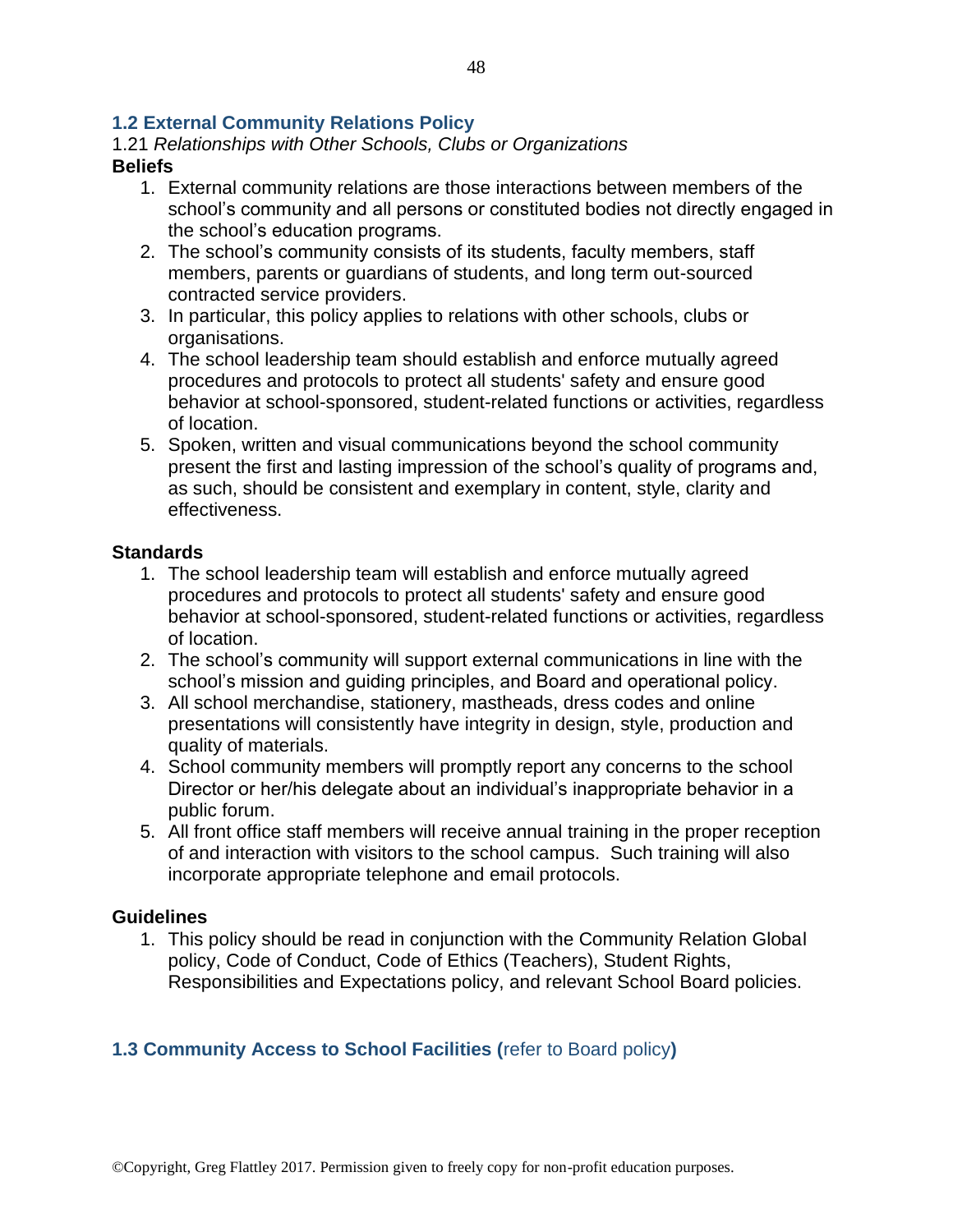## 1.2 External Community Relations Policy

1.21 *Relationships with Other Schools, Clubs or Organizations*

**Beliefs**

1. External community relations are those interactions between members of the school's community and all persons or constituted bodies not directly engaged in the school's education programs.
2. The school's community consists of its students, faculty members, staff members, parents or guardians of students, and long term out-sourced contracted service providers.
3. In particular, this policy applies to relations with other schools, clubs or organisations.
4. The school leadership team should establish and enforce mutually agreed procedures and protocols to protect all students' safety and ensure good behavior at school-sponsored, student-related functions or activities, regardless of location.
5. Spoken, written and visual communications beyond the school community present the first and lasting impression of the school's quality of programs and, as such, should be consistent and exemplary in content, style, clarity and effectiveness.

**Standards**

1. The school leadership team will establish and enforce mutually agreed procedures and protocols to protect all students' safety and ensure good behavior at school-sponsored, student-related functions or activities, regardless of location.
2. The school's community will support external communications in line with the school's mission and guiding principles, and Board and operational policy.
3. All school merchandise, stationery, mastheads, dress codes and online presentations will consistently have integrity in design, style, production and quality of materials.
4. School community members will promptly report any concerns to the school Director or her/his delegate about an individual's inappropriate behavior in a public forum.
5. All front office staff members will receive annual training in the proper reception of and interaction with visitors to the school campus. Such training will also incorporate appropriate telephone and email protocols.

**Guidelines**

1. This policy should be read in conjunction with the Community Relation Global policy, Code of Conduct, Code of Ethics (Teachers), Student Rights, Responsibilities and Expectations policy, and relevant School Board policies.

## 1.3 Community Access to School Facilities (refer to Board policy)

©Copyright, Greg Flattley 2017. Permission given to freely copy for non-profit education purposes.